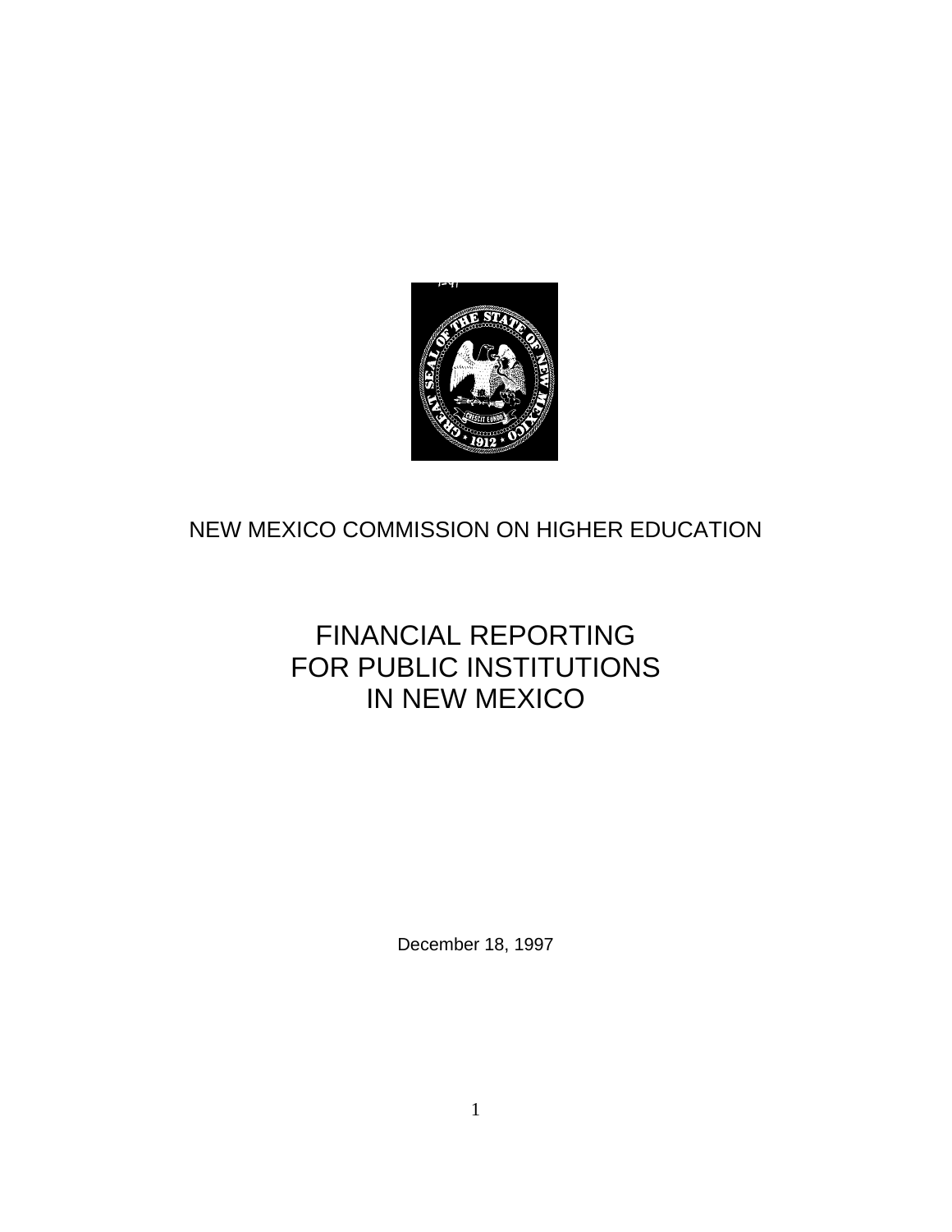NEW MEXICO COMMISSION ON HIGHER EDUCATION

# FINANCIAL REPORTING FOR PUBLIC INSTITUTIONS IN NEW MEXICO

December 18, 1997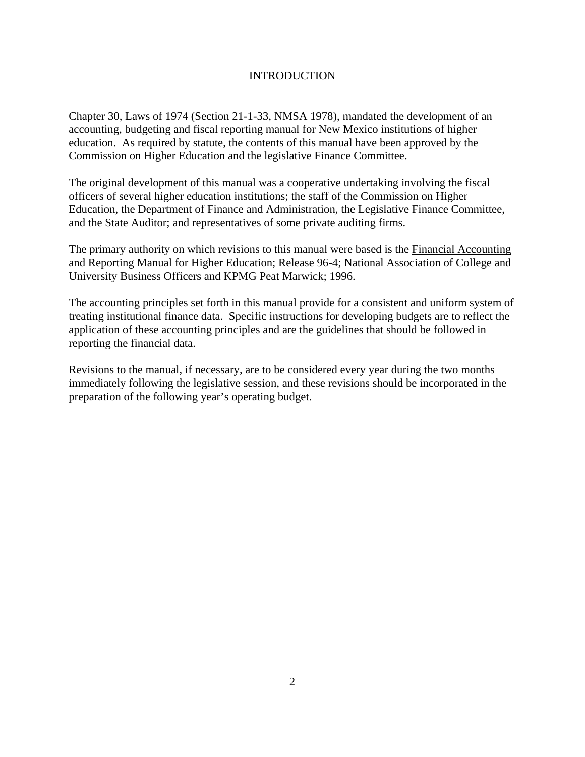# INTRODUCTION

Chapter 30, Laws of 1974 (Section 21-1-33, NMSA 1978), mandated the development of an accounting, budgeting and fiscal reporting manual for New Mexico institutions of higher education. As required by statute, the contents of this manual have been approved by the Commission on Higher Education and the legislative Finance Committee.

The original development of this manual was a cooperative undertaking involving the fiscal officers of several higher education institutions; the staff of the Commission on Higher Education, the Department of Finance and Administration, the Legislative Finance Committee, and the State Auditor; and representatives of some private auditing firms.

The primary authority on which revisions to this manual were based is the Financial Accounting and Reporting Manual for Higher Education; Release 96-4; National Association of College and University Business Officers and KPMG Peat Marwick; 1996.

The accounting principles set forth in this manual provide for a consistent and uniform system of treating institutional finance data. Specific instructions for developing budgets are to reflect the application of these accounting principles and are the guidelines that should be followed in reporting the financial data.

Revisions to the manual, if necessary, are to be considered every year during the two months immediately following the legislative session, and these revisions should be incorporated in the preparation of the following year's operating budget.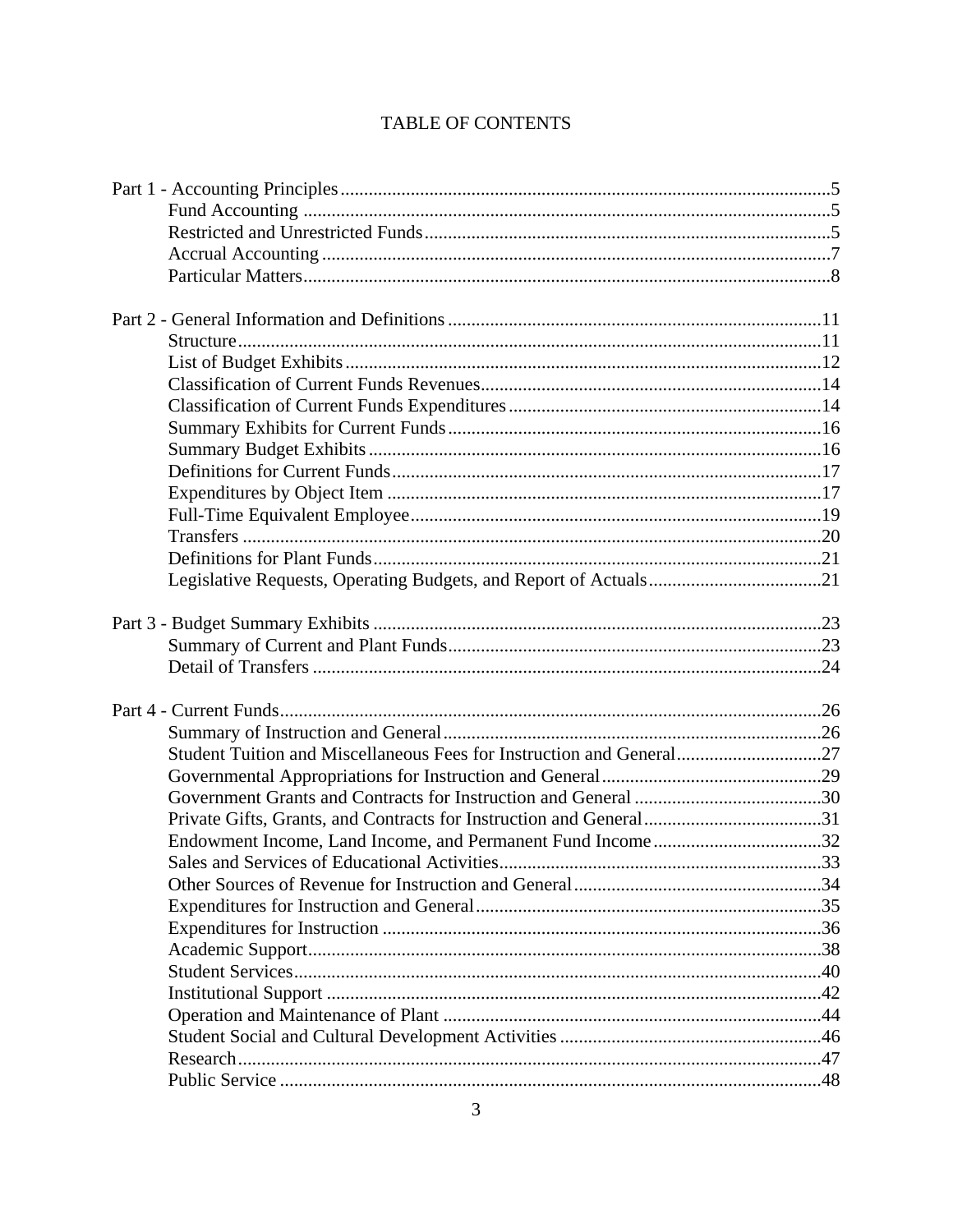# TABLE OF CONTENTS

| | |
|---|---|
| Part 1 - Accounting Principles | 5 |
| Fund Accounting | 5 |
| Restricted and Unrestricted Funds | 5 |
| Accrual Accounting | 7 |
| Particular Matters | 8 |
| | |
| Part 2 - General Information and Definitions | 11 |
| Structure | 11 |
| List of Budget Exhibits | 12 |
| Classification of Current Funds Revenues | 14 |
| Classification of Current Funds Expenditures | 14 |
| Summary Exhibits for Current Funds | 16 |
| Summary Budget Exhibits | 16 |
| Definitions for Current Funds | 17 |
| Expenditures by Object Item | 17 |
| Full-Time Equivalent Employee | 19 |
| Transfers | 20 |
| Definitions for Plant Funds | 21 |
| Legislative Requests, Operating Budgets, and Report of Actuals | 21 |
| | |
| Part 3 - Budget Summary Exhibits | 23 |
| Summary of Current and Plant Funds | 23 |
| Detail of Transfers | 24 |
| | |
| Part 4 - Current Funds | 26 |
| Summary of Instruction and General | 26 |
| Student Tuition and Miscellaneous Fees for Instruction and General | 27 |
| Governmental Appropriations for Instruction and General | 29 |
| Government Grants and Contracts for Instruction and General | 30 |
| Private Gifts, Grants, and Contracts for Instruction and General | 31 |
| Endowment Income, Land Income, and Permanent Fund Income | 32 |
| Sales and Services of Educational Activities | 33 |
| Other Sources of Revenue for Instruction and General | 34 |
| Expenditures for Instruction and General | 35 |
| Expenditures for Instruction | 36 |
| Academic Support | 38 |
| Student Services | 40 |
| Institutional Support | 42 |
| Operation and Maintenance of Plant | 44 |
| Student Social and Cultural Development Activities | 46 |
| Research | 47 |
| Public Service | 48 |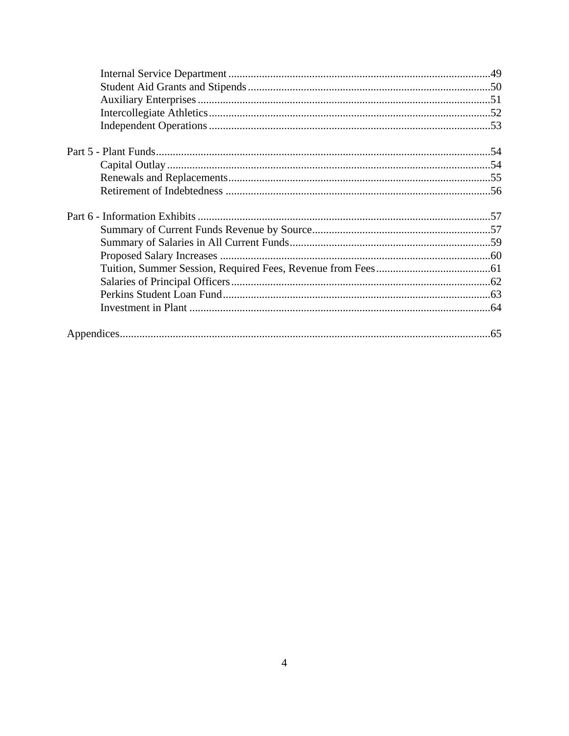Internal Service Department ....................................................................................49
Student Aid Grants and Stipends ..............................................................................50
Auxiliary Enterprises ................................................................................................51
Intercollegiate Athletics ............................................................................................52
Independent Operations ............................................................................................53

Part 5 - Plant Funds ...........................................................................................................54
Capital Outlay ...........................................................................................................54
Renewals and Replacements .....................................................................................55
Retirement of Indebtedness ......................................................................................56

Part 6 - Information Exhibits .............................................................................................57
Summary of Current Funds Revenue by Source .......................................................57
Summary of Salaries in All Current Funds ...............................................................59
Proposed Salary Increases ........................................................................................60
Tuition, Summer Session, Required Fees, Revenue from Fees .................................61
Salaries of Principal Officers ....................................................................................62
Perkins Student Loan Fund .......................................................................................63
Investment in Plant ...................................................................................................64

Appendices .........................................................................................................................65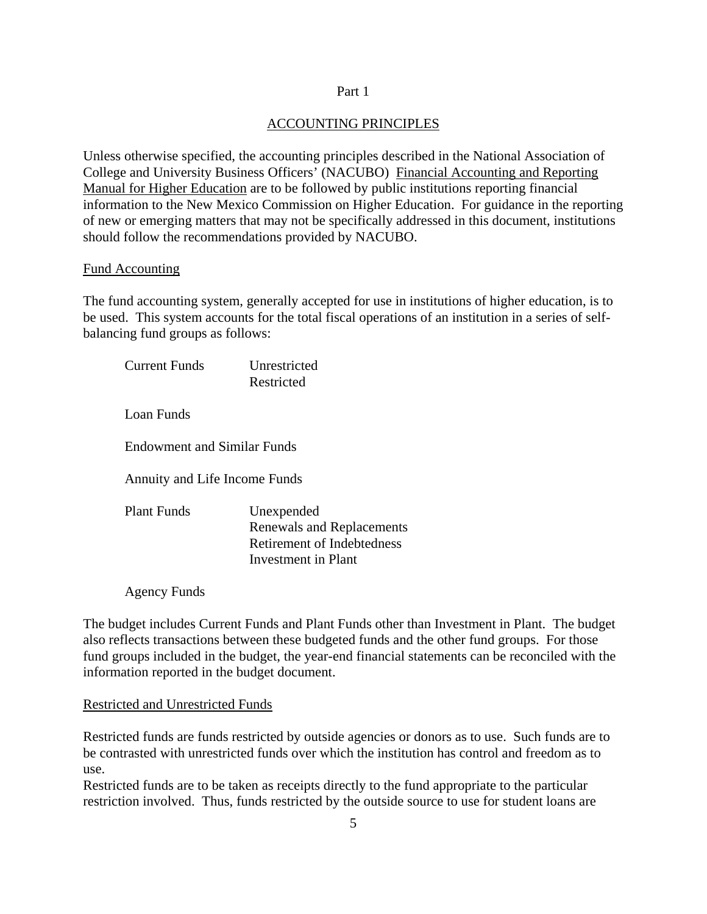# Part 1

## ACCOUNTING PRINCIPLES

Unless otherwise specified, the accounting principles described in the National Association of College and University Business Officers' (NACUBO) Financial Accounting and Reporting Manual for Higher Education are to be followed by public institutions reporting financial information to the New Mexico Commission on Higher Education. For guidance in the reporting of new or emerging matters that may not be specifically addressed in this document, institutions should follow the recommendations provided by NACUBO.

### Fund Accounting

The fund accounting system, generally accepted for use in institutions of higher education, is to be used. This system accounts for the total fiscal operations of an institution in a series of self-balancing fund groups as follows:

- Current Funds
  - Unrestricted
  - Restricted
- Loan Funds
- Endowment and Similar Funds
- Annuity and Life Income Funds
- Plant Funds
  - Unexpended
  - Renewals and Replacements
  - Retirement of Indebtedness
  - Investment in Plant
- Agency Funds

The budget includes Current Funds and Plant Funds other than Investment in Plant. The budget also reflects transactions between these budgeted funds and the other fund groups. For those fund groups included in the budget, the year-end financial statements can be reconciled with the information reported in the budget document.

### Restricted and Unrestricted Funds

Restricted funds are funds restricted by outside agencies or donors as to use. Such funds are to be contrasted with unrestricted funds over which the institution has control and freedom as to use.

Restricted funds are to be taken as receipts directly to the fund appropriate to the particular restriction involved. Thus, funds restricted by the outside source to use for student loans are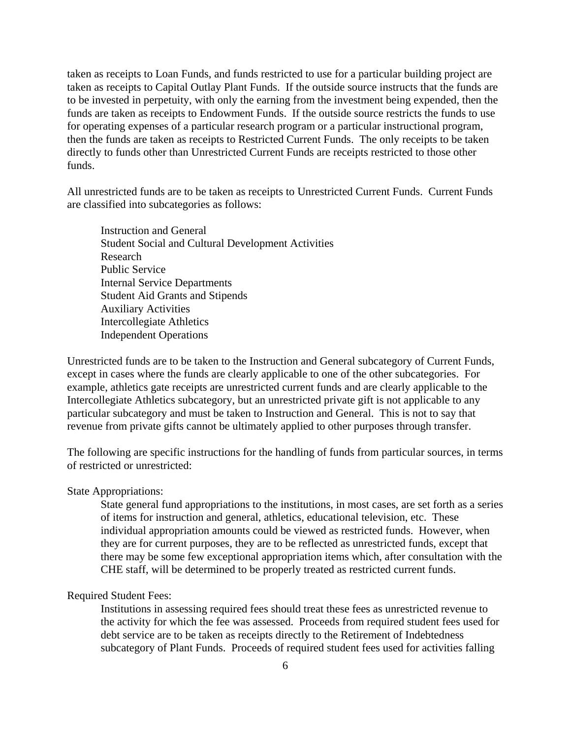taken as receipts to Loan Funds, and funds restricted to use for a particular building project are taken as receipts to Capital Outlay Plant Funds. If the outside source instructs that the funds are to be invested in perpetuity, with only the earning from the investment being expended, then the funds are taken as receipts to Endowment Funds. If the outside source restricts the funds to use for operating expenses of a particular research program or a particular instructional program, then the funds are taken as receipts to Restricted Current Funds. The only receipts to be taken directly to funds other than Unrestricted Current Funds are receipts restricted to those other funds.

All unrestricted funds are to be taken as receipts to Unrestricted Current Funds. Current Funds are classified into subcategories as follows:

- Instruction and General
- Student Social and Cultural Development Activities
- Research
- Public Service
- Internal Service Departments
- Student Aid Grants and Stipends
- Auxiliary Activities
- Intercollegiate Athletics
- Independent Operations

Unrestricted funds are to be taken to the Instruction and General subcategory of Current Funds, except in cases where the funds are clearly applicable to one of the other subcategories. For example, athletics gate receipts are unrestricted current funds and are clearly applicable to the Intercollegiate Athletics subcategory, but an unrestricted private gift is not applicable to any particular subcategory and must be taken to Instruction and General. This is not to say that revenue from private gifts cannot be ultimately applied to other purposes through transfer.

The following are specific instructions for the handling of funds from particular sources, in terms of restricted or unrestricted:

State Appropriations:

State general fund appropriations to the institutions, in most cases, are set forth as a series of items for instruction and general, athletics, educational television, etc. These individual appropriation amounts could be viewed as restricted funds. However, when they are for current purposes, they are to be reflected as unrestricted funds, except that there may be some few exceptional appropriation items which, after consultation with the CHE staff, will be determined to be properly treated as restricted current funds.

Required Student Fees:

Institutions in assessing required fees should treat these fees as unrestricted revenue to the activity for which the fee was assessed. Proceeds from required student fees used for debt service are to be taken as receipts directly to the Retirement of Indebtedness subcategory of Plant Funds. Proceeds of required student fees used for activities falling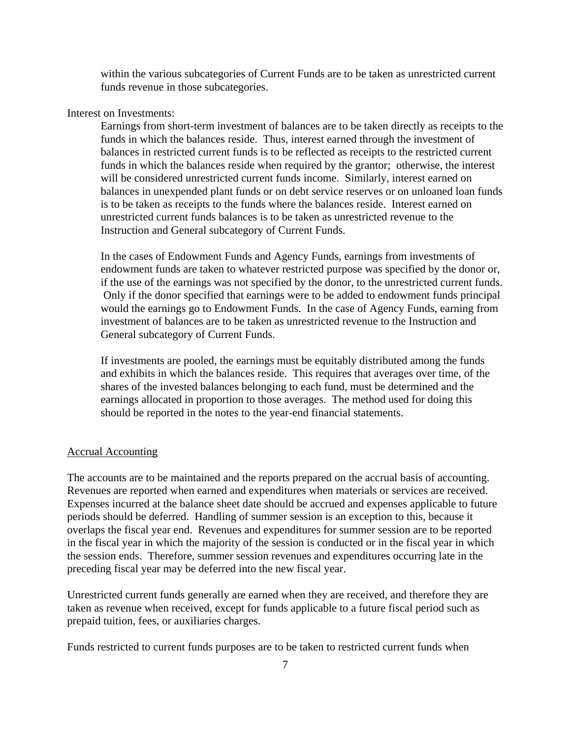within the various subcategories of Current Funds are to be taken as unrestricted current funds revenue in those subcategories.

Interest on Investments:

Earnings from short-term investment of balances are to be taken directly as receipts to the funds in which the balances reside. Thus, interest earned through the investment of balances in restricted current funds is to be reflected as receipts to the restricted current funds in which the balances reside when required by the grantor; otherwise, the interest will be considered unrestricted current funds income. Similarly, interest earned on balances in unexpended plant funds or on debt service reserves or on unloaned loan funds is to be taken as receipts to the funds where the balances reside. Interest earned on unrestricted current funds balances is to be taken as unrestricted revenue to the Instruction and General subcategory of Current Funds.

In the cases of Endowment Funds and Agency Funds, earnings from investments of endowment funds are taken to whatever restricted purpose was specified by the donor or, if the use of the earnings was not specified by the donor, to the unrestricted current funds. Only if the donor specified that earnings were to be added to endowment funds principal would the earnings go to Endowment Funds. In the case of Agency Funds, earning from investment of balances are to be taken as unrestricted revenue to the Instruction and General subcategory of Current Funds.

If investments are pooled, the earnings must be equitably distributed among the funds and exhibits in which the balances reside. This requires that averages over time, of the shares of the invested balances belonging to each fund, must be determined and the earnings allocated in proportion to those averages. The method used for doing this should be reported in the notes to the year-end financial statements.

## Accrual Accounting

The accounts are to be maintained and the reports prepared on the accrual basis of accounting. Revenues are reported when earned and expenditures when materials or services are received. Expenses incurred at the balance sheet date should be accrued and expenses applicable to future periods should be deferred. Handling of summer session is an exception to this, because it overlaps the fiscal year end. Revenues and expenditures for summer session are to be reported in the fiscal year in which the majority of the session is conducted or in the fiscal year in which the session ends. Therefore, summer session revenues and expenditures occurring late in the preceding fiscal year may be deferred into the new fiscal year.

Unrestricted current funds generally are earned when they are received, and therefore they are taken as revenue when received, except for funds applicable to a future fiscal period such as prepaid tuition, fees, or auxiliaries charges.

Funds restricted to current funds purposes are to be taken to restricted current funds when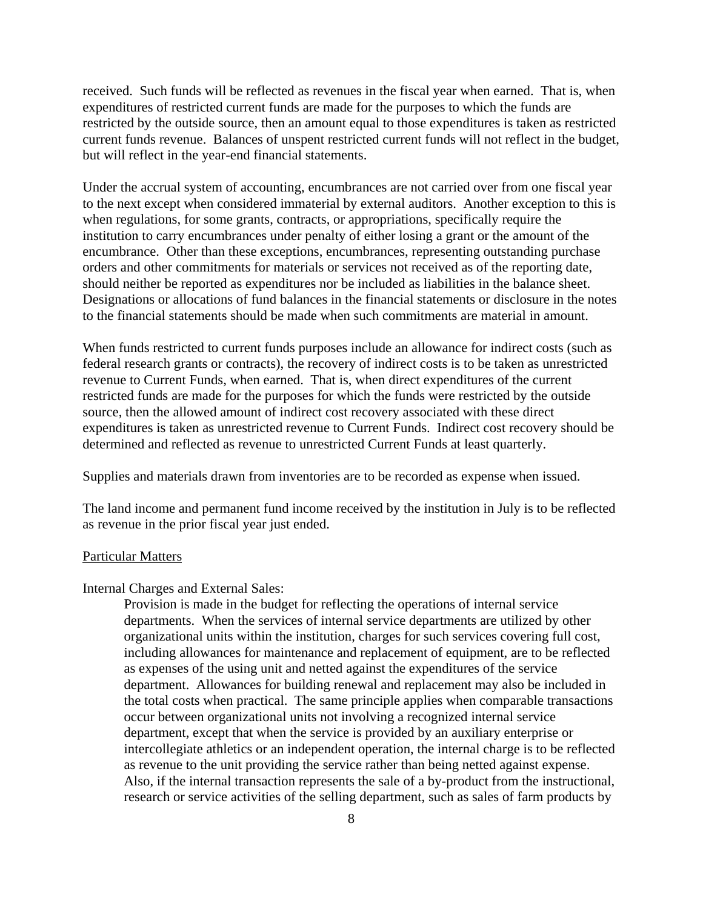received. Such funds will be reflected as revenues in the fiscal year when earned. That is, when expenditures of restricted current funds are made for the purposes to which the funds are restricted by the outside source, then an amount equal to those expenditures is taken as restricted current funds revenue. Balances of unspent restricted current funds will not reflect in the budget, but will reflect in the year-end financial statements.

Under the accrual system of accounting, encumbrances are not carried over from one fiscal year to the next except when considered immaterial by external auditors. Another exception to this is when regulations, for some grants, contracts, or appropriations, specifically require the institution to carry encumbrances under penalty of either losing a grant or the amount of the encumbrance. Other than these exceptions, encumbrances, representing outstanding purchase orders and other commitments for materials or services not received as of the reporting date, should neither be reported as expenditures nor be included as liabilities in the balance sheet. Designations or allocations of fund balances in the financial statements or disclosure in the notes to the financial statements should be made when such commitments are material in amount.

When funds restricted to current funds purposes include an allowance for indirect costs (such as federal research grants or contracts), the recovery of indirect costs is to be taken as unrestricted revenue to Current Funds, when earned. That is, when direct expenditures of the current restricted funds are made for the purposes for which the funds were restricted by the outside source, then the allowed amount of indirect cost recovery associated with these direct expenditures is taken as unrestricted revenue to Current Funds. Indirect cost recovery should be determined and reflected as revenue to unrestricted Current Funds at least quarterly.

Supplies and materials drawn from inventories are to be recorded as expense when issued.

The land income and permanent fund income received by the institution in July is to be reflected as revenue in the prior fiscal year just ended.

<u>Particular Matters</u>

Internal Charges and External Sales:

Provision is made in the budget for reflecting the operations of internal service departments. When the services of internal service departments are utilized by other organizational units within the institution, charges for such services covering full cost, including allowances for maintenance and replacement of equipment, are to be reflected as expenses of the using unit and netted against the expenditures of the service department. Allowances for building renewal and replacement may also be included in the total costs when practical. The same principle applies when comparable transactions occur between organizational units not involving a recognized internal service department, except that when the service is provided by an auxiliary enterprise or intercollegiate athletics or an independent operation, the internal charge is to be reflected as revenue to the unit providing the service rather than being netted against expense. Also, if the internal transaction represents the sale of a by-product from the instructional, research or service activities of the selling department, such as sales of farm products by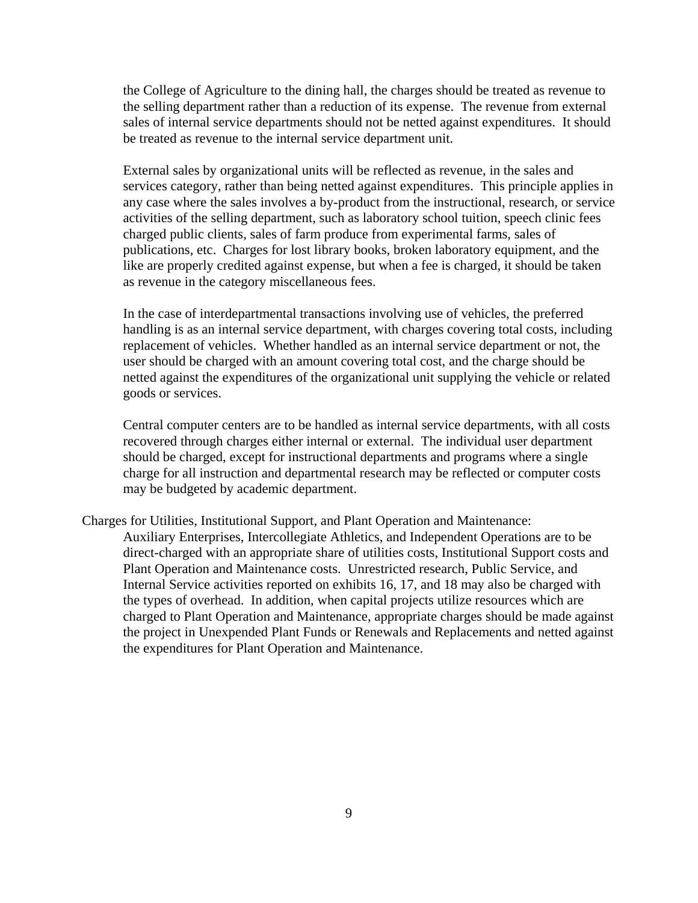the College of Agriculture to the dining hall, the charges should be treated as revenue to the selling department rather than a reduction of its expense. The revenue from external sales of internal service departments should not be netted against expenditures. It should be treated as revenue to the internal service department unit.

External sales by organizational units will be reflected as revenue, in the sales and services category, rather than being netted against expenditures. This principle applies in any case where the sales involves a by-product from the instructional, research, or service activities of the selling department, such as laboratory school tuition, speech clinic fees charged public clients, sales of farm produce from experimental farms, sales of publications, etc. Charges for lost library books, broken laboratory equipment, and the like are properly credited against expense, but when a fee is charged, it should be taken as revenue in the category miscellaneous fees.

In the case of interdepartmental transactions involving use of vehicles, the preferred handling is as an internal service department, with charges covering total costs, including replacement of vehicles. Whether handled as an internal service department or not, the user should be charged with an amount covering total cost, and the charge should be netted against the expenditures of the organizational unit supplying the vehicle or related goods or services.

Central computer centers are to be handled as internal service departments, with all costs recovered through charges either internal or external. The individual user department should be charged, except for instructional departments and programs where a single charge for all instruction and departmental research may be reflected or computer costs may be budgeted by academic department.

Charges for Utilities, Institutional Support, and Plant Operation and Maintenance:

Auxiliary Enterprises, Intercollegiate Athletics, and Independent Operations are to be direct-charged with an appropriate share of utilities costs, Institutional Support costs and Plant Operation and Maintenance costs. Unrestricted research, Public Service, and Internal Service activities reported on exhibits 16, 17, and 18 may also be charged with the types of overhead. In addition, when capital projects utilize resources which are charged to Plant Operation and Maintenance, appropriate charges should be made against the project in Unexpended Plant Funds or Renewals and Replacements and netted against the expenditures for Plant Operation and Maintenance.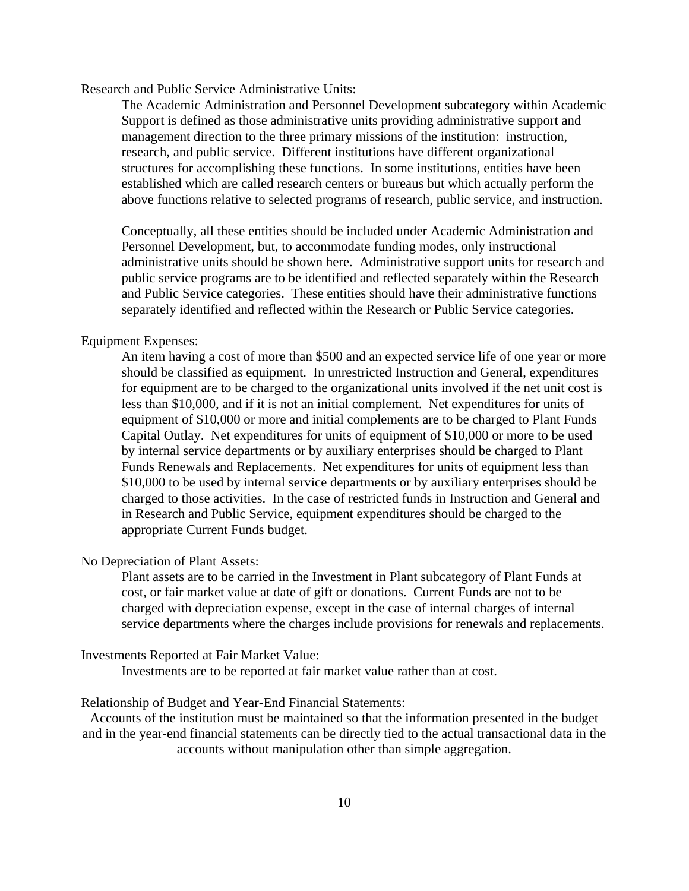Research and Public Service Administrative Units:

The Academic Administration and Personnel Development subcategory within Academic Support is defined as those administrative units providing administrative support and management direction to the three primary missions of the institution: instruction, research, and public service. Different institutions have different organizational structures for accomplishing these functions. In some institutions, entities have been established which are called research centers or bureaus but which actually perform the above functions relative to selected programs of research, public service, and instruction.

Conceptually, all these entities should be included under Academic Administration and Personnel Development, but, to accommodate funding modes, only instructional administrative units should be shown here. Administrative support units for research and public service programs are to be identified and reflected separately within the Research and Public Service categories. These entities should have their administrative functions separately identified and reflected within the Research or Public Service categories.

Equipment Expenses:

An item having a cost of more than $500 and an expected service life of one year or more should be classified as equipment. In unrestricted Instruction and General, expenditures for equipment are to be charged to the organizational units involved if the net unit cost is less than $10,000, and if it is not an initial complement. Net expenditures for units of equipment of $10,000 or more and initial complements are to be charged to Plant Funds Capital Outlay. Net expenditures for units of equipment of $10,000 or more to be used by internal service departments or by auxiliary enterprises should be charged to Plant Funds Renewals and Replacements. Net expenditures for units of equipment less than $10,000 to be used by internal service departments or by auxiliary enterprises should be charged to those activities. In the case of restricted funds in Instruction and General and in Research and Public Service, equipment expenditures should be charged to the appropriate Current Funds budget.

No Depreciation of Plant Assets:

Plant assets are to be carried in the Investment in Plant subcategory of Plant Funds at cost, or fair market value at date of gift or donations. Current Funds are not to be charged with depreciation expense, except in the case of internal charges of internal service departments where the charges include provisions for renewals and replacements.

Investments Reported at Fair Market Value:

Investments are to be reported at fair market value rather than at cost.

Relationship of Budget and Year-End Financial Statements:

Accounts of the institution must be maintained so that the information presented in the budget and in the year-end financial statements can be directly tied to the actual transactional data in the accounts without manipulation other than simple aggregation.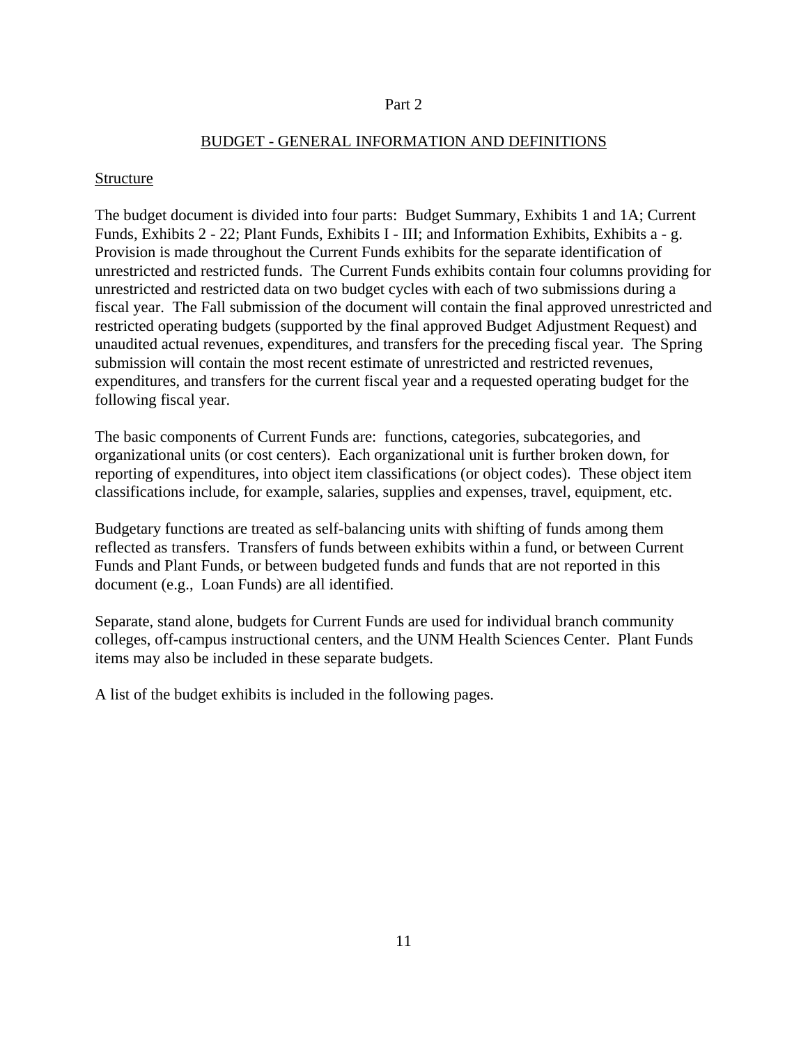# Part 2

## BUDGET - GENERAL INFORMATION AND DEFINITIONS

### Structure

The budget document is divided into four parts: Budget Summary, Exhibits 1 and 1A; Current Funds, Exhibits 2 - 22; Plant Funds, Exhibits I - III; and Information Exhibits, Exhibits a - g. Provision is made throughout the Current Funds exhibits for the separate identification of unrestricted and restricted funds. The Current Funds exhibits contain four columns providing for unrestricted and restricted data on two budget cycles with each of two submissions during a fiscal year. The Fall submission of the document will contain the final approved unrestricted and restricted operating budgets (supported by the final approved Budget Adjustment Request) and unaudited actual revenues, expenditures, and transfers for the preceding fiscal year. The Spring submission will contain the most recent estimate of unrestricted and restricted revenues, expenditures, and transfers for the current fiscal year and a requested operating budget for the following fiscal year.

The basic components of Current Funds are: functions, categories, subcategories, and organizational units (or cost centers). Each organizational unit is further broken down, for reporting of expenditures, into object item classifications (or object codes). These object item classifications include, for example, salaries, supplies and expenses, travel, equipment, etc.

Budgetary functions are treated as self-balancing units with shifting of funds among them reflected as transfers. Transfers of funds between exhibits within a fund, or between Current Funds and Plant Funds, or between budgeted funds and funds that are not reported in this document (e.g., Loan Funds) are all identified.

Separate, stand alone, budgets for Current Funds are used for individual branch community colleges, off-campus instructional centers, and the UNM Health Sciences Center. Plant Funds items may also be included in these separate budgets.

A list of the budget exhibits is included in the following pages.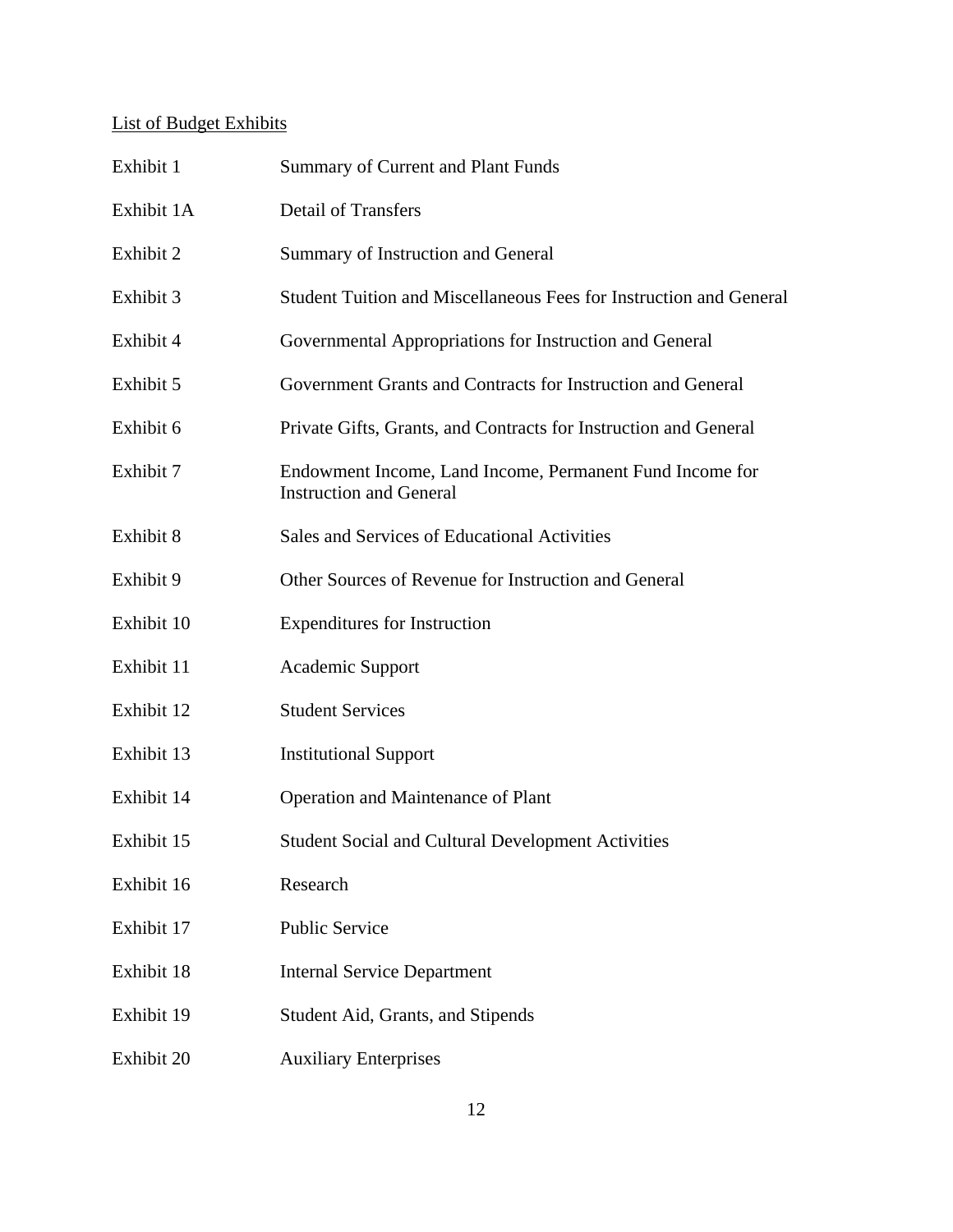List of Budget Exhibits

| | |
|---|---|
| Exhibit 1 | Summary of Current and Plant Funds |
| Exhibit 1A | Detail of Transfers |
| Exhibit 2 | Summary of Instruction and General |
| Exhibit 3 | Student Tuition and Miscellaneous Fees for Instruction and General |
| Exhibit 4 | Governmental Appropriations for Instruction and General |
| Exhibit 5 | Government Grants and Contracts for Instruction and General |
| Exhibit 6 | Private Gifts, Grants, and Contracts for Instruction and General |
| Exhibit 7 | Endowment Income, Land Income, Permanent Fund Income for Instruction and General |
| Exhibit 8 | Sales and Services of Educational Activities |
| Exhibit 9 | Other Sources of Revenue for Instruction and General |
| Exhibit 10 | Expenditures for Instruction |
| Exhibit 11 | Academic Support |
| Exhibit 12 | Student Services |
| Exhibit 13 | Institutional Support |
| Exhibit 14 | Operation and Maintenance of Plant |
| Exhibit 15 | Student Social and Cultural Development Activities |
| Exhibit 16 | Research |
| Exhibit 17 | Public Service |
| Exhibit 18 | Internal Service Department |
| Exhibit 19 | Student Aid, Grants, and Stipends |
| Exhibit 20 | Auxiliary Enterprises |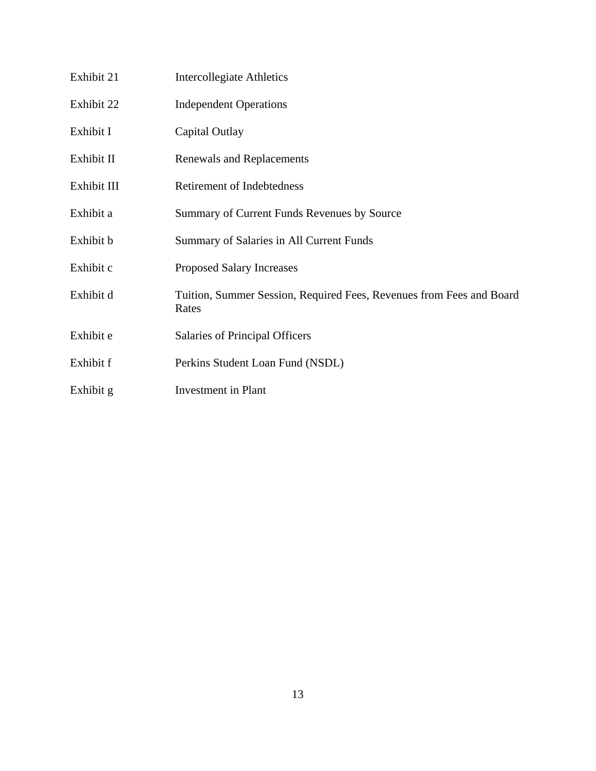| | |
|---|---|
| Exhibit 21 | Intercollegiate Athletics |
| Exhibit 22 | Independent Operations |
| Exhibit I | Capital Outlay |
| Exhibit II | Renewals and Replacements |
| Exhibit III | Retirement of Indebtedness |
| Exhibit a | Summary of Current Funds Revenues by Source |
| Exhibit b | Summary of Salaries in All Current Funds |
| Exhibit c | Proposed Salary Increases |
| Exhibit d | Tuition, Summer Session, Required Fees, Revenues from Fees and Board Rates |
| Exhibit e | Salaries of Principal Officers |
| Exhibit f | Perkins Student Loan Fund (NSDL) |
| Exhibit g | Investment in Plant |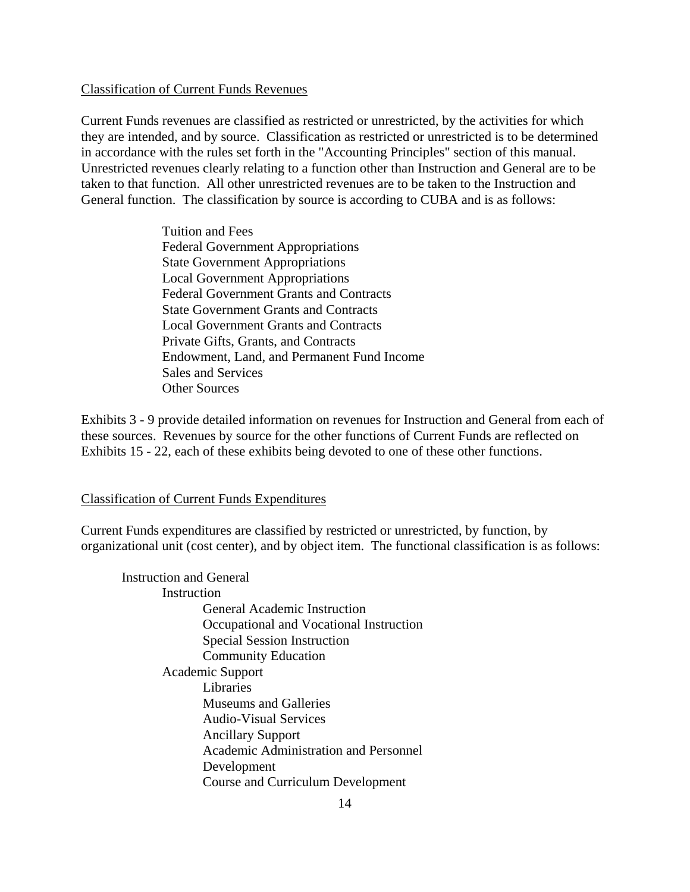## Classification of Current Funds Revenues

Current Funds revenues are classified as restricted or unrestricted, by the activities for which they are intended, and by source. Classification as restricted or unrestricted is to be determined in accordance with the rules set forth in the "Accounting Principles" section of this manual. Unrestricted revenues clearly relating to a function other than Instruction and General are to be taken to that function. All other unrestricted revenues are to be taken to the Instruction and General function. The classification by source is according to CUBA and is as follows:

- Tuition and Fees
- Federal Government Appropriations
- State Government Appropriations
- Local Government Appropriations
- Federal Government Grants and Contracts
- State Government Grants and Contracts
- Local Government Grants and Contracts
- Private Gifts, Grants, and Contracts
- Endowment, Land, and Permanent Fund Income
- Sales and Services
- Other Sources

Exhibits 3 - 9 provide detailed information on revenues for Instruction and General from each of these sources. Revenues by source for the other functions of Current Funds are reflected on Exhibits 15 - 22, each of these exhibits being devoted to one of these other functions.

## Classification of Current Funds Expenditures

Current Funds expenditures are classified by restricted or unrestricted, by function, by organizational unit (cost center), and by object item. The functional classification is as follows:

- Instruction and General
  - Instruction
    - General Academic Instruction
    - Occupational and Vocational Instruction
    - Special Session Instruction
    - Community Education
  - Academic Support
    - Libraries
    - Museums and Galleries
    - Audio-Visual Services
    - Ancillary Support
    - Academic Administration and Personnel Development
    - Course and Curriculum Development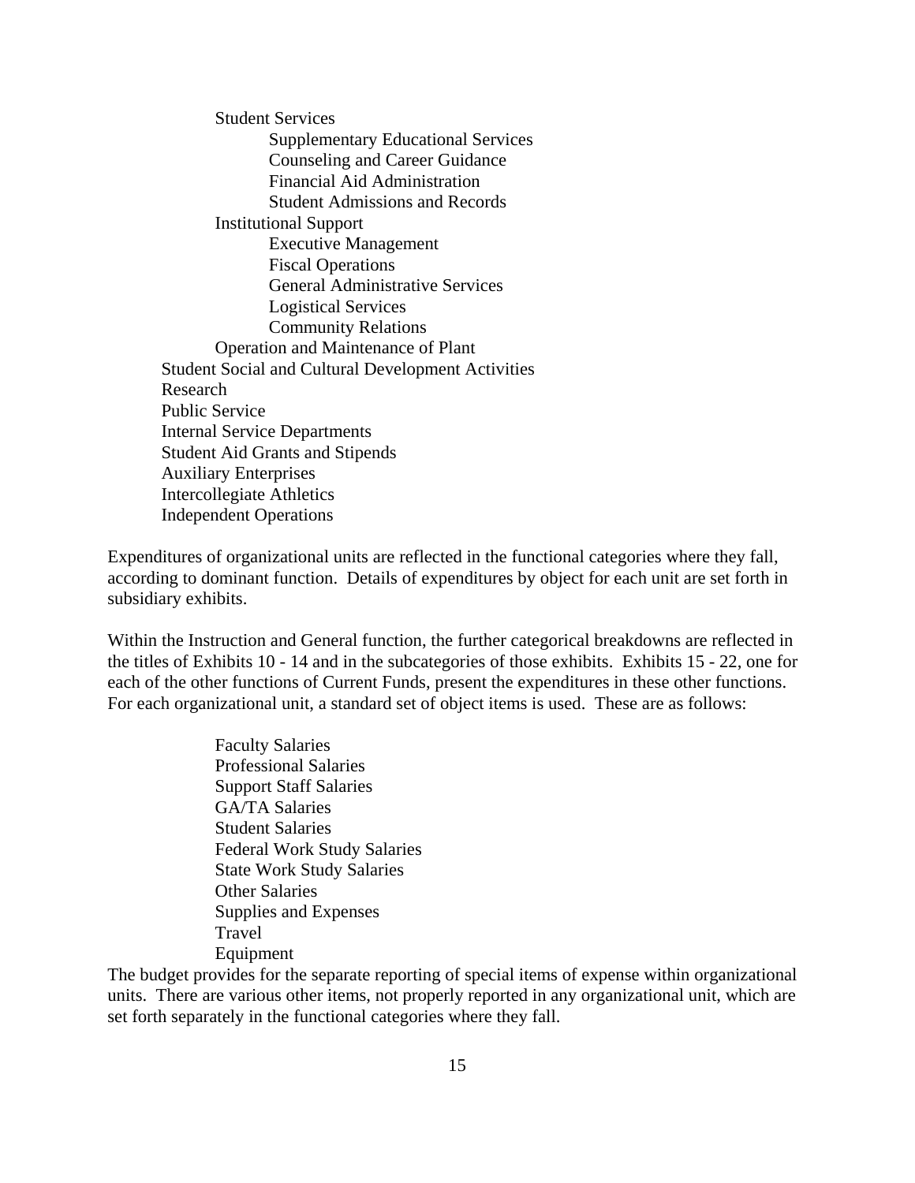- Student Services
    - Supplementary Educational Services
    - Counseling and Career Guidance
    - Financial Aid Administration
    - Student Admissions and Records
- Institutional Support
    - Executive Management
    - Fiscal Operations
    - General Administrative Services
    - Logistical Services
    - Community Relations
- Operation and Maintenance of Plant

Student Social and Cultural Development Activities
Research
Public Service
Internal Service Departments
Student Aid Grants and Stipends
Auxiliary Enterprises
Intercollegiate Athletics
Independent Operations

Expenditures of organizational units are reflected in the functional categories where they fall, according to dominant function. Details of expenditures by object for each unit are set forth in subsidiary exhibits.

Within the Instruction and General function, the further categorical breakdowns are reflected in the titles of Exhibits 10 - 14 and in the subcategories of those exhibits. Exhibits 15 - 22, one for each of the other functions of Current Funds, present the expenditures in these other functions. For each organizational unit, a standard set of object items is used. These are as follows:

- Faculty Salaries
- Professional Salaries
- Support Staff Salaries
- GA/TA Salaries
- Student Salaries
- Federal Work Study Salaries
- State Work Study Salaries
- Other Salaries
- Supplies and Expenses
- Travel
- Equipment

The budget provides for the separate reporting of special items of expense within organizational units. There are various other items, not properly reported in any organizational unit, which are set forth separately in the functional categories where they fall.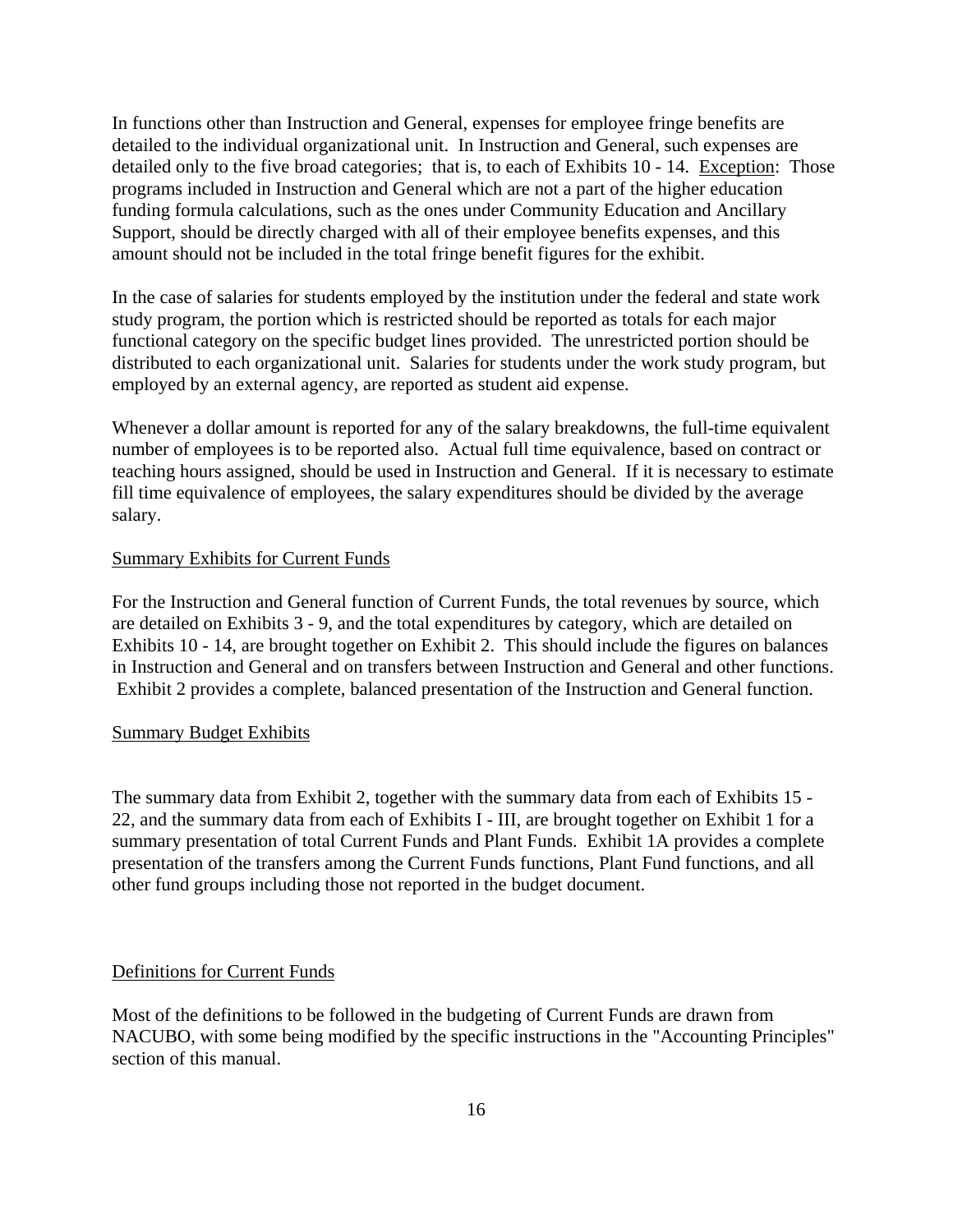In functions other than Instruction and General, expenses for employee fringe benefits are detailed to the individual organizational unit. In Instruction and General, such expenses are detailed only to the five broad categories; that is, to each of Exhibits 10 - 14. Exception: Those programs included in Instruction and General which are not a part of the higher education funding formula calculations, such as the ones under Community Education and Ancillary Support, should be directly charged with all of their employee benefits expenses, and this amount should not be included in the total fringe benefit figures for the exhibit.

In the case of salaries for students employed by the institution under the federal and state work study program, the portion which is restricted should be reported as totals for each major functional category on the specific budget lines provided. The unrestricted portion should be distributed to each organizational unit. Salaries for students under the work study program, but employed by an external agency, are reported as student aid expense.

Whenever a dollar amount is reported for any of the salary breakdowns, the full-time equivalent number of employees is to be reported also. Actual full time equivalence, based on contract or teaching hours assigned, should be used in Instruction and General. If it is necessary to estimate fill time equivalence of employees, the salary expenditures should be divided by the average salary.

## Summary Exhibits for Current Funds

For the Instruction and General function of Current Funds, the total revenues by source, which are detailed on Exhibits 3 - 9, and the total expenditures by category, which are detailed on Exhibits 10 - 14, are brought together on Exhibit 2. This should include the figures on balances in Instruction and General and on transfers between Instruction and General and other functions. Exhibit 2 provides a complete, balanced presentation of the Instruction and General function.

## Summary Budget Exhibits

The summary data from Exhibit 2, together with the summary data from each of Exhibits 15 - 22, and the summary data from each of Exhibits I - III, are brought together on Exhibit 1 for a summary presentation of total Current Funds and Plant Funds. Exhibit 1A provides a complete presentation of the transfers among the Current Funds functions, Plant Fund functions, and all other fund groups including those not reported in the budget document.

## Definitions for Current Funds

Most of the definitions to be followed in the budgeting of Current Funds are drawn from NACUBO, with some being modified by the specific instructions in the "Accounting Principles" section of this manual.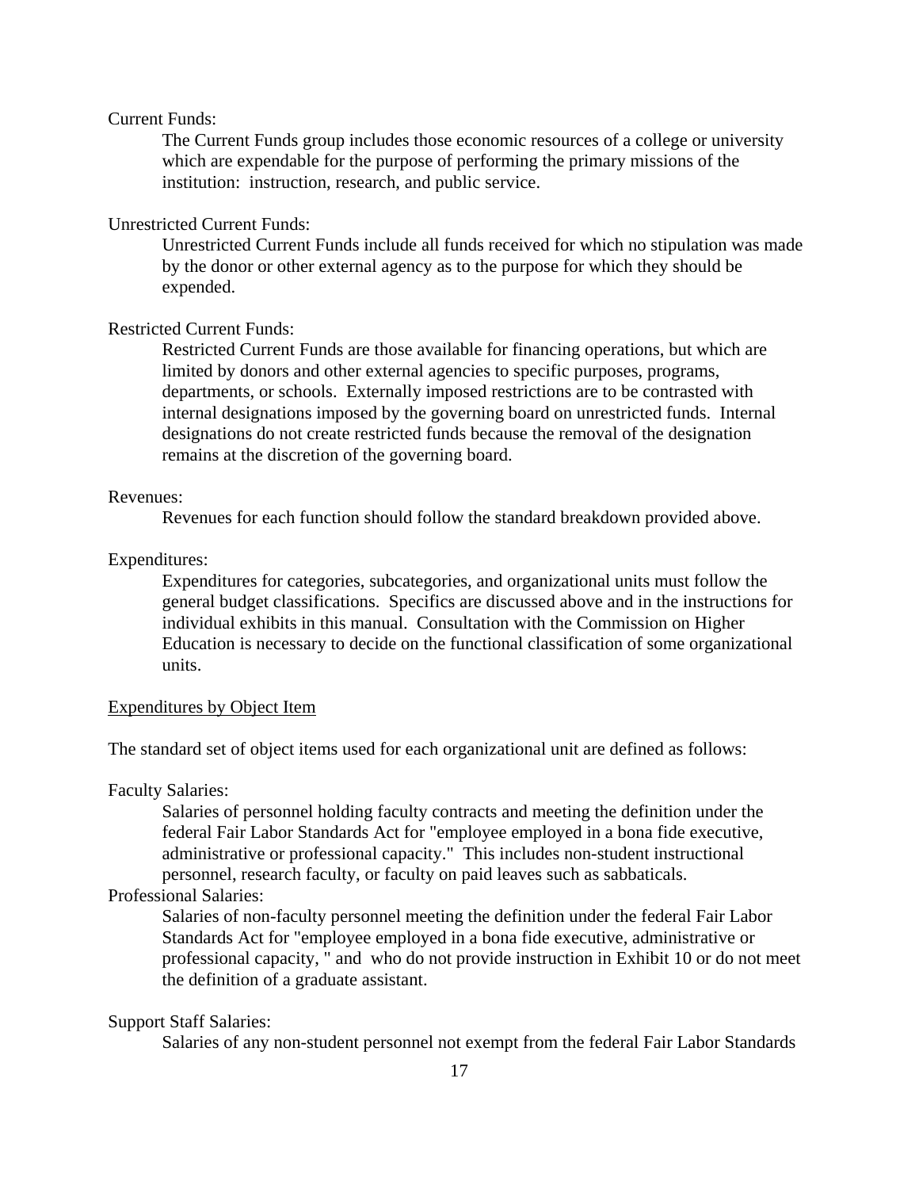Current Funds:

The Current Funds group includes those economic resources of a college or university which are expendable for the purpose of performing the primary missions of the institution: instruction, research, and public service.

Unrestricted Current Funds:

Unrestricted Current Funds include all funds received for which no stipulation was made by the donor or other external agency as to the purpose for which they should be expended.

Restricted Current Funds:

Restricted Current Funds are those available for financing operations, but which are limited by donors and other external agencies to specific purposes, programs, departments, or schools. Externally imposed restrictions are to be contrasted with internal designations imposed by the governing board on unrestricted funds. Internal designations do not create restricted funds because the removal of the designation remains at the discretion of the governing board.

Revenues:

Revenues for each function should follow the standard breakdown provided above.

Expenditures:

Expenditures for categories, subcategories, and organizational units must follow the general budget classifications. Specifics are discussed above and in the instructions for individual exhibits in this manual. Consultation with the Commission on Higher Education is necessary to decide on the functional classification of some organizational units.

<u>Expenditures by Object Item</u>

The standard set of object items used for each organizational unit are defined as follows:

Faculty Salaries:

Salaries of personnel holding faculty contracts and meeting the definition under the federal Fair Labor Standards Act for "employee employed in a bona fide executive, administrative or professional capacity." This includes non-student instructional personnel, research faculty, or faculty on paid leaves such as sabbaticals.

Professional Salaries:

Salaries of non-faculty personnel meeting the definition under the federal Fair Labor Standards Act for "employee employed in a bona fide executive, administrative or professional capacity, " and who do not provide instruction in Exhibit 10 or do not meet the definition of a graduate assistant.

Support Staff Salaries:

Salaries of any non-student personnel not exempt from the federal Fair Labor Standards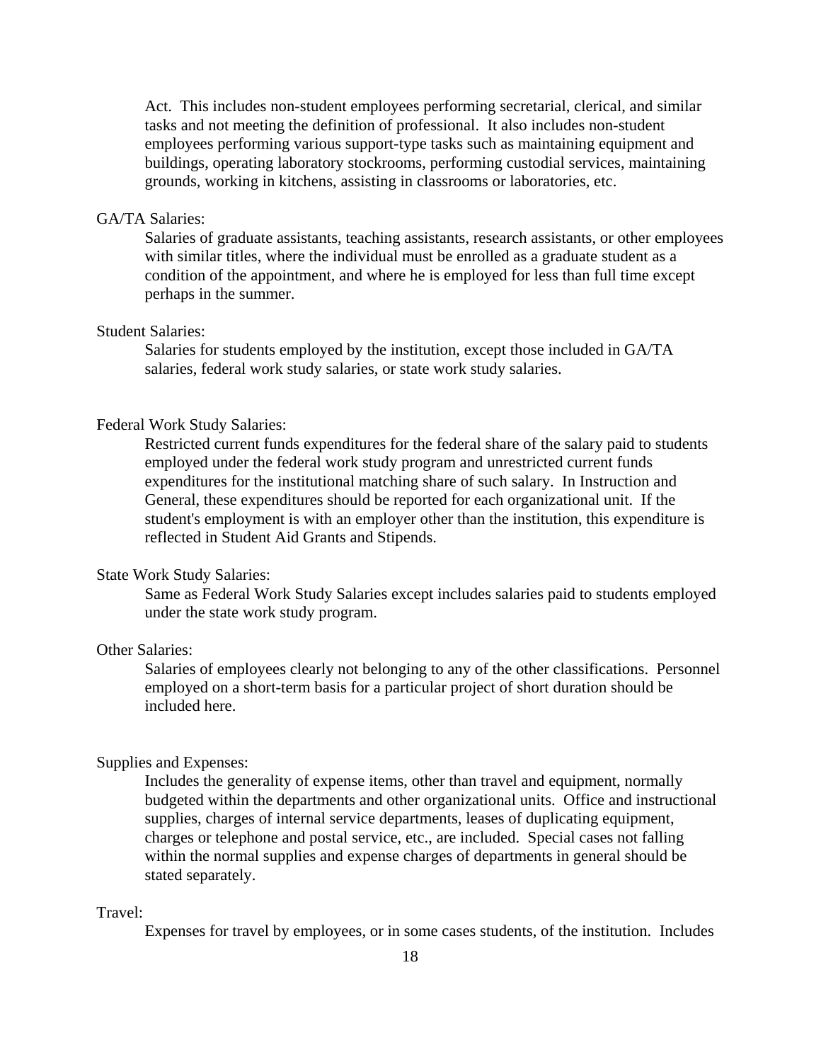Act. This includes non-student employees performing secretarial, clerical, and similar tasks and not meeting the definition of professional. It also includes non-student employees performing various support-type tasks such as maintaining equipment and buildings, operating laboratory stockrooms, performing custodial services, maintaining grounds, working in kitchens, assisting in classrooms or laboratories, etc.

GA/TA Salaries:

Salaries of graduate assistants, teaching assistants, research assistants, or other employees with similar titles, where the individual must be enrolled as a graduate student as a condition of the appointment, and where he is employed for less than full time except perhaps in the summer.

Student Salaries:

Salaries for students employed by the institution, except those included in GA/TA salaries, federal work study salaries, or state work study salaries.

Federal Work Study Salaries:

Restricted current funds expenditures for the federal share of the salary paid to students employed under the federal work study program and unrestricted current funds expenditures for the institutional matching share of such salary. In Instruction and General, these expenditures should be reported for each organizational unit. If the student's employment is with an employer other than the institution, this expenditure is reflected in Student Aid Grants and Stipends.

State Work Study Salaries:

Same as Federal Work Study Salaries except includes salaries paid to students employed under the state work study program.

Other Salaries:

Salaries of employees clearly not belonging to any of the other classifications. Personnel employed on a short-term basis for a particular project of short duration should be included here.

Supplies and Expenses:

Includes the generality of expense items, other than travel and equipment, normally budgeted within the departments and other organizational units. Office and instructional supplies, charges of internal service departments, leases of duplicating equipment, charges or telephone and postal service, etc., are included. Special cases not falling within the normal supplies and expense charges of departments in general should be stated separately.

Travel:

Expenses for travel by employees, or in some cases students, of the institution. Includes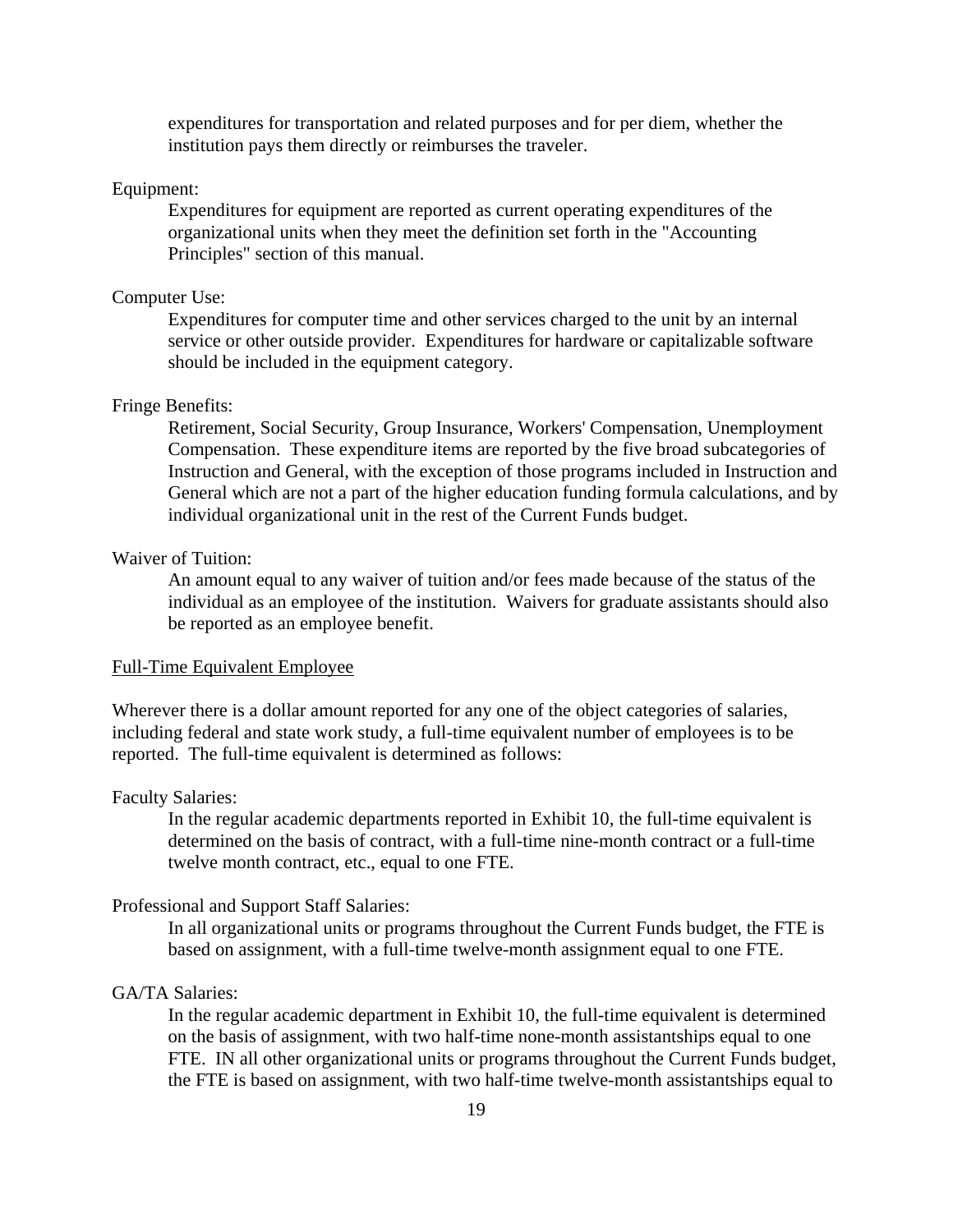expenditures for transportation and related purposes and for per diem, whether the institution pays them directly or reimburses the traveler.

Equipment:

Expenditures for equipment are reported as current operating expenditures of the organizational units when they meet the definition set forth in the "Accounting Principles" section of this manual.

Computer Use:

Expenditures for computer time and other services charged to the unit by an internal service or other outside provider. Expenditures for hardware or capitalizable software should be included in the equipment category.

Fringe Benefits:

Retirement, Social Security, Group Insurance, Workers' Compensation, Unemployment Compensation. These expenditure items are reported by the five broad subcategories of Instruction and General, with the exception of those programs included in Instruction and General which are not a part of the higher education funding formula calculations, and by individual organizational unit in the rest of the Current Funds budget.

Waiver of Tuition:

An amount equal to any waiver of tuition and/or fees made because of the status of the individual as an employee of the institution. Waivers for graduate assistants should also be reported as an employee benefit.

Full-Time Equivalent Employee

Wherever there is a dollar amount reported for any one of the object categories of salaries, including federal and state work study, a full-time equivalent number of employees is to be reported. The full-time equivalent is determined as follows:

Faculty Salaries:

In the regular academic departments reported in Exhibit 10, the full-time equivalent is determined on the basis of contract, with a full-time nine-month contract or a full-time twelve month contract, etc., equal to one FTE.

Professional and Support Staff Salaries:

In all organizational units or programs throughout the Current Funds budget, the FTE is based on assignment, with a full-time twelve-month assignment equal to one FTE.

GA/TA Salaries:

In the regular academic department in Exhibit 10, the full-time equivalent is determined on the basis of assignment, with two half-time none-month assistantships equal to one FTE. IN all other organizational units or programs throughout the Current Funds budget, the FTE is based on assignment, with two half-time twelve-month assistantships equal to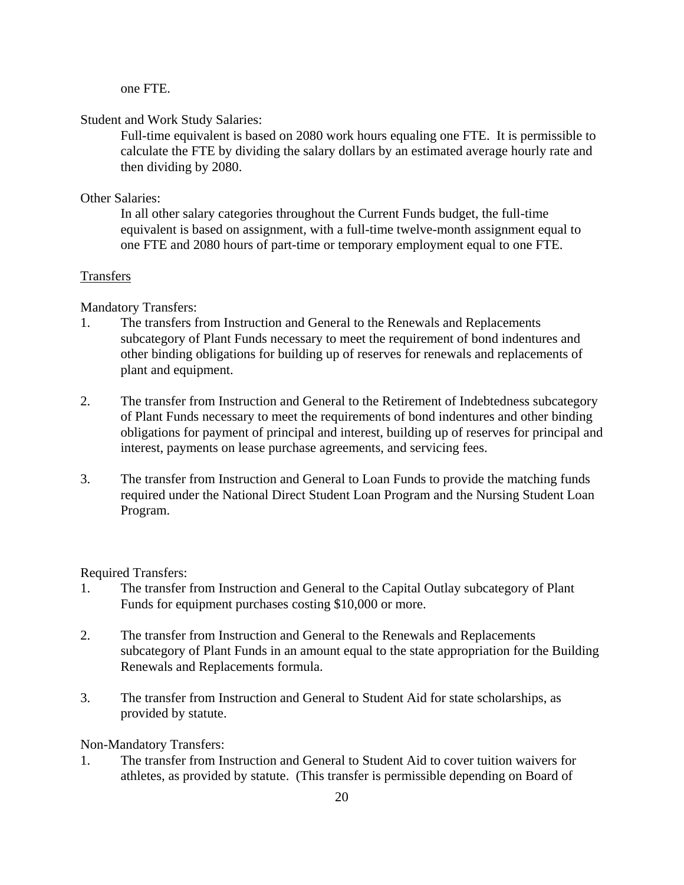one FTE.

Student and Work Study Salaries:

Full-time equivalent is based on 2080 work hours equaling one FTE. It is permissible to calculate the FTE by dividing the salary dollars by an estimated average hourly rate and then dividing by 2080.

Other Salaries:

In all other salary categories throughout the Current Funds budget, the full-time equivalent is based on assignment, with a full-time twelve-month assignment equal to one FTE and 2080 hours of part-time or temporary employment equal to one FTE.

<u>Transfers</u>

Mandatory Transfers:

1. The transfers from Instruction and General to the Renewals and Replacements subcategory of Plant Funds necessary to meet the requirement of bond indentures and other binding obligations for building up of reserves for renewals and replacements of plant and equipment.

2. The transfer from Instruction and General to the Retirement of Indebtedness subcategory of Plant Funds necessary to meet the requirements of bond indentures and other binding obligations for payment of principal and interest, building up of reserves for principal and interest, payments on lease purchase agreements, and servicing fees.

3. The transfer from Instruction and General to Loan Funds to provide the matching funds required under the National Direct Student Loan Program and the Nursing Student Loan Program.

Required Transfers:

1. The transfer from Instruction and General to the Capital Outlay subcategory of Plant Funds for equipment purchases costing $10,000 or more.

2. The transfer from Instruction and General to the Renewals and Replacements subcategory of Plant Funds in an amount equal to the state appropriation for the Building Renewals and Replacements formula.

3. The transfer from Instruction and General to Student Aid for state scholarships, as provided by statute.

Non-Mandatory Transfers:

1. The transfer from Instruction and General to Student Aid to cover tuition waivers for athletes, as provided by statute. (This transfer is permissible depending on Board of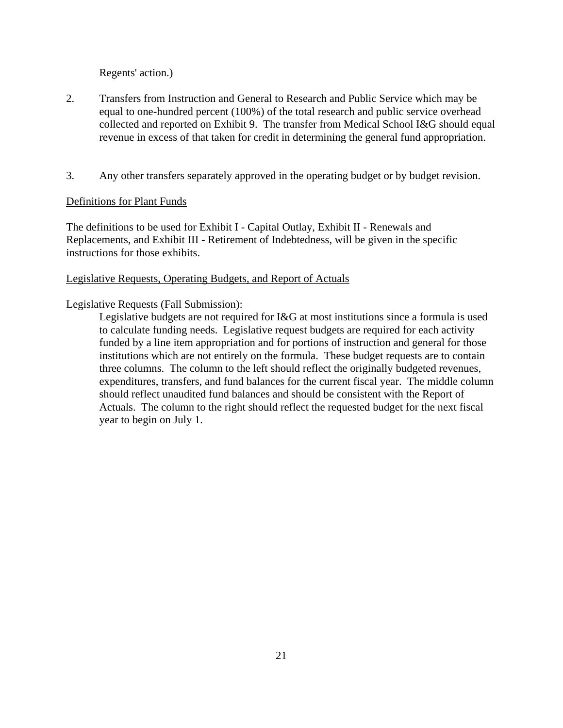Regents' action.)

2. Transfers from Instruction and General to Research and Public Service which may be equal to one-hundred percent (100%) of the total research and public service overhead collected and reported on Exhibit 9. The transfer from Medical School I&G should equal revenue in excess of that taken for credit in determining the general fund appropriation.

3. Any other transfers separately approved in the operating budget or by budget revision.

<u>Definitions for Plant Funds</u>

The definitions to be used for Exhibit I - Capital Outlay, Exhibit II - Renewals and Replacements, and Exhibit III - Retirement of Indebtedness, will be given in the specific instructions for those exhibits.

<u>Legislative Requests, Operating Budgets, and Report of Actuals</u>

Legislative Requests (Fall Submission):

Legislative budgets are not required for I&G at most institutions since a formula is used to calculate funding needs. Legislative request budgets are required for each activity funded by a line item appropriation and for portions of instruction and general for those institutions which are not entirely on the formula. These budget requests are to contain three columns. The column to the left should reflect the originally budgeted revenues, expenditures, transfers, and fund balances for the current fiscal year. The middle column should reflect unaudited fund balances and should be consistent with the Report of Actuals. The column to the right should reflect the requested budget for the next fiscal year to begin on July 1.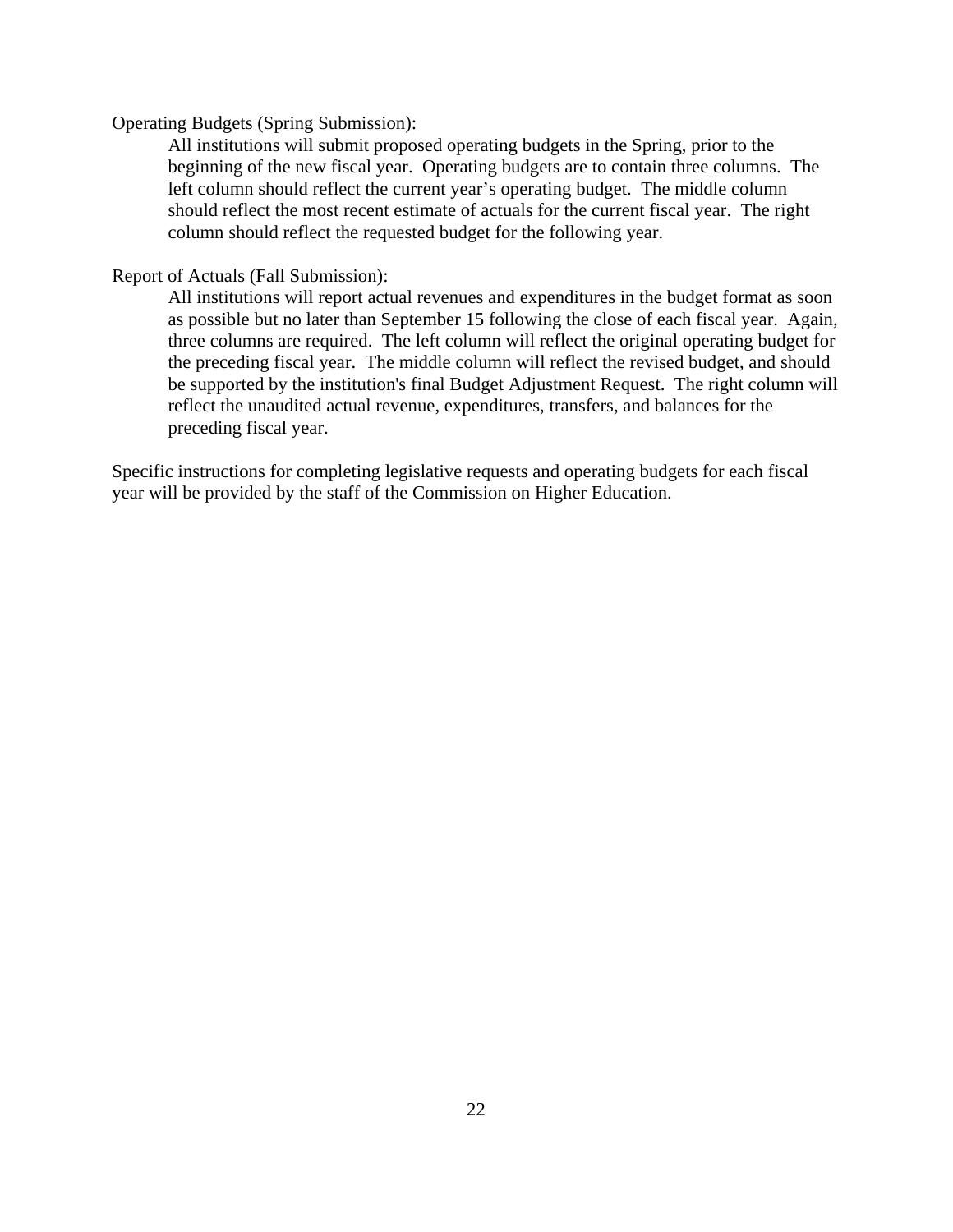Operating Budgets (Spring Submission):

All institutions will submit proposed operating budgets in the Spring, prior to the beginning of the new fiscal year. Operating budgets are to contain three columns. The left column should reflect the current year's operating budget. The middle column should reflect the most recent estimate of actuals for the current fiscal year. The right column should reflect the requested budget for the following year.

Report of Actuals (Fall Submission):

All institutions will report actual revenues and expenditures in the budget format as soon as possible but no later than September 15 following the close of each fiscal year. Again, three columns are required. The left column will reflect the original operating budget for the preceding fiscal year. The middle column will reflect the revised budget, and should be supported by the institution's final Budget Adjustment Request. The right column will reflect the unaudited actual revenue, expenditures, transfers, and balances for the preceding fiscal year.

Specific instructions for completing legislative requests and operating budgets for each fiscal year will be provided by the staff of the Commission on Higher Education.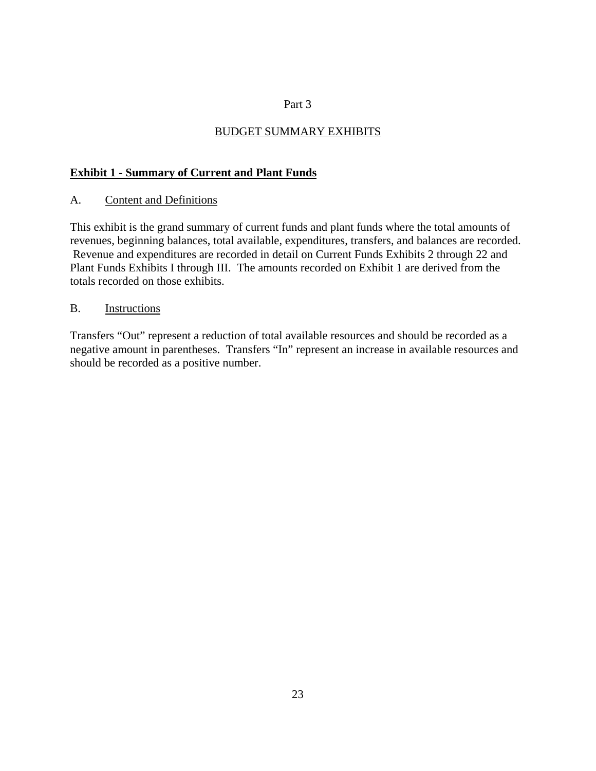Part 3

# BUDGET SUMMARY EXHIBITS

## Exhibit 1 - Summary of Current and Plant Funds

### A. Content and Definitions

This exhibit is the grand summary of current funds and plant funds where the total amounts of revenues, beginning balances, total available, expenditures, transfers, and balances are recorded. Revenue and expenditures are recorded in detail on Current Funds Exhibits 2 through 22 and Plant Funds Exhibits I through III. The amounts recorded on Exhibit 1 are derived from the totals recorded on those exhibits.

### B. Instructions

Transfers "Out" represent a reduction of total available resources and should be recorded as a negative amount in parentheses. Transfers "In" represent an increase in available resources and should be recorded as a positive number.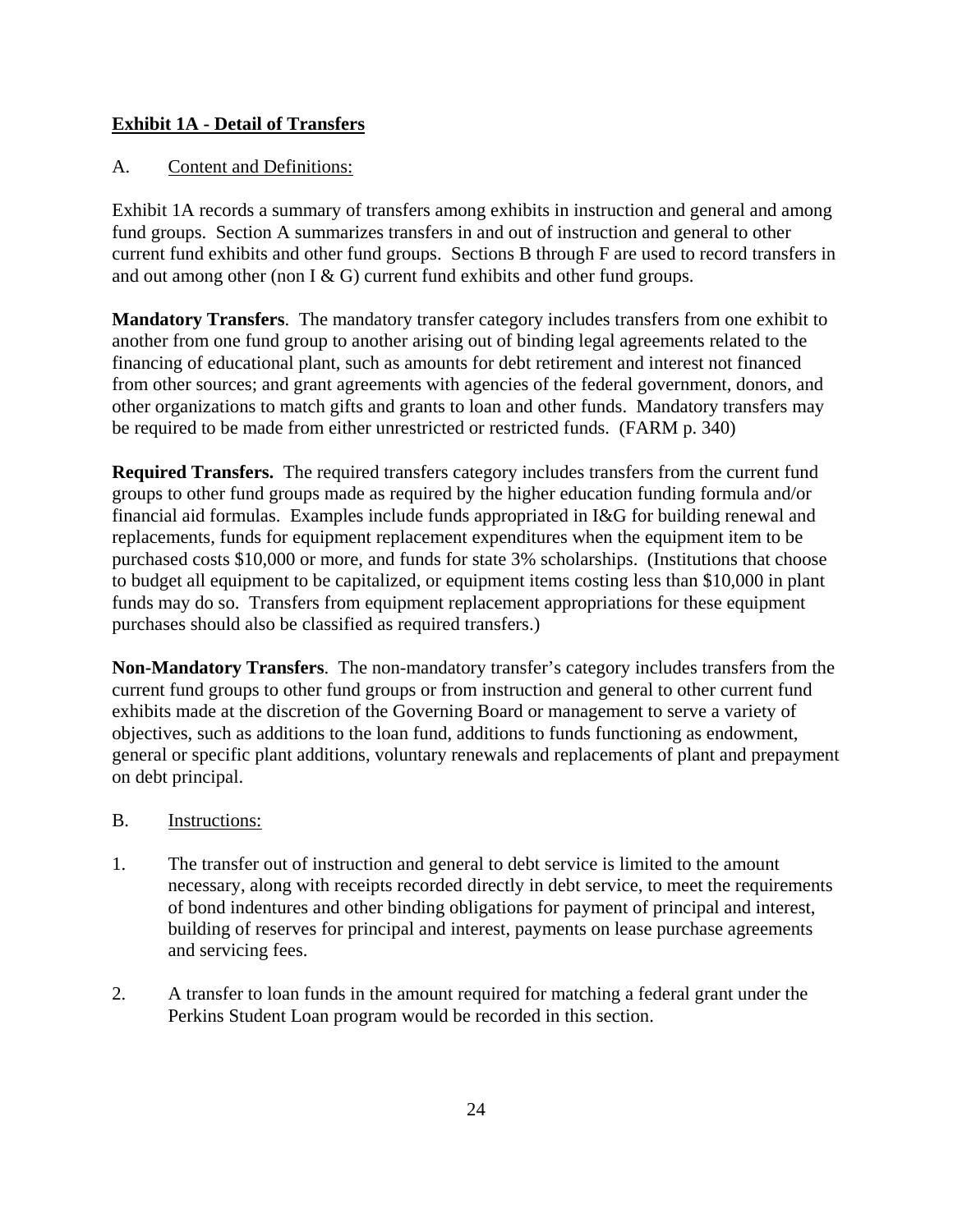**<u>Exhibit 1A - Detail of Transfers</u>**

A. Content and Definitions:

Exhibit 1A records a summary of transfers among exhibits in instruction and general and among fund groups. Section A summarizes transfers in and out of instruction and general to other current fund exhibits and other fund groups. Sections B through F are used to record transfers in and out among other (non I & G) current fund exhibits and other fund groups.

**Mandatory Transfers**. The mandatory transfer category includes transfers from one exhibit to another from one fund group to another arising out of binding legal agreements related to the financing of educational plant, such as amounts for debt retirement and interest not financed from other sources; and grant agreements with agencies of the federal government, donors, and other organizations to match gifts and grants to loan and other funds. Mandatory transfers may be required to be made from either unrestricted or restricted funds. (FARM p. 340)

**Required Transfers.** The required transfers category includes transfers from the current fund groups to other fund groups made as required by the higher education funding formula and/or financial aid formulas. Examples include funds appropriated in I&G for building renewal and replacements, funds for equipment replacement expenditures when the equipment item to be purchased costs $10,000 or more, and funds for state 3% scholarships. (Institutions that choose to budget all equipment to be capitalized, or equipment items costing less than $10,000 in plant funds may do so. Transfers from equipment replacement appropriations for these equipment purchases should also be classified as required transfers.)

**Non-Mandatory Transfers**. The non-mandatory transfer's category includes transfers from the current fund groups to other fund groups or from instruction and general to other current fund exhibits made at the discretion of the Governing Board or management to serve a variety of objectives, such as additions to the loan fund, additions to funds functioning as endowment, general or specific plant additions, voluntary renewals and replacements of plant and prepayment on debt principal.

B. Instructions:

1. The transfer out of instruction and general to debt service is limited to the amount necessary, along with receipts recorded directly in debt service, to meet the requirements of bond indentures and other binding obligations for payment of principal and interest, building of reserves for principal and interest, payments on lease purchase agreements and servicing fees.

2. A transfer to loan funds in the amount required for matching a federal grant under the Perkins Student Loan program would be recorded in this section.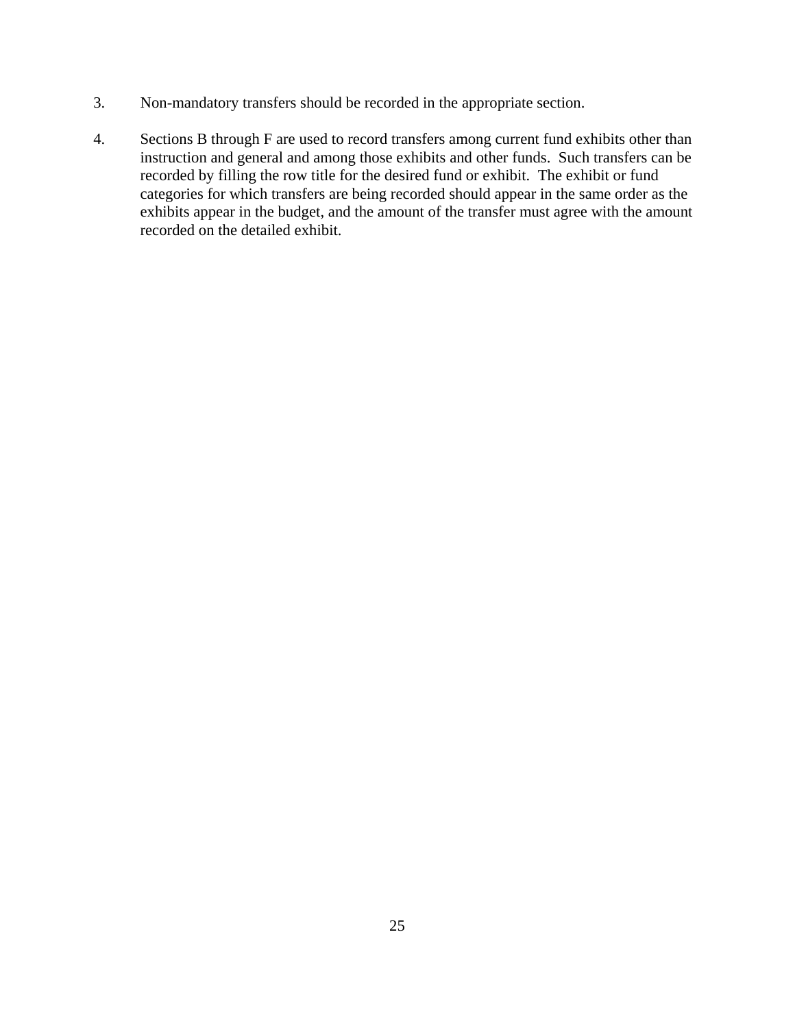3. Non-mandatory transfers should be recorded in the appropriate section.

4. Sections B through F are used to record transfers among current fund exhibits other than instruction and general and among those exhibits and other funds. Such transfers can be recorded by filling the row title for the desired fund or exhibit. The exhibit or fund categories for which transfers are being recorded should appear in the same order as the exhibits appear in the budget, and the amount of the transfer must agree with the amount recorded on the detailed exhibit.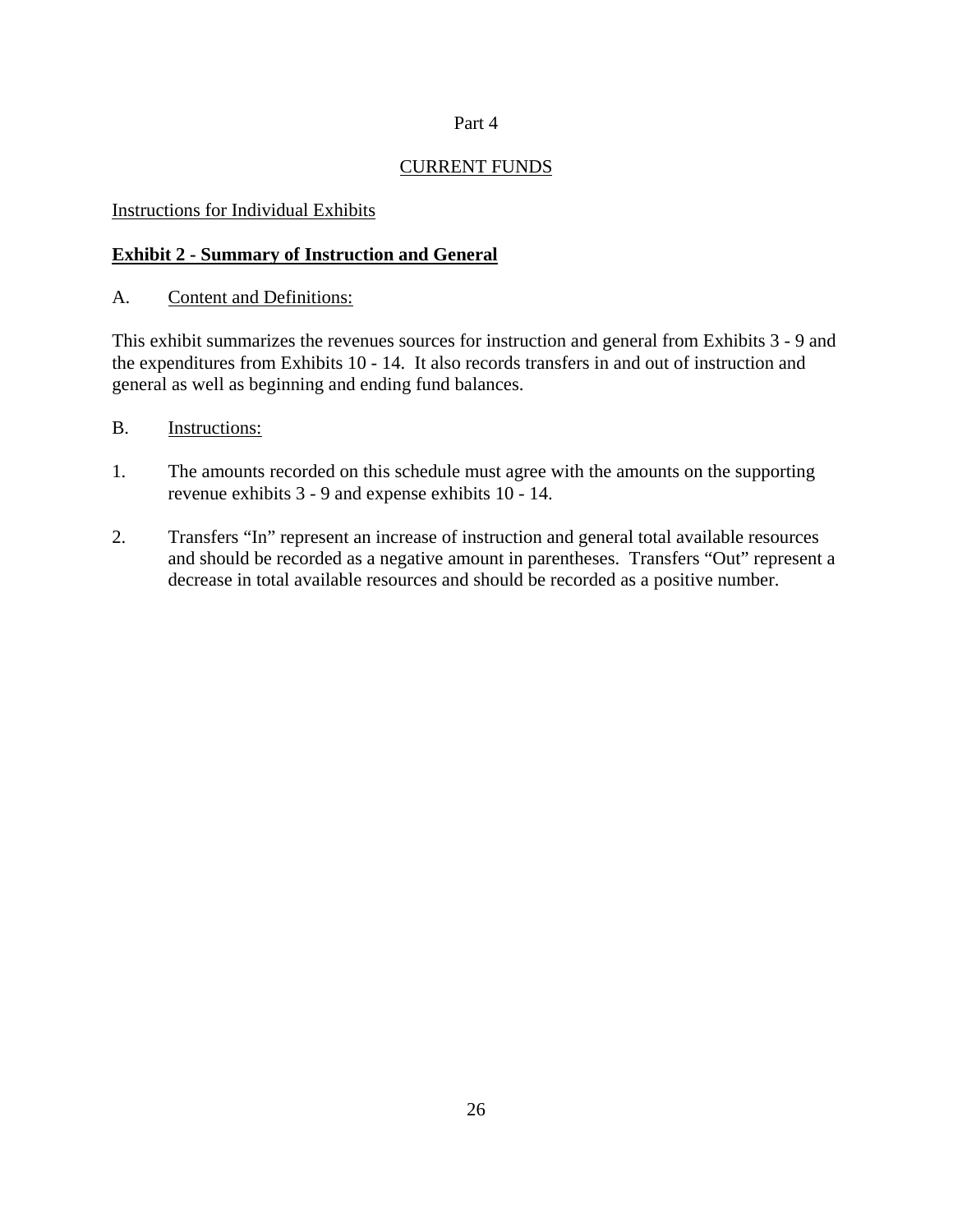Part 4

## CURRENT FUNDS

Instructions for Individual Exhibits

### **Exhibit 2 - Summary of Instruction and General**

A. Content and Definitions:

This exhibit summarizes the revenues sources for instruction and general from Exhibits 3 - 9 and the expenditures from Exhibits 10 - 14. It also records transfers in and out of instruction and general as well as beginning and ending fund balances.

B. Instructions:

1. The amounts recorded on this schedule must agree with the amounts on the supporting revenue exhibits 3 - 9 and expense exhibits 10 - 14.

2. Transfers "In" represent an increase of instruction and general total available resources and should be recorded as a negative amount in parentheses. Transfers "Out" represent a decrease in total available resources and should be recorded as a positive number.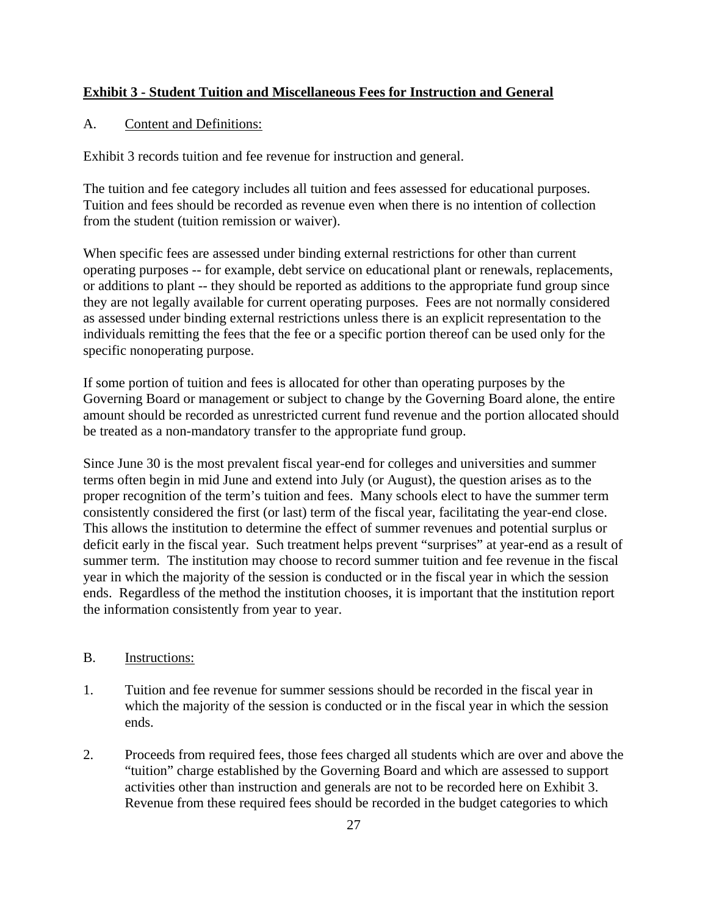## **Exhibit 3 - Student Tuition and Miscellaneous Fees for Instruction and General**

A. Content and Definitions:

Exhibit 3 records tuition and fee revenue for instruction and general.

The tuition and fee category includes all tuition and fees assessed for educational purposes. Tuition and fees should be recorded as revenue even when there is no intention of collection from the student (tuition remission or waiver).

When specific fees are assessed under binding external restrictions for other than current operating purposes -- for example, debt service on educational plant or renewals, replacements, or additions to plant -- they should be reported as additions to the appropriate fund group since they are not legally available for current operating purposes. Fees are not normally considered as assessed under binding external restrictions unless there is an explicit representation to the individuals remitting the fees that the fee or a specific portion thereof can be used only for the specific nonoperating purpose.

If some portion of tuition and fees is allocated for other than operating purposes by the Governing Board or management or subject to change by the Governing Board alone, the entire amount should be recorded as unrestricted current fund revenue and the portion allocated should be treated as a non-mandatory transfer to the appropriate fund group.

Since June 30 is the most prevalent fiscal year-end for colleges and universities and summer terms often begin in mid June and extend into July (or August), the question arises as to the proper recognition of the term's tuition and fees. Many schools elect to have the summer term consistently considered the first (or last) term of the fiscal year, facilitating the year-end close. This allows the institution to determine the effect of summer revenues and potential surplus or deficit early in the fiscal year. Such treatment helps prevent "surprises" at year-end as a result of summer term. The institution may choose to record summer tuition and fee revenue in the fiscal year in which the majority of the session is conducted or in the fiscal year in which the session ends. Regardless of the method the institution chooses, it is important that the institution report the information consistently from year to year.

B. Instructions:

1. Tuition and fee revenue for summer sessions should be recorded in the fiscal year in which the majority of the session is conducted or in the fiscal year in which the session ends.

2. Proceeds from required fees, those fees charged all students which are over and above the "tuition" charge established by the Governing Board and which are assessed to support activities other than instruction and generals are not to be recorded here on Exhibit 3. Revenue from these required fees should be recorded in the budget categories to which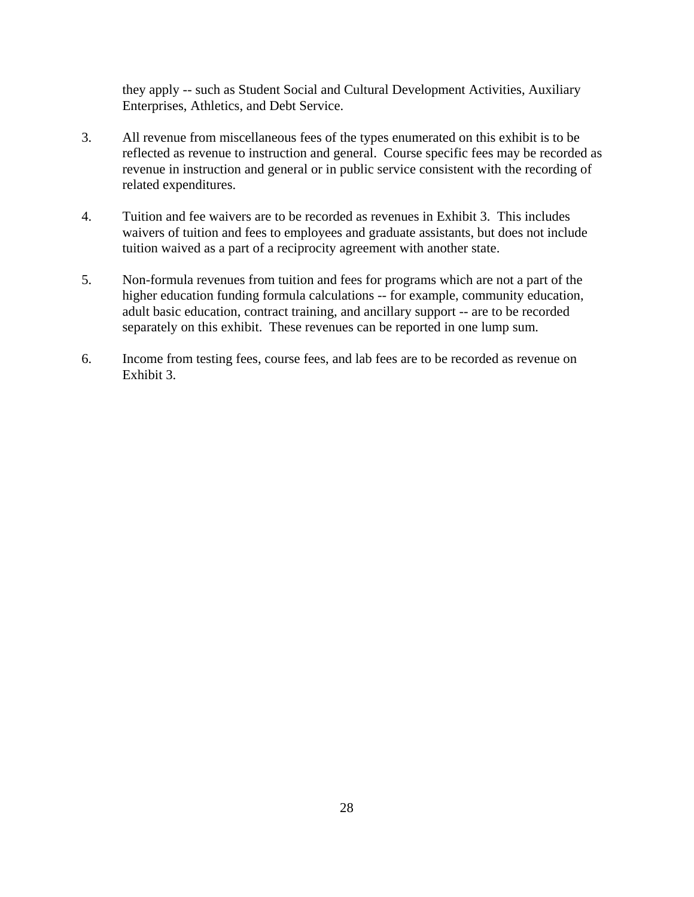they apply -- such as Student Social and Cultural Development Activities, Auxiliary Enterprises, Athletics, and Debt Service.

3. All revenue from miscellaneous fees of the types enumerated on this exhibit is to be reflected as revenue to instruction and general. Course specific fees may be recorded as revenue in instruction and general or in public service consistent with the recording of related expenditures.

4. Tuition and fee waivers are to be recorded as revenues in Exhibit 3. This includes waivers of tuition and fees to employees and graduate assistants, but does not include tuition waived as a part of a reciprocity agreement with another state.

5. Non-formula revenues from tuition and fees for programs which are not a part of the higher education funding formula calculations -- for example, community education, adult basic education, contract training, and ancillary support -- are to be recorded separately on this exhibit. These revenues can be reported in one lump sum.

6. Income from testing fees, course fees, and lab fees are to be recorded as revenue on Exhibit 3.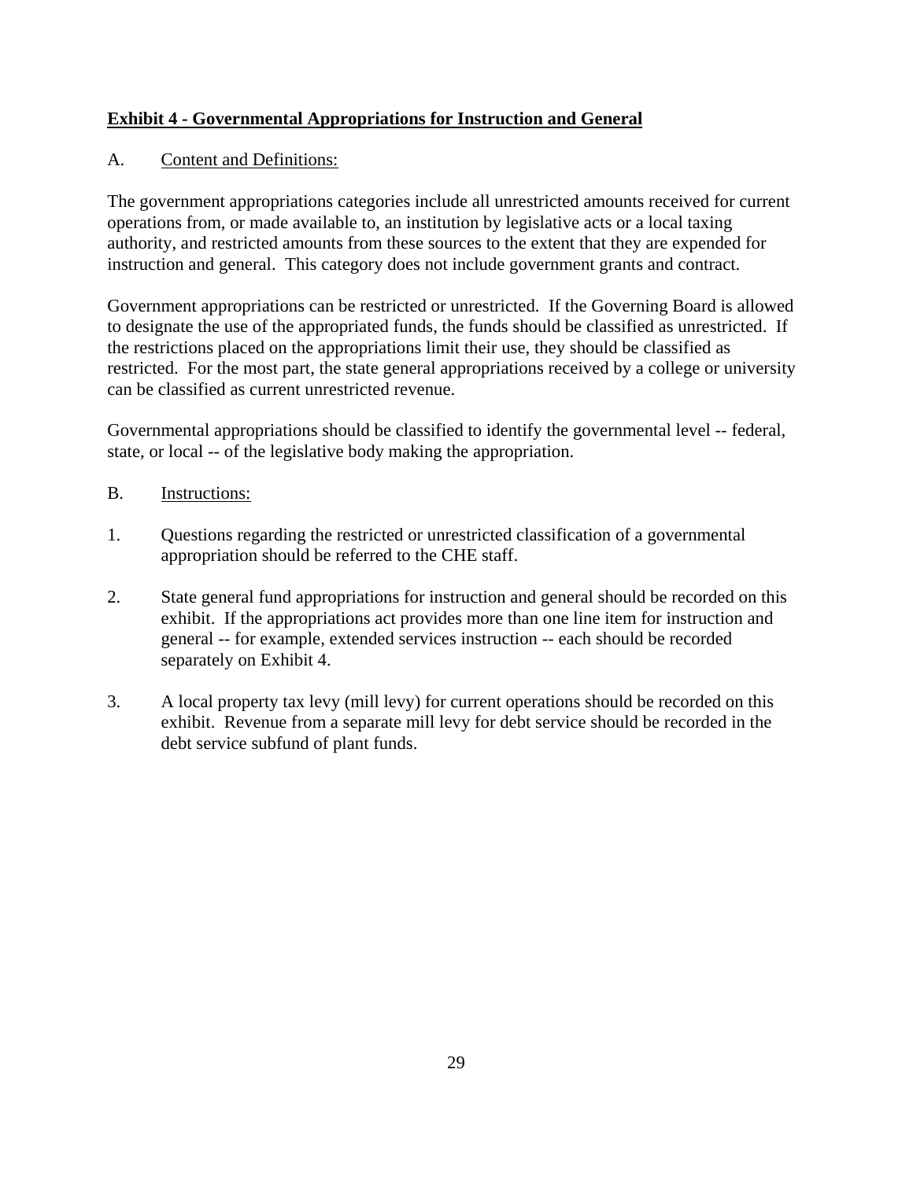**<u>Exhibit 4 - Governmental Appropriations for Instruction and General</u>**

A. <u>Content and Definitions:</u>

The government appropriations categories include all unrestricted amounts received for current operations from, or made available to, an institution by legislative acts or a local taxing authority, and restricted amounts from these sources to the extent that they are expended for instruction and general. This category does not include government grants and contract.

Government appropriations can be restricted or unrestricted. If the Governing Board is allowed to designate the use of the appropriated funds, the funds should be classified as unrestricted. If the restrictions placed on the appropriations limit their use, they should be classified as restricted. For the most part, the state general appropriations received by a college or university can be classified as current unrestricted revenue.

Governmental appropriations should be classified to identify the governmental level -- federal, state, or local -- of the legislative body making the appropriation.

B. <u>Instructions:</u>

1. Questions regarding the restricted or unrestricted classification of a governmental appropriation should be referred to the CHE staff.

2. State general fund appropriations for instruction and general should be recorded on this exhibit. If the appropriations act provides more than one line item for instruction and general -- for example, extended services instruction -- each should be recorded separately on Exhibit 4.

3. A local property tax levy (mill levy) for current operations should be recorded on this exhibit. Revenue from a separate mill levy for debt service should be recorded in the debt service subfund of plant funds.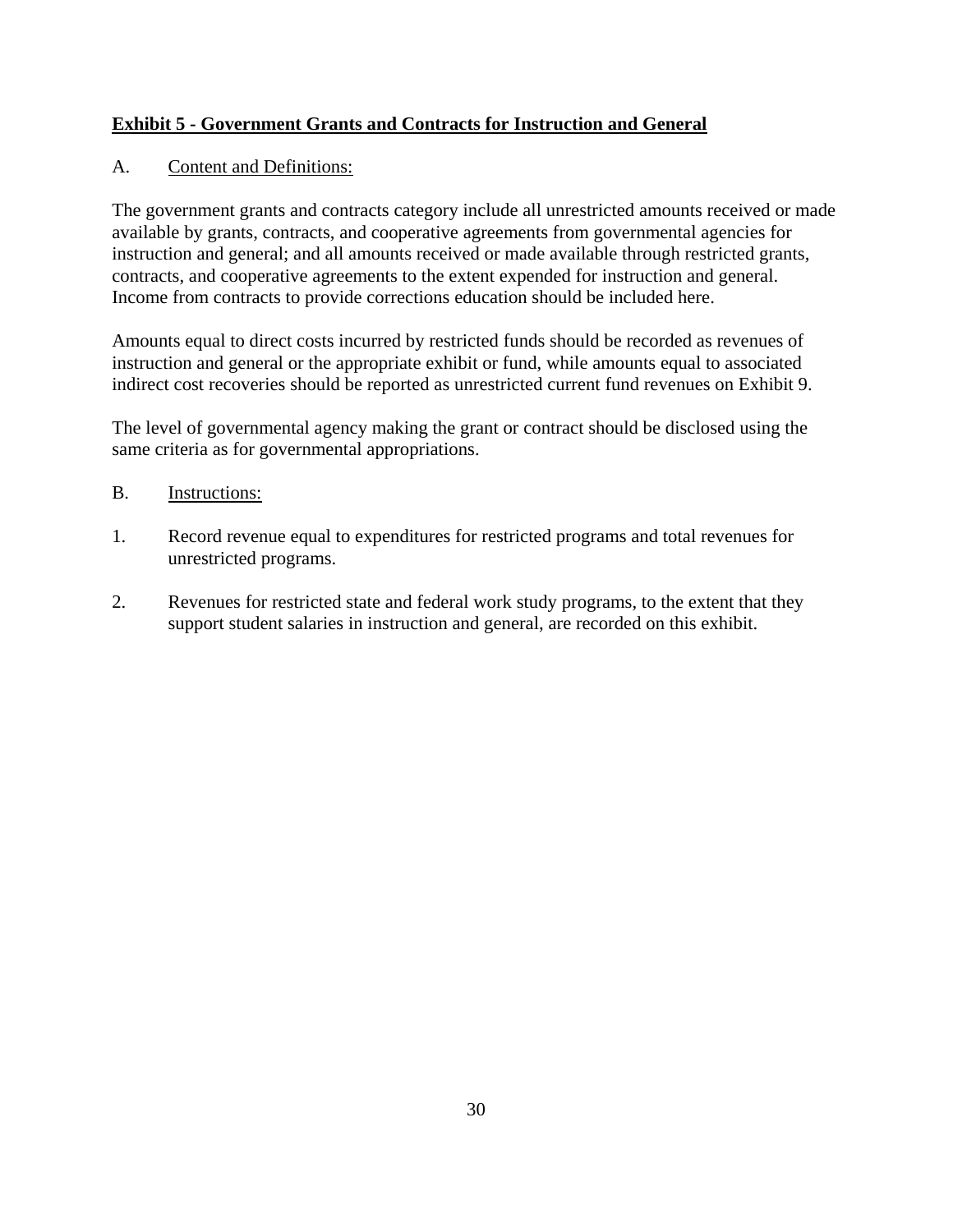## Exhibit 5 - Government Grants and Contracts for Instruction and General

A. Content and Definitions:

The government grants and contracts category include all unrestricted amounts received or made available by grants, contracts, and cooperative agreements from governmental agencies for instruction and general; and all amounts received or made available through restricted grants, contracts, and cooperative agreements to the extent expended for instruction and general. Income from contracts to provide corrections education should be included here.

Amounts equal to direct costs incurred by restricted funds should be recorded as revenues of instruction and general or the appropriate exhibit or fund, while amounts equal to associated indirect cost recoveries should be reported as unrestricted current fund revenues on Exhibit 9.

The level of governmental agency making the grant or contract should be disclosed using the same criteria as for governmental appropriations.

B. Instructions:

1. Record revenue equal to expenditures for restricted programs and total revenues for unrestricted programs.

2. Revenues for restricted state and federal work study programs, to the extent that they support student salaries in instruction and general, are recorded on this exhibit.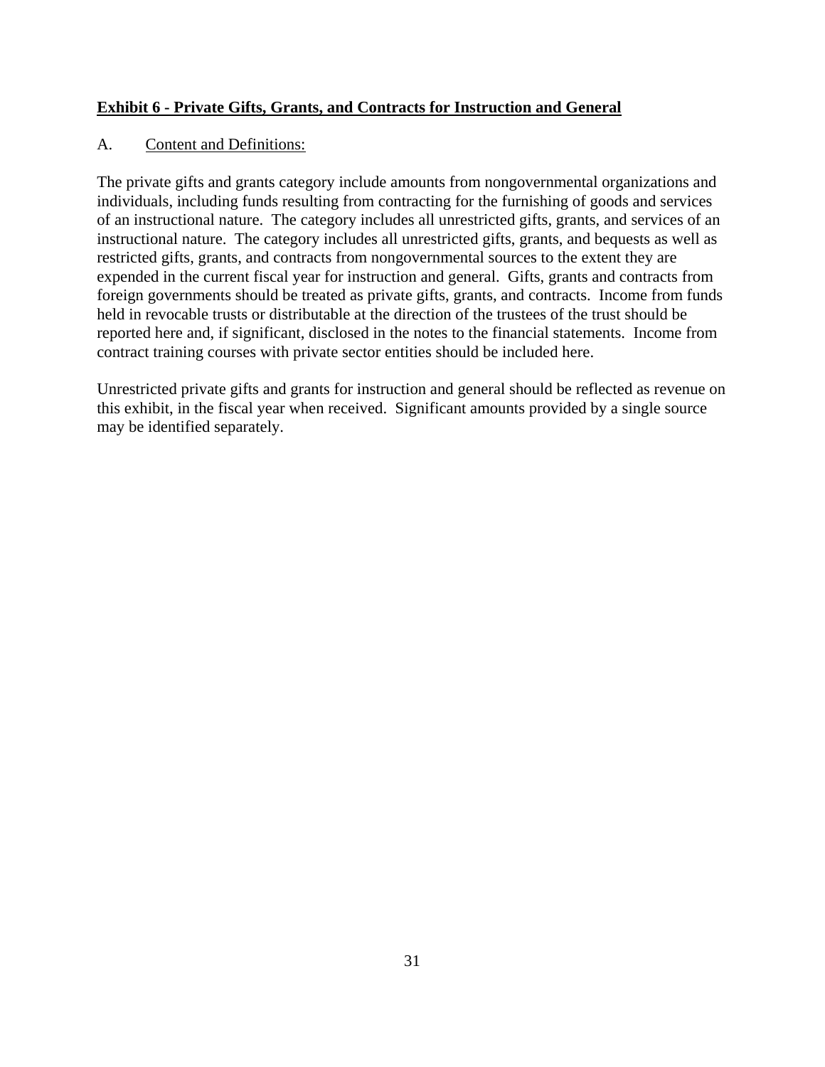**<u>Exhibit 6 - Private Gifts, Grants, and Contracts for Instruction and General</u>**

A. <u>Content and Definitions:</u>

The private gifts and grants category include amounts from nongovernmental organizations and individuals, including funds resulting from contracting for the furnishing of goods and services of an instructional nature. The category includes all unrestricted gifts, grants, and services of an instructional nature. The category includes all unrestricted gifts, grants, and bequests as well as restricted gifts, grants, and contracts from nongovernmental sources to the extent they are expended in the current fiscal year for instruction and general. Gifts, grants and contracts from foreign governments should be treated as private gifts, grants, and contracts. Income from funds held in revocable trusts or distributable at the direction of the trustees of the trust should be reported here and, if significant, disclosed in the notes to the financial statements. Income from contract training courses with private sector entities should be included here.

Unrestricted private gifts and grants for instruction and general should be reflected as revenue on this exhibit, in the fiscal year when received. Significant amounts provided by a single source may be identified separately.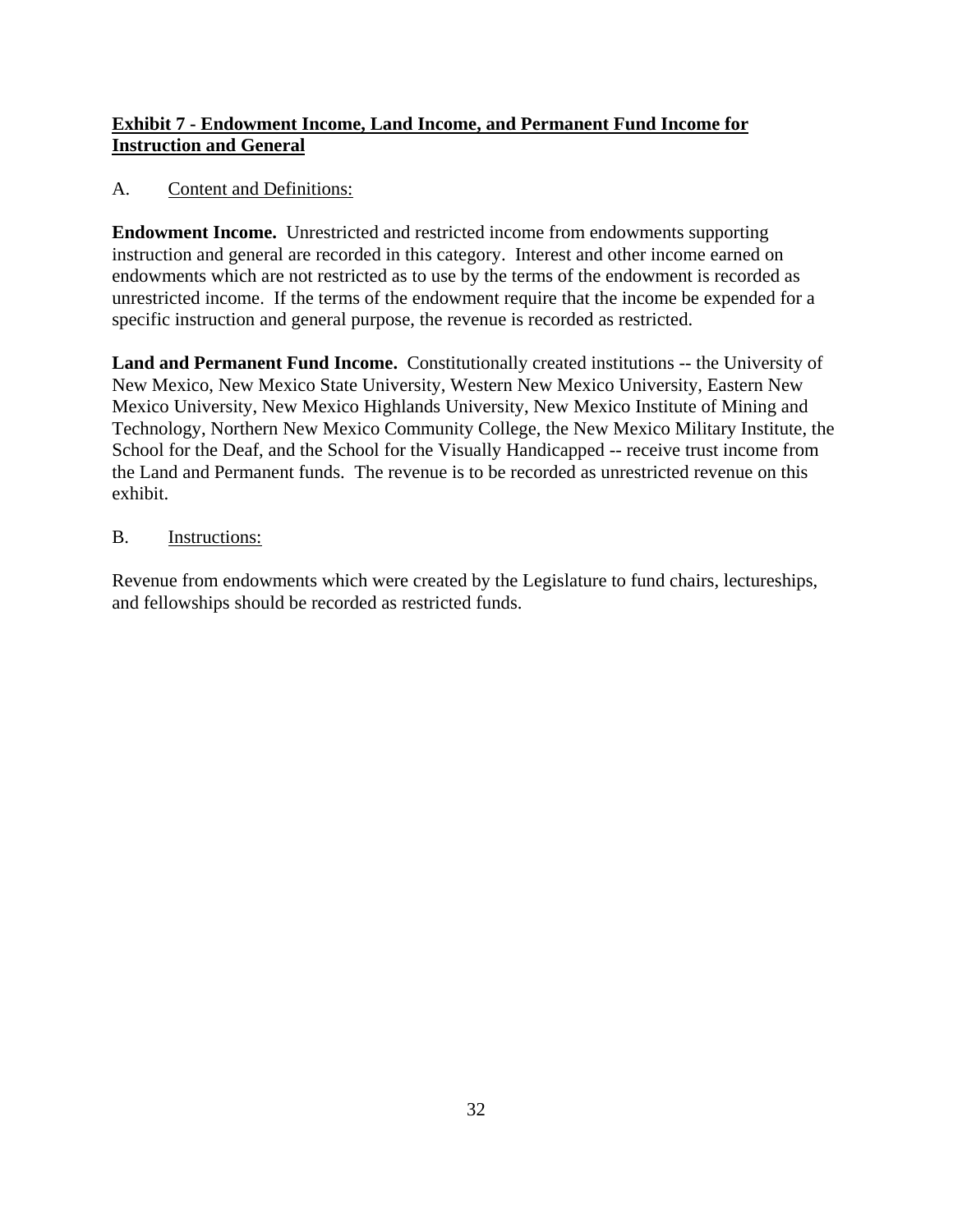## Exhibit 7 - Endowment Income, Land Income, and Permanent Fund Income for Instruction and General

A. Content and Definitions:

**Endowment Income.** Unrestricted and restricted income from endowments supporting instruction and general are recorded in this category. Interest and other income earned on endowments which are not restricted as to use by the terms of the endowment is recorded as unrestricted income. If the terms of the endowment require that the income be expended for a specific instruction and general purpose, the revenue is recorded as restricted.

**Land and Permanent Fund Income.** Constitutionally created institutions -- the University of New Mexico, New Mexico State University, Western New Mexico University, Eastern New Mexico University, New Mexico Highlands University, New Mexico Institute of Mining and Technology, Northern New Mexico Community College, the New Mexico Military Institute, the School for the Deaf, and the School for the Visually Handicapped -- receive trust income from the Land and Permanent funds. The revenue is to be recorded as unrestricted revenue on this exhibit.

B. Instructions:

Revenue from endowments which were created by the Legislature to fund chairs, lectureships, and fellowships should be recorded as restricted funds.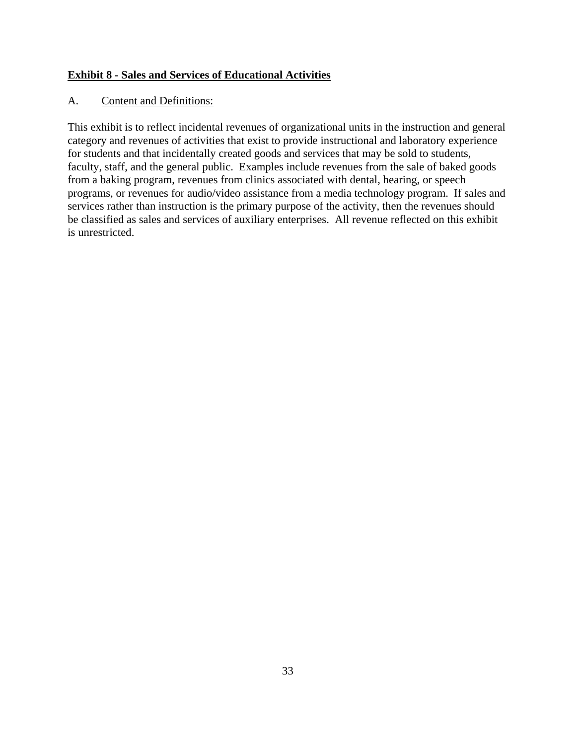**Exhibit 8 - Sales and Services of Educational Activities**

A. Content and Definitions:

This exhibit is to reflect incidental revenues of organizational units in the instruction and general category and revenues of activities that exist to provide instructional and laboratory experience for students and that incidentally created goods and services that may be sold to students, faculty, staff, and the general public. Examples include revenues from the sale of baked goods from a baking program, revenues from clinics associated with dental, hearing, or speech programs, or revenues for audio/video assistance from a media technology program. If sales and services rather than instruction is the primary purpose of the activity, then the revenues should be classified as sales and services of auxiliary enterprises. All revenue reflected on this exhibit is unrestricted.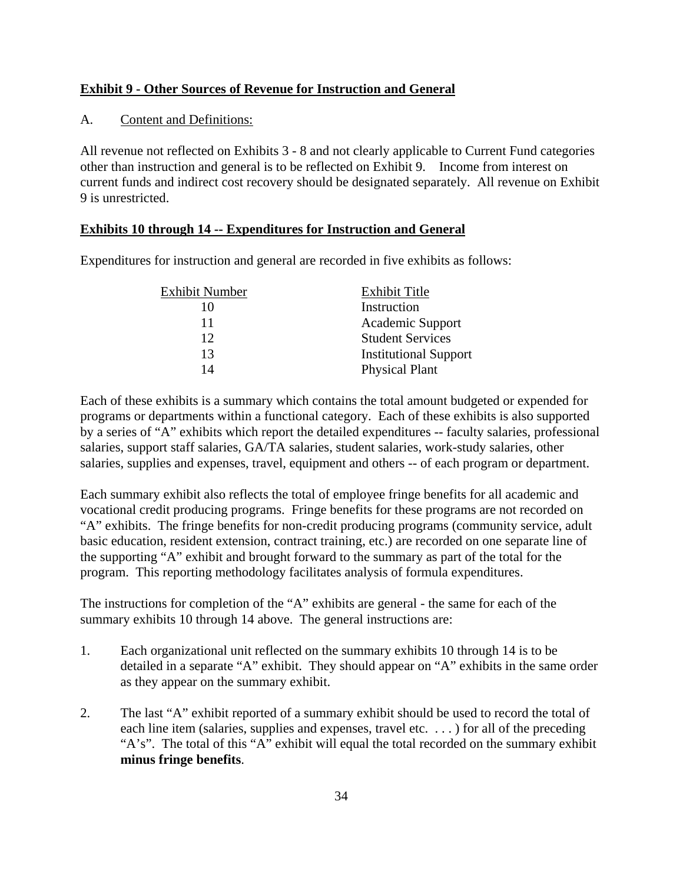## Exhibit 9 - Other Sources of Revenue for Instruction and General

A. Content and Definitions:

All revenue not reflected on Exhibits 3 - 8 and not clearly applicable to Current Fund categories other than instruction and general is to be reflected on Exhibit 9. Income from interest on current funds and indirect cost recovery should be designated separately. All revenue on Exhibit 9 is unrestricted.

## Exhibits 10 through 14 -- Expenditures for Instruction and General

Expenditures for instruction and general are recorded in five exhibits as follows:

| Exhibit Number | Exhibit Title |
|---|---|
| 10 | Instruction |
| 11 | Academic Support |
| 12 | Student Services |
| 13 | Institutional Support |
| 14 | Physical Plant |

Each of these exhibits is a summary which contains the total amount budgeted or expended for programs or departments within a functional category. Each of these exhibits is also supported by a series of "A" exhibits which report the detailed expenditures -- faculty salaries, professional salaries, support staff salaries, GA/TA salaries, student salaries, work-study salaries, other salaries, supplies and expenses, travel, equipment and others -- of each program or department.

Each summary exhibit also reflects the total of employee fringe benefits for all academic and vocational credit producing programs. Fringe benefits for these programs are not recorded on "A" exhibits. The fringe benefits for non-credit producing programs (community service, adult basic education, resident extension, contract training, etc.) are recorded on one separate line of the supporting "A" exhibit and brought forward to the summary as part of the total for the program. This reporting methodology facilitates analysis of formula expenditures.

The instructions for completion of the "A" exhibits are general - the same for each of the summary exhibits 10 through 14 above. The general instructions are:

1. Each organizational unit reflected on the summary exhibits 10 through 14 is to be detailed in a separate "A" exhibit. They should appear on "A" exhibits in the same order as they appear on the summary exhibit.

2. The last "A" exhibit reported of a summary exhibit should be used to record the total of each line item (salaries, supplies and expenses, travel etc. . . . ) for all of the preceding "A's". The total of this "A" exhibit will equal the total recorded on the summary exhibit **minus fringe benefits**.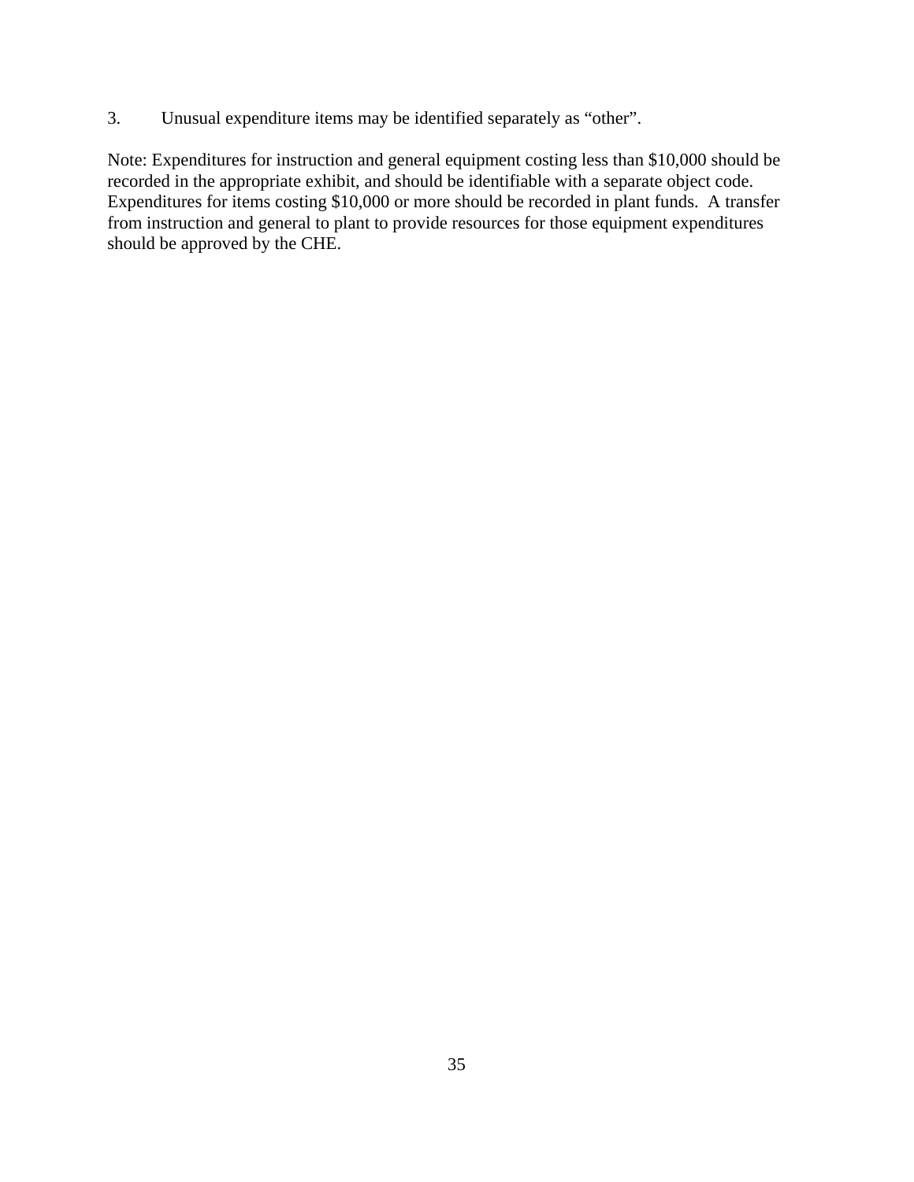3. Unusual expenditure items may be identified separately as “other”.

Note: Expenditures for instruction and general equipment costing less than $10,000 should be recorded in the appropriate exhibit, and should be identifiable with a separate object code. Expenditures for items costing $10,000 or more should be recorded in plant funds. A transfer from instruction and general to plant to provide resources for those equipment expenditures should be approved by the CHE.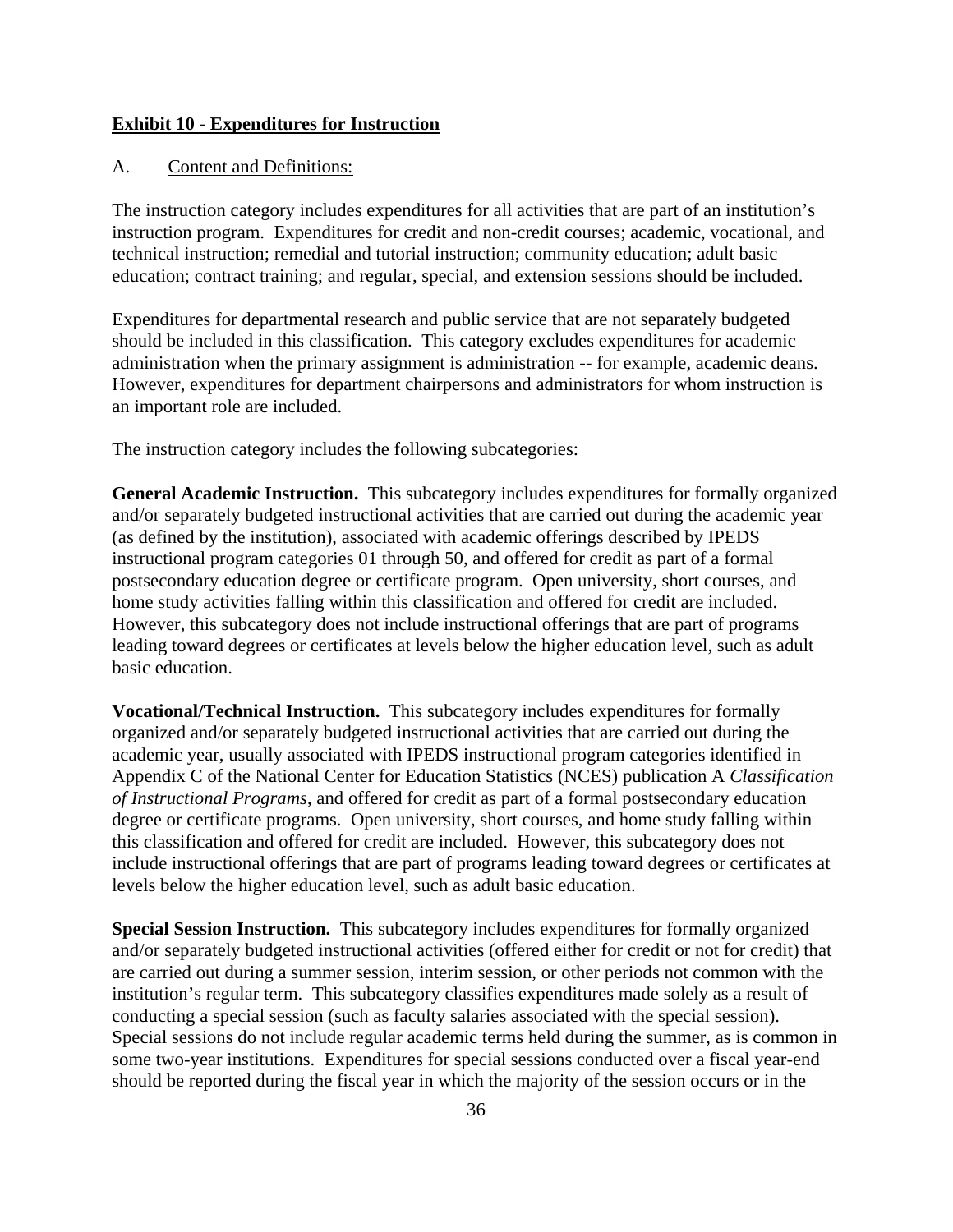**Exhibit 10 - Expenditures for Instruction**

A. Content and Definitions:

The instruction category includes expenditures for all activities that are part of an institution's instruction program. Expenditures for credit and non-credit courses; academic, vocational, and technical instruction; remedial and tutorial instruction; community education; adult basic education; contract training; and regular, special, and extension sessions should be included.

Expenditures for departmental research and public service that are not separately budgeted should be included in this classification. This category excludes expenditures for academic administration when the primary assignment is administration -- for example, academic deans. However, expenditures for department chairpersons and administrators for whom instruction is an important role are included.

The instruction category includes the following subcategories:

**General Academic Instruction.** This subcategory includes expenditures for formally organized and/or separately budgeted instructional activities that are carried out during the academic year (as defined by the institution), associated with academic offerings described by IPEDS instructional program categories 01 through 50, and offered for credit as part of a formal postsecondary education degree or certificate program. Open university, short courses, and home study activities falling within this classification and offered for credit are included. However, this subcategory does not include instructional offerings that are part of programs leading toward degrees or certificates at levels below the higher education level, such as adult basic education.

**Vocational/Technical Instruction.** This subcategory includes expenditures for formally organized and/or separately budgeted instructional activities that are carried out during the academic year, usually associated with IPEDS instructional program categories identified in Appendix C of the National Center for Education Statistics (NCES) publication A *Classification of Instructional Programs*, and offered for credit as part of a formal postsecondary education degree or certificate programs. Open university, short courses, and home study falling within this classification and offered for credit are included. However, this subcategory does not include instructional offerings that are part of programs leading toward degrees or certificates at levels below the higher education level, such as adult basic education.

**Special Session Instruction.** This subcategory includes expenditures for formally organized and/or separately budgeted instructional activities (offered either for credit or not for credit) that are carried out during a summer session, interim session, or other periods not common with the institution's regular term. This subcategory classifies expenditures made solely as a result of conducting a special session (such as faculty salaries associated with the special session). Special sessions do not include regular academic terms held during the summer, as is common in some two-year institutions. Expenditures for special sessions conducted over a fiscal year-end should be reported during the fiscal year in which the majority of the session occurs or in the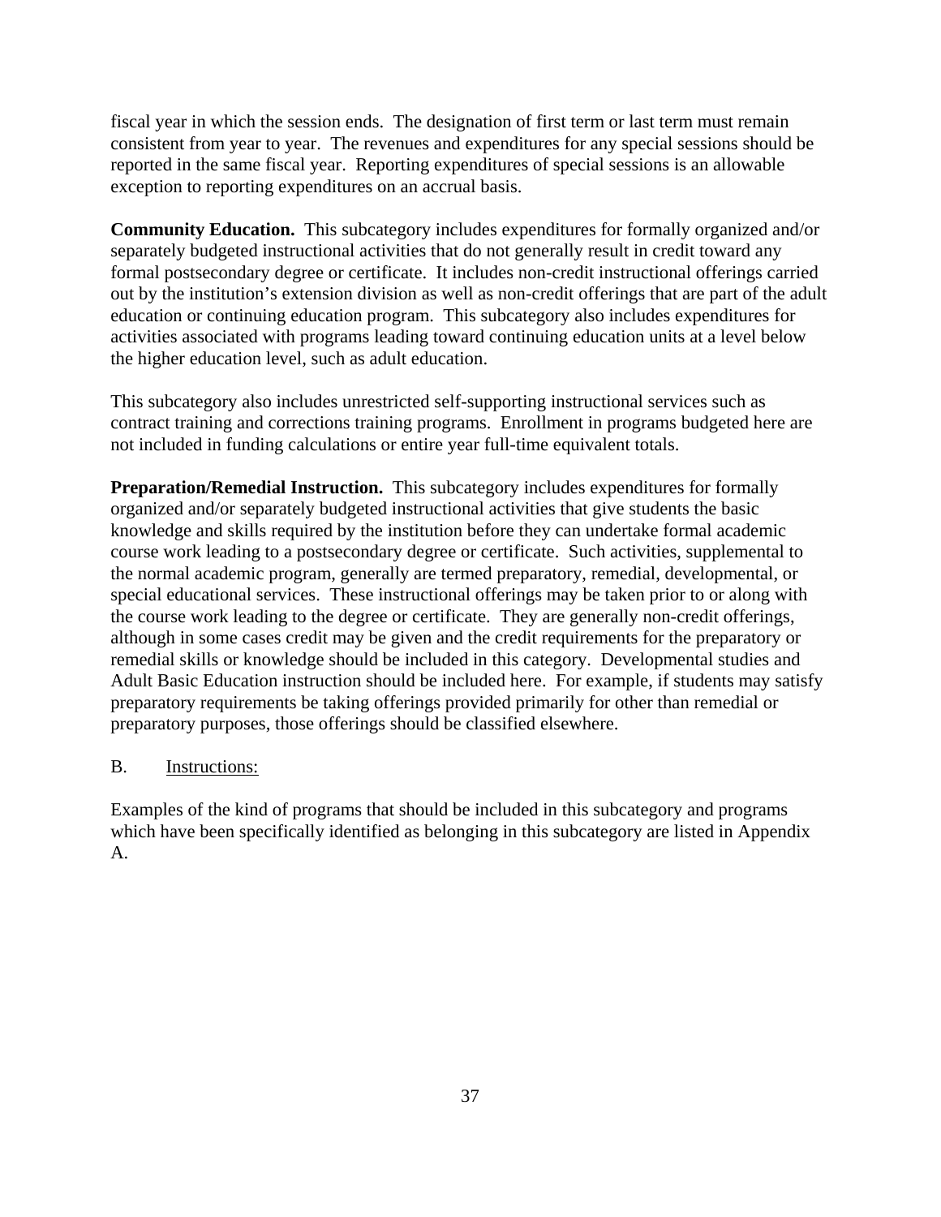fiscal year in which the session ends. The designation of first term or last term must remain consistent from year to year. The revenues and expenditures for any special sessions should be reported in the same fiscal year. Reporting expenditures of special sessions is an allowable exception to reporting expenditures on an accrual basis.

**Community Education.** This subcategory includes expenditures for formally organized and/or separately budgeted instructional activities that do not generally result in credit toward any formal postsecondary degree or certificate. It includes non-credit instructional offerings carried out by the institution's extension division as well as non-credit offerings that are part of the adult education or continuing education program. This subcategory also includes expenditures for activities associated with programs leading toward continuing education units at a level below the higher education level, such as adult education.

This subcategory also includes unrestricted self-supporting instructional services such as contract training and corrections training programs. Enrollment in programs budgeted here are not included in funding calculations or entire year full-time equivalent totals.

**Preparation/Remedial Instruction.** This subcategory includes expenditures for formally organized and/or separately budgeted instructional activities that give students the basic knowledge and skills required by the institution before they can undertake formal academic course work leading to a postsecondary degree or certificate. Such activities, supplemental to the normal academic program, generally are termed preparatory, remedial, developmental, or special educational services. These instructional offerings may be taken prior to or along with the course work leading to the degree or certificate. They are generally non-credit offerings, although in some cases credit may be given and the credit requirements for the preparatory or remedial skills or knowledge should be included in this category. Developmental studies and Adult Basic Education instruction should be included here. For example, if students may satisfy preparatory requirements be taking offerings provided primarily for other than remedial or preparatory purposes, those offerings should be classified elsewhere.

B. Instructions:

Examples of the kind of programs that should be included in this subcategory and programs which have been specifically identified as belonging in this subcategory are listed in Appendix A.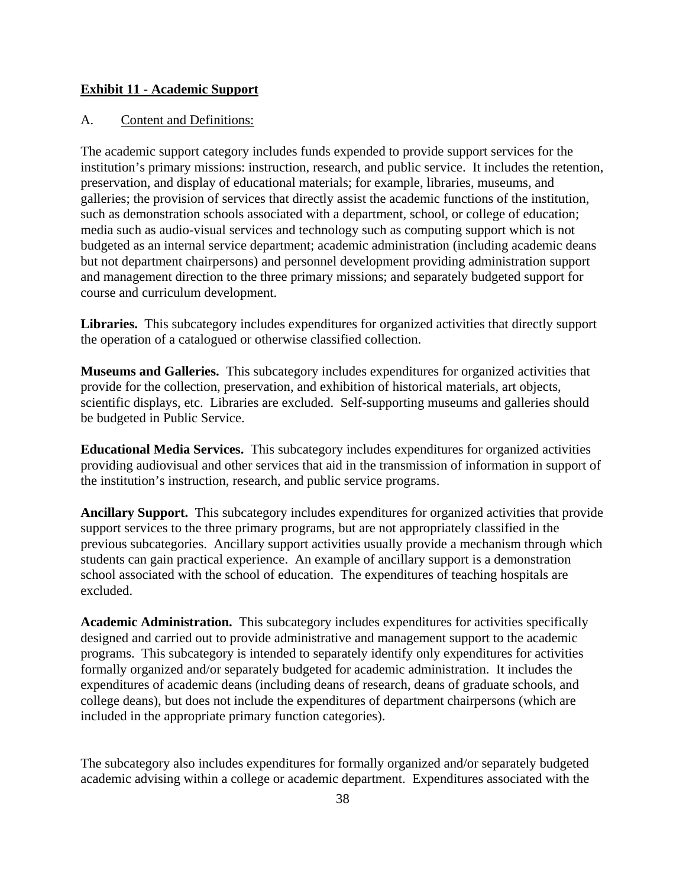**Exhibit 11 - Academic Support**

A. Content and Definitions:

The academic support category includes funds expended to provide support services for the institution's primary missions: instruction, research, and public service. It includes the retention, preservation, and display of educational materials; for example, libraries, museums, and galleries; the provision of services that directly assist the academic functions of the institution, such as demonstration schools associated with a department, school, or college of education; media such as audio-visual services and technology such as computing support which is not budgeted as an internal service department; academic administration (including academic deans but not department chairpersons) and personnel development providing administration support and management direction to the three primary missions; and separately budgeted support for course and curriculum development.

**Libraries.** This subcategory includes expenditures for organized activities that directly support the operation of a catalogued or otherwise classified collection.

**Museums and Galleries.** This subcategory includes expenditures for organized activities that provide for the collection, preservation, and exhibition of historical materials, art objects, scientific displays, etc. Libraries are excluded. Self-supporting museums and galleries should be budgeted in Public Service.

**Educational Media Services.** This subcategory includes expenditures for organized activities providing audiovisual and other services that aid in the transmission of information in support of the institution's instruction, research, and public service programs.

**Ancillary Support.** This subcategory includes expenditures for organized activities that provide support services to the three primary programs, but are not appropriately classified in the previous subcategories. Ancillary support activities usually provide a mechanism through which students can gain practical experience. An example of ancillary support is a demonstration school associated with the school of education. The expenditures of teaching hospitals are excluded.

**Academic Administration.** This subcategory includes expenditures for activities specifically designed and carried out to provide administrative and management support to the academic programs. This subcategory is intended to separately identify only expenditures for activities formally organized and/or separately budgeted for academic administration. It includes the expenditures of academic deans (including deans of research, deans of graduate schools, and college deans), but does not include the expenditures of department chairpersons (which are included in the appropriate primary function categories).

The subcategory also includes expenditures for formally organized and/or separately budgeted academic advising within a college or academic department. Expenditures associated with the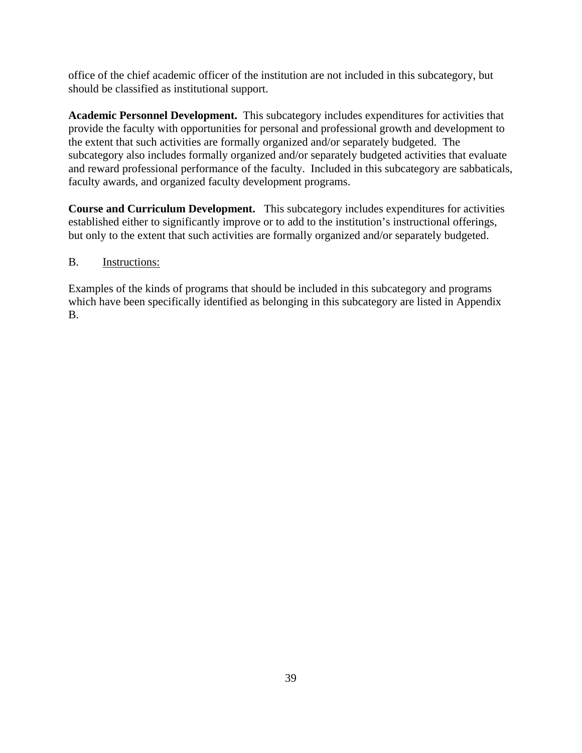office of the chief academic officer of the institution are not included in this subcategory, but should be classified as institutional support.

**Academic Personnel Development.** This subcategory includes expenditures for activities that provide the faculty with opportunities for personal and professional growth and development to the extent that such activities are formally organized and/or separately budgeted. The subcategory also includes formally organized and/or separately budgeted activities that evaluate and reward professional performance of the faculty. Included in this subcategory are sabbaticals, faculty awards, and organized faculty development programs.

**Course and Curriculum Development.** This subcategory includes expenditures for activities established either to significantly improve or to add to the institution's instructional offerings, but only to the extent that such activities are formally organized and/or separately budgeted.

B. Instructions:

Examples of the kinds of programs that should be included in this subcategory and programs which have been specifically identified as belonging in this subcategory are listed in Appendix B.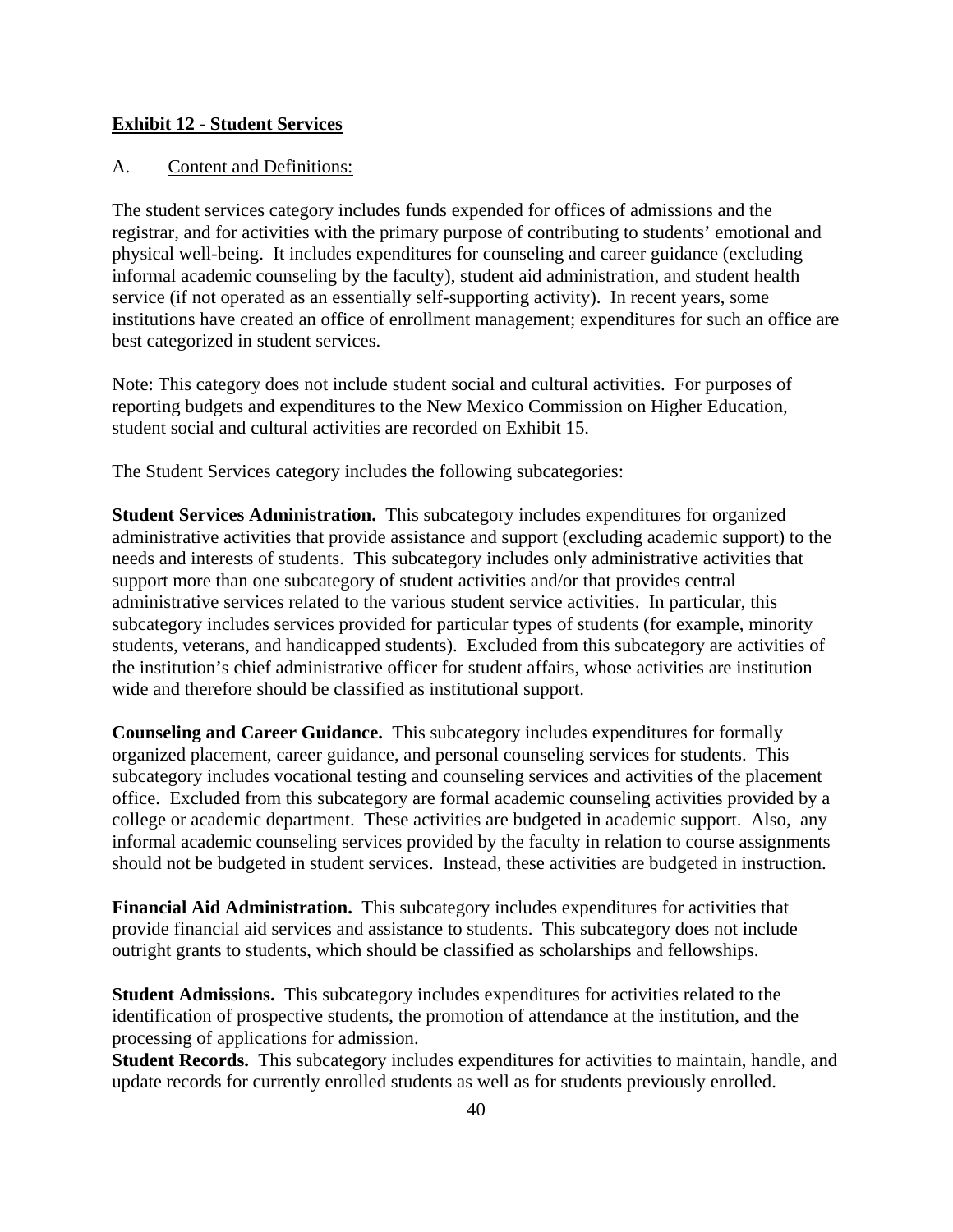## Exhibit 12 - Student Services

A. Content and Definitions:

The student services category includes funds expended for offices of admissions and the registrar, and for activities with the primary purpose of contributing to students' emotional and physical well-being. It includes expenditures for counseling and career guidance (excluding informal academic counseling by the faculty), student aid administration, and student health service (if not operated as an essentially self-supporting activity). In recent years, some institutions have created an office of enrollment management; expenditures for such an office are best categorized in student services.

Note: This category does not include student social and cultural activities. For purposes of reporting budgets and expenditures to the New Mexico Commission on Higher Education, student social and cultural activities are recorded on Exhibit 15.

The Student Services category includes the following subcategories:

**Student Services Administration.** This subcategory includes expenditures for organized administrative activities that provide assistance and support (excluding academic support) to the needs and interests of students. This subcategory includes only administrative activities that support more than one subcategory of student activities and/or that provides central administrative services related to the various student service activities. In particular, this subcategory includes services provided for particular types of students (for example, minority students, veterans, and handicapped students). Excluded from this subcategory are activities of the institution's chief administrative officer for student affairs, whose activities are institution wide and therefore should be classified as institutional support.

**Counseling and Career Guidance.** This subcategory includes expenditures for formally organized placement, career guidance, and personal counseling services for students. This subcategory includes vocational testing and counseling services and activities of the placement office. Excluded from this subcategory are formal academic counseling activities provided by a college or academic department. These activities are budgeted in academic support. Also, any informal academic counseling services provided by the faculty in relation to course assignments should not be budgeted in student services. Instead, these activities are budgeted in instruction.

**Financial Aid Administration.** This subcategory includes expenditures for activities that provide financial aid services and assistance to students. This subcategory does not include outright grants to students, which should be classified as scholarships and fellowships.

**Student Admissions.** This subcategory includes expenditures for activities related to the identification of prospective students, the promotion of attendance at the institution, and the processing of applications for admission.

**Student Records.** This subcategory includes expenditures for activities to maintain, handle, and update records for currently enrolled students as well as for students previously enrolled.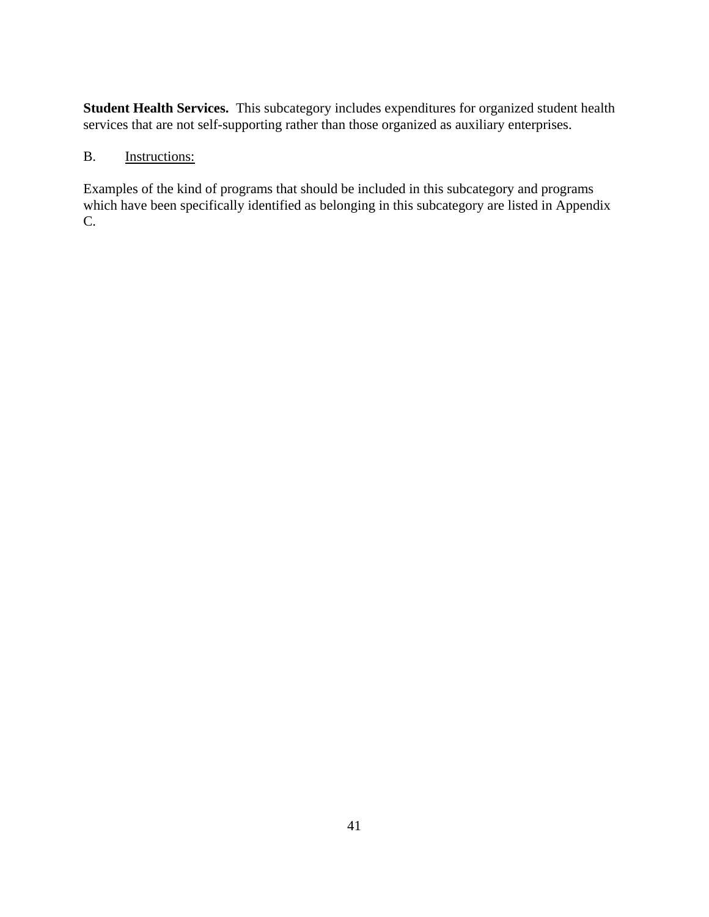**Student Health Services.** This subcategory includes expenditures for organized student health services that are not self-supporting rather than those organized as auxiliary enterprises.

B. Instructions:

Examples of the kind of programs that should be included in this subcategory and programs which have been specifically identified as belonging in this subcategory are listed in Appendix C.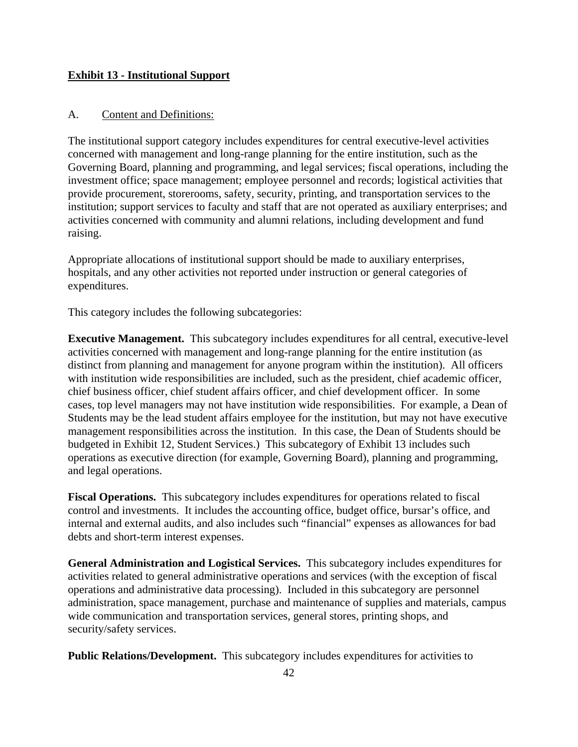**Exhibit 13 - Institutional Support**

A. Content and Definitions:

The institutional support category includes expenditures for central executive-level activities concerned with management and long-range planning for the entire institution, such as the Governing Board, planning and programming, and legal services; fiscal operations, including the investment office; space management; employee personnel and records; logistical activities that provide procurement, storerooms, safety, security, printing, and transportation services to the institution; support services to faculty and staff that are not operated as auxiliary enterprises; and activities concerned with community and alumni relations, including development and fund raising.

Appropriate allocations of institutional support should be made to auxiliary enterprises, hospitals, and any other activities not reported under instruction or general categories of expenditures.

This category includes the following subcategories:

**Executive Management.** This subcategory includes expenditures for all central, executive-level activities concerned with management and long-range planning for the entire institution (as distinct from planning and management for anyone program within the institution). All officers with institution wide responsibilities are included, such as the president, chief academic officer, chief business officer, chief student affairs officer, and chief development officer. In some cases, top level managers may not have institution wide responsibilities. For example, a Dean of Students may be the lead student affairs employee for the institution, but may not have executive management responsibilities across the institution. In this case, the Dean of Students should be budgeted in Exhibit 12, Student Services.) This subcategory of Exhibit 13 includes such operations as executive direction (for example, Governing Board), planning and programming, and legal operations.

**Fiscal Operations.** This subcategory includes expenditures for operations related to fiscal control and investments. It includes the accounting office, budget office, bursar's office, and internal and external audits, and also includes such "financial" expenses as allowances for bad debts and short-term interest expenses.

**General Administration and Logistical Services.** This subcategory includes expenditures for activities related to general administrative operations and services (with the exception of fiscal operations and administrative data processing). Included in this subcategory are personnel administration, space management, purchase and maintenance of supplies and materials, campus wide communication and transportation services, general stores, printing shops, and security/safety services.

**Public Relations/Development.** This subcategory includes expenditures for activities to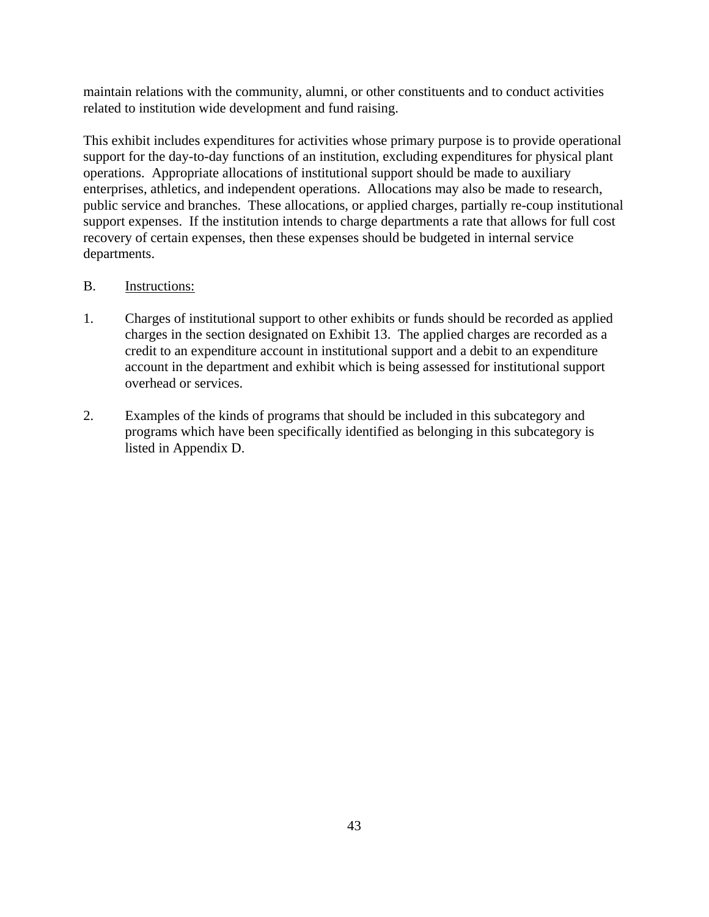maintain relations with the community, alumni, or other constituents and to conduct activities related to institution wide development and fund raising.

This exhibit includes expenditures for activities whose primary purpose is to provide operational support for the day-to-day functions of an institution, excluding expenditures for physical plant operations. Appropriate allocations of institutional support should be made to auxiliary enterprises, athletics, and independent operations. Allocations may also be made to research, public service and branches. These allocations, or applied charges, partially re-coup institutional support expenses. If the institution intends to charge departments a rate that allows for full cost recovery of certain expenses, then these expenses should be budgeted in internal service departments.

B. <u>Instructions:</u>

1. Charges of institutional support to other exhibits or funds should be recorded as applied charges in the section designated on Exhibit 13. The applied charges are recorded as a credit to an expenditure account in institutional support and a debit to an expenditure account in the department and exhibit which is being assessed for institutional support overhead or services.

2. Examples of the kinds of programs that should be included in this subcategory and programs which have been specifically identified as belonging in this subcategory is listed in Appendix D.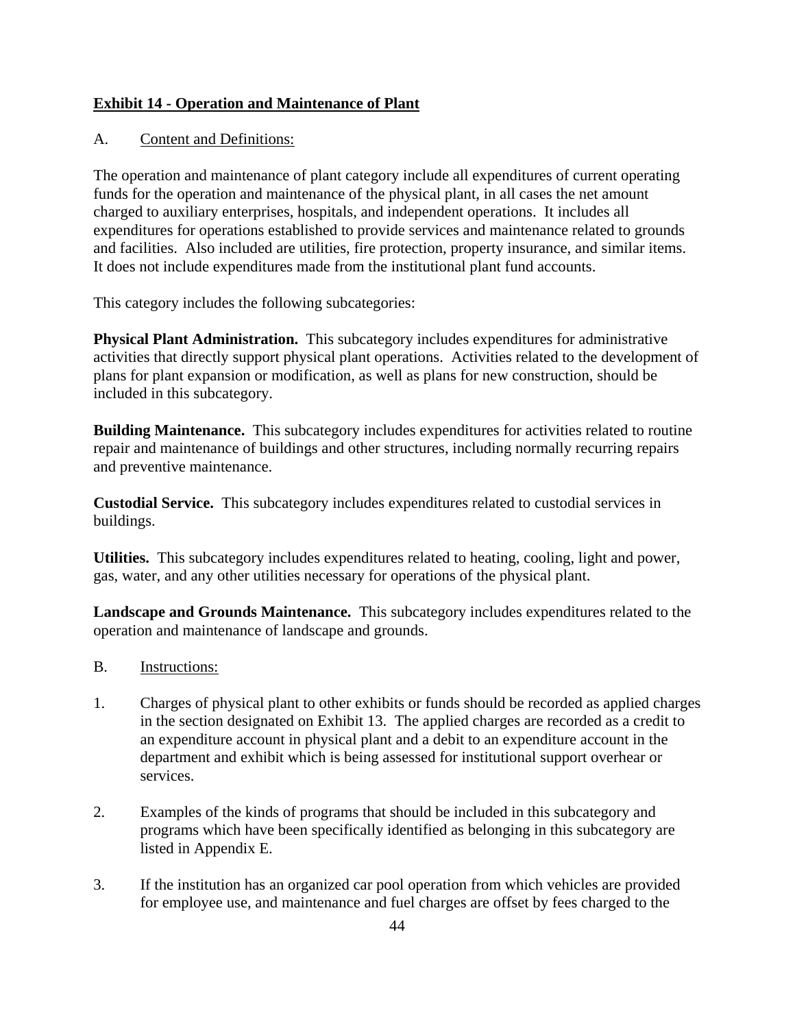## Exhibit 14 - Operation and Maintenance of Plant

A. Content and Definitions:

The operation and maintenance of plant category include all expenditures of current operating funds for the operation and maintenance of the physical plant, in all cases the net amount charged to auxiliary enterprises, hospitals, and independent operations. It includes all expenditures for operations established to provide services and maintenance related to grounds and facilities. Also included are utilities, fire protection, property insurance, and similar items. It does not include expenditures made from the institutional plant fund accounts.

This category includes the following subcategories:

**Physical Plant Administration.** This subcategory includes expenditures for administrative activities that directly support physical plant operations. Activities related to the development of plans for plant expansion or modification, as well as plans for new construction, should be included in this subcategory.

**Building Maintenance.** This subcategory includes expenditures for activities related to routine repair and maintenance of buildings and other structures, including normally recurring repairs and preventive maintenance.

**Custodial Service.** This subcategory includes expenditures related to custodial services in buildings.

**Utilities.** This subcategory includes expenditures related to heating, cooling, light and power, gas, water, and any other utilities necessary for operations of the physical plant.

**Landscape and Grounds Maintenance.** This subcategory includes expenditures related to the operation and maintenance of landscape and grounds.

B. Instructions:

1. Charges of physical plant to other exhibits or funds should be recorded as applied charges in the section designated on Exhibit 13. The applied charges are recorded as a credit to an expenditure account in physical plant and a debit to an expenditure account in the department and exhibit which is being assessed for institutional support overhear or services.

2. Examples of the kinds of programs that should be included in this subcategory and programs which have been specifically identified as belonging in this subcategory are listed in Appendix E.

3. If the institution has an organized car pool operation from which vehicles are provided for employee use, and maintenance and fuel charges are offset by fees charged to the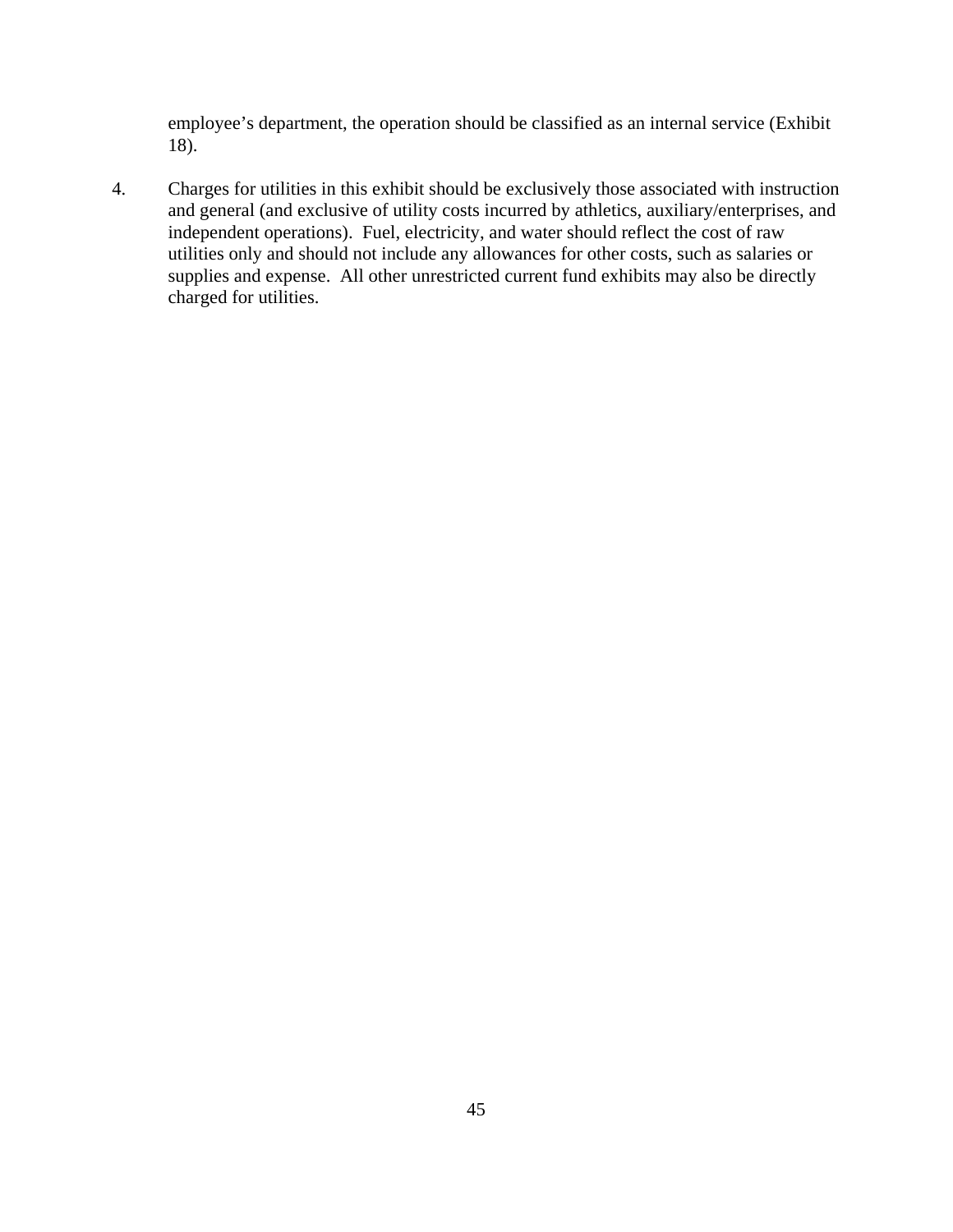employee's department, the operation should be classified as an internal service (Exhibit 18).

4. Charges for utilities in this exhibit should be exclusively those associated with instruction and general (and exclusive of utility costs incurred by athletics, auxiliary/enterprises, and independent operations). Fuel, electricity, and water should reflect the cost of raw utilities only and should not include any allowances for other costs, such as salaries or supplies and expense. All other unrestricted current fund exhibits may also be directly charged for utilities.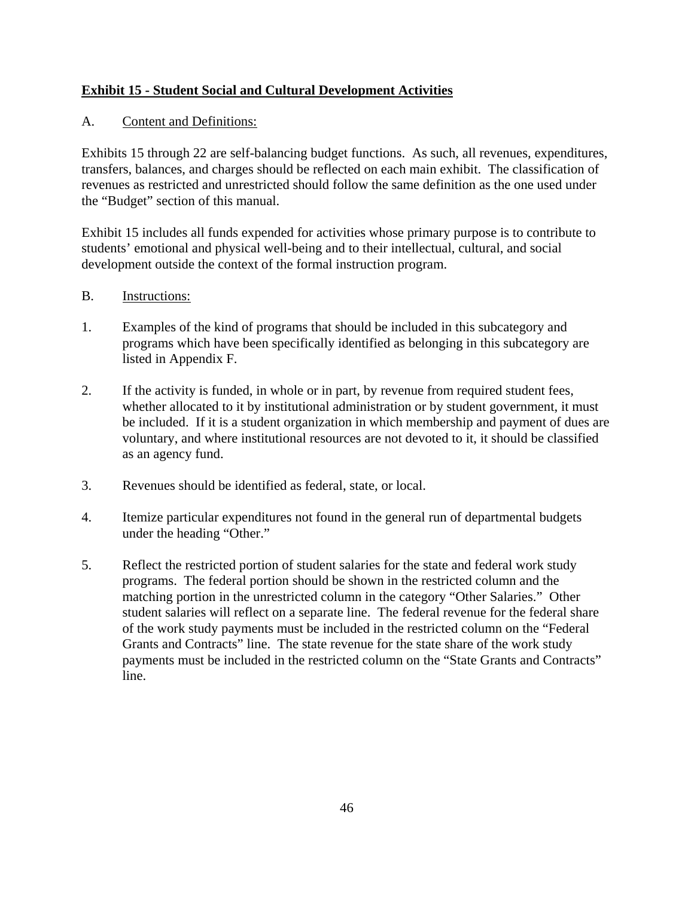## <u>Exhibit 15 - Student Social and Cultural Development Activities</u>

A. <u>Content and Definitions:</u>

Exhibits 15 through 22 are self-balancing budget functions. As such, all revenues, expenditures, transfers, balances, and charges should be reflected on each main exhibit. The classification of revenues as restricted and unrestricted should follow the same definition as the one used under the "Budget" section of this manual.

Exhibit 15 includes all funds expended for activities whose primary purpose is to contribute to students' emotional and physical well-being and to their intellectual, cultural, and social development outside the context of the formal instruction program.

B. <u>Instructions:</u>

1. Examples of the kind of programs that should be included in this subcategory and programs which have been specifically identified as belonging in this subcategory are listed in Appendix F.

2. If the activity is funded, in whole or in part, by revenue from required student fees, whether allocated to it by institutional administration or by student government, it must be included. If it is a student organization in which membership and payment of dues are voluntary, and where institutional resources are not devoted to it, it should be classified as an agency fund.

3. Revenues should be identified as federal, state, or local.

4. Itemize particular expenditures not found in the general run of departmental budgets under the heading "Other."

5. Reflect the restricted portion of student salaries for the state and federal work study programs. The federal portion should be shown in the restricted column and the matching portion in the unrestricted column in the category "Other Salaries." Other student salaries will reflect on a separate line. The federal revenue for the federal share of the work study payments must be included in the restricted column on the "Federal Grants and Contracts" line. The state revenue for the state share of the work study payments must be included in the restricted column on the "State Grants and Contracts" line.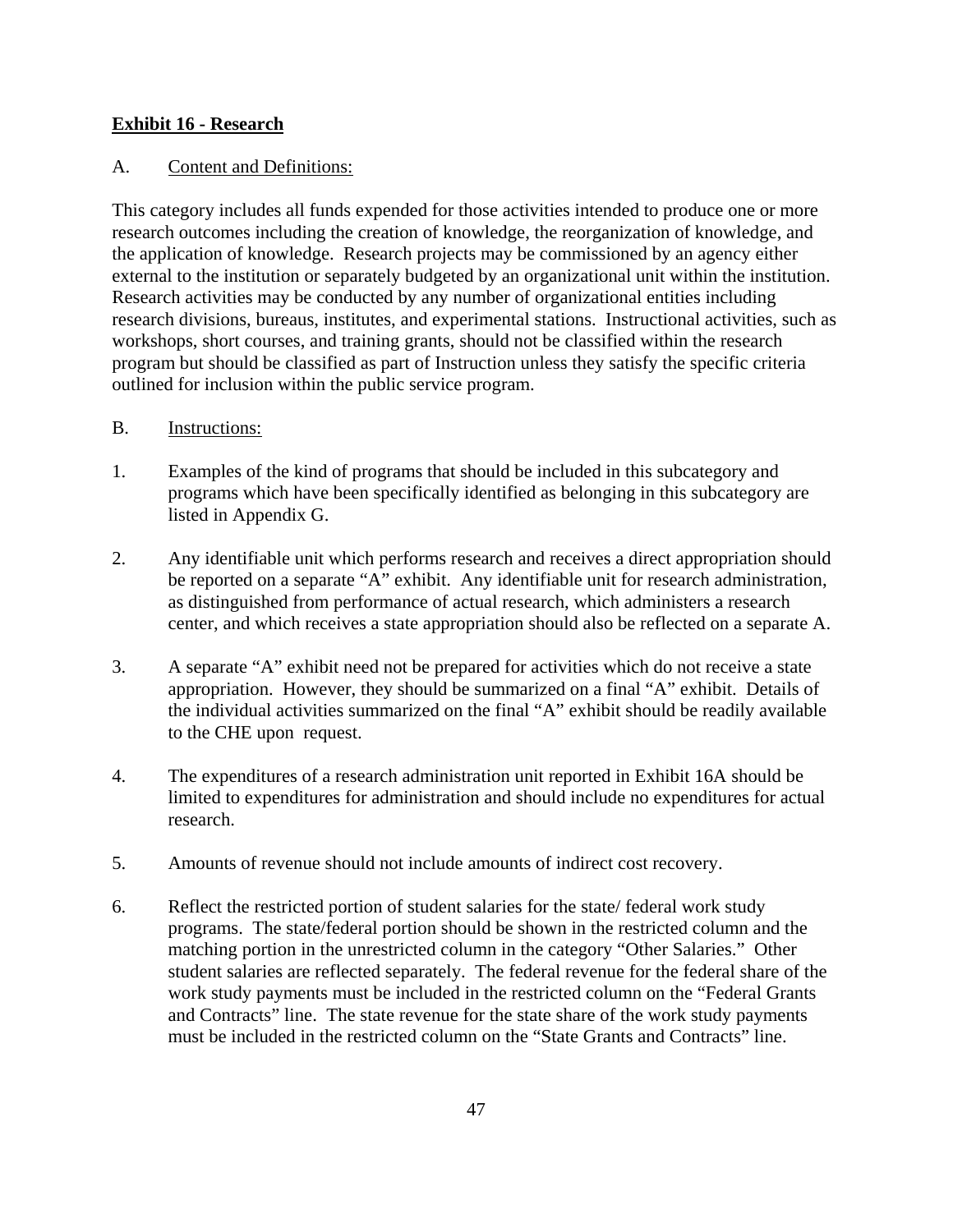**Exhibit 16 - Research**

A. Content and Definitions:

This category includes all funds expended for those activities intended to produce one or more research outcomes including the creation of knowledge, the reorganization of knowledge, and the application of knowledge. Research projects may be commissioned by an agency either external to the institution or separately budgeted by an organizational unit within the institution. Research activities may be conducted by any number of organizational entities including research divisions, bureaus, institutes, and experimental stations. Instructional activities, such as workshops, short courses, and training grants, should not be classified within the research program but should be classified as part of Instruction unless they satisfy the specific criteria outlined for inclusion within the public service program.

B. Instructions:

1. Examples of the kind of programs that should be included in this subcategory and programs which have been specifically identified as belonging in this subcategory are listed in Appendix G.

2. Any identifiable unit which performs research and receives a direct appropriation should be reported on a separate "A" exhibit. Any identifiable unit for research administration, as distinguished from performance of actual research, which administers a research center, and which receives a state appropriation should also be reflected on a separate A.

3. A separate "A" exhibit need not be prepared for activities which do not receive a state appropriation. However, they should be summarized on a final "A" exhibit. Details of the individual activities summarized on the final "A" exhibit should be readily available to the CHE upon request.

4. The expenditures of a research administration unit reported in Exhibit 16A should be limited to expenditures for administration and should include no expenditures for actual research.

5. Amounts of revenue should not include amounts of indirect cost recovery.

6. Reflect the restricted portion of student salaries for the state/ federal work study programs. The state/federal portion should be shown in the restricted column and the matching portion in the unrestricted column in the category "Other Salaries." Other student salaries are reflected separately. The federal revenue for the federal share of the work study payments must be included in the restricted column on the "Federal Grants and Contracts" line. The state revenue for the state share of the work study payments must be included in the restricted column on the "State Grants and Contracts" line.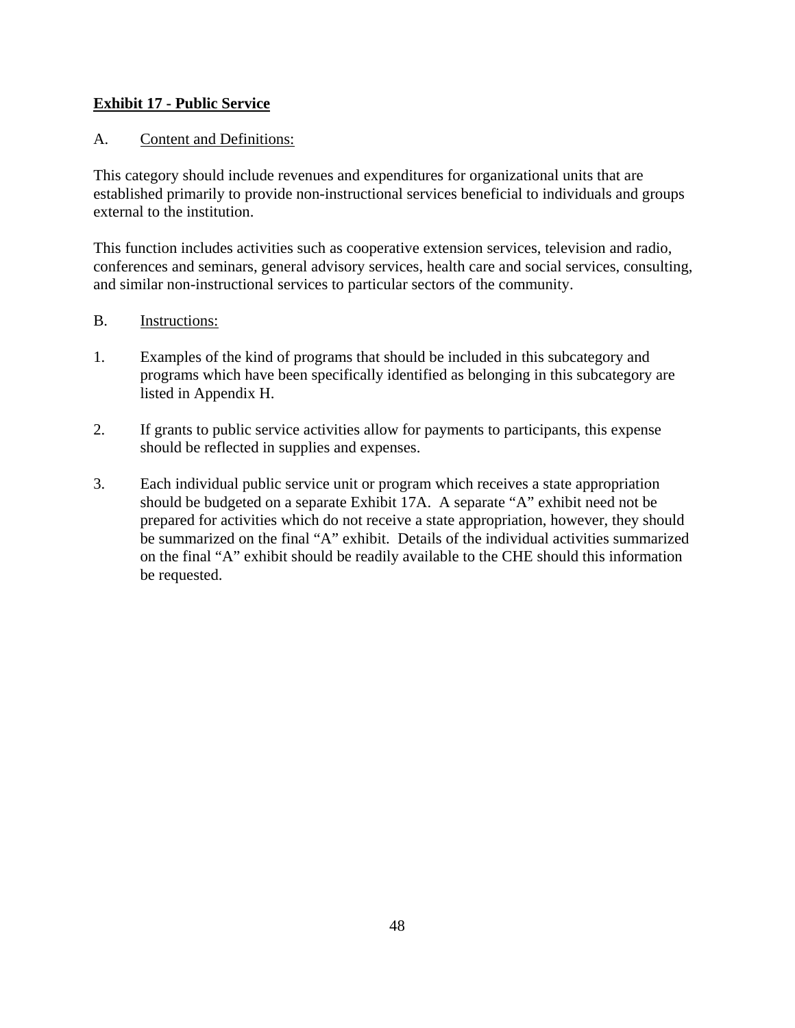**Exhibit 17 - Public Service**

A. Content and Definitions:

This category should include revenues and expenditures for organizational units that are established primarily to provide non-instructional services beneficial to individuals and groups external to the institution.

This function includes activities such as cooperative extension services, television and radio, conferences and seminars, general advisory services, health care and social services, consulting, and similar non-instructional services to particular sectors of the community.

B. Instructions:

1. Examples of the kind of programs that should be included in this subcategory and programs which have been specifically identified as belonging in this subcategory are listed in Appendix H.

2. If grants to public service activities allow for payments to participants, this expense should be reflected in supplies and expenses.

3. Each individual public service unit or program which receives a state appropriation should be budgeted on a separate Exhibit 17A. A separate "A" exhibit need not be prepared for activities which do not receive a state appropriation, however, they should be summarized on the final "A" exhibit. Details of the individual activities summarized on the final "A" exhibit should be readily available to the CHE should this information be requested.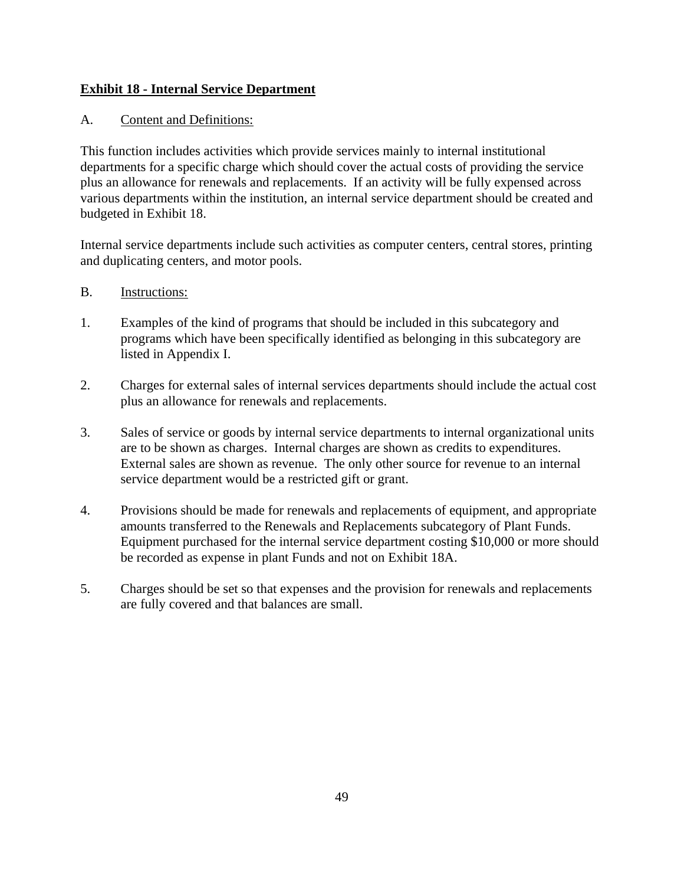## **Exhibit 18 - Internal Service Department**

A. Content and Definitions:

This function includes activities which provide services mainly to internal institutional departments for a specific charge which should cover the actual costs of providing the service plus an allowance for renewals and replacements. If an activity will be fully expensed across various departments within the institution, an internal service department should be created and budgeted in Exhibit 18.

Internal service departments include such activities as computer centers, central stores, printing and duplicating centers, and motor pools.

B. Instructions:

1. Examples of the kind of programs that should be included in this subcategory and programs which have been specifically identified as belonging in this subcategory are listed in Appendix I.

2. Charges for external sales of internal services departments should include the actual cost plus an allowance for renewals and replacements.

3. Sales of service or goods by internal service departments to internal organizational units are to be shown as charges. Internal charges are shown as credits to expenditures. External sales are shown as revenue. The only other source for revenue to an internal service department would be a restricted gift or grant.

4. Provisions should be made for renewals and replacements of equipment, and appropriate amounts transferred to the Renewals and Replacements subcategory of Plant Funds. Equipment purchased for the internal service department costing $10,000 or more should be recorded as expense in plant Funds and not on Exhibit 18A.

5. Charges should be set so that expenses and the provision for renewals and replacements are fully covered and that balances are small.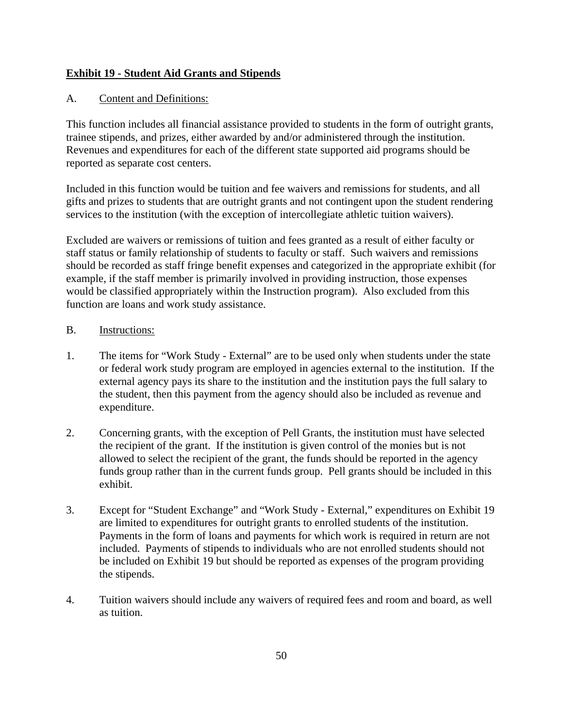**Exhibit 19 - Student Aid Grants and Stipends**

A. Content and Definitions:

This function includes all financial assistance provided to students in the form of outright grants, trainee stipends, and prizes, either awarded by and/or administered through the institution. Revenues and expenditures for each of the different state supported aid programs should be reported as separate cost centers.

Included in this function would be tuition and fee waivers and remissions for students, and all gifts and prizes to students that are outright grants and not contingent upon the student rendering services to the institution (with the exception of intercollegiate athletic tuition waivers).

Excluded are waivers or remissions of tuition and fees granted as a result of either faculty or staff status or family relationship of students to faculty or staff. Such waivers and remissions should be recorded as staff fringe benefit expenses and categorized in the appropriate exhibit (for example, if the staff member is primarily involved in providing instruction, those expenses would be classified appropriately within the Instruction program). Also excluded from this function are loans and work study assistance.

B. Instructions:

1. The items for "Work Study - External" are to be used only when students under the state or federal work study program are employed in agencies external to the institution. If the external agency pays its share to the institution and the institution pays the full salary to the student, then this payment from the agency should also be included as revenue and expenditure.

2. Concerning grants, with the exception of Pell Grants, the institution must have selected the recipient of the grant. If the institution is given control of the monies but is not allowed to select the recipient of the grant, the funds should be reported in the agency funds group rather than in the current funds group. Pell grants should be included in this exhibit.

3. Except for "Student Exchange" and "Work Study - External," expenditures on Exhibit 19 are limited to expenditures for outright grants to enrolled students of the institution. Payments in the form of loans and payments for which work is required in return are not included. Payments of stipends to individuals who are not enrolled students should not be included on Exhibit 19 but should be reported as expenses of the program providing the stipends.

4. Tuition waivers should include any waivers of required fees and room and board, as well as tuition.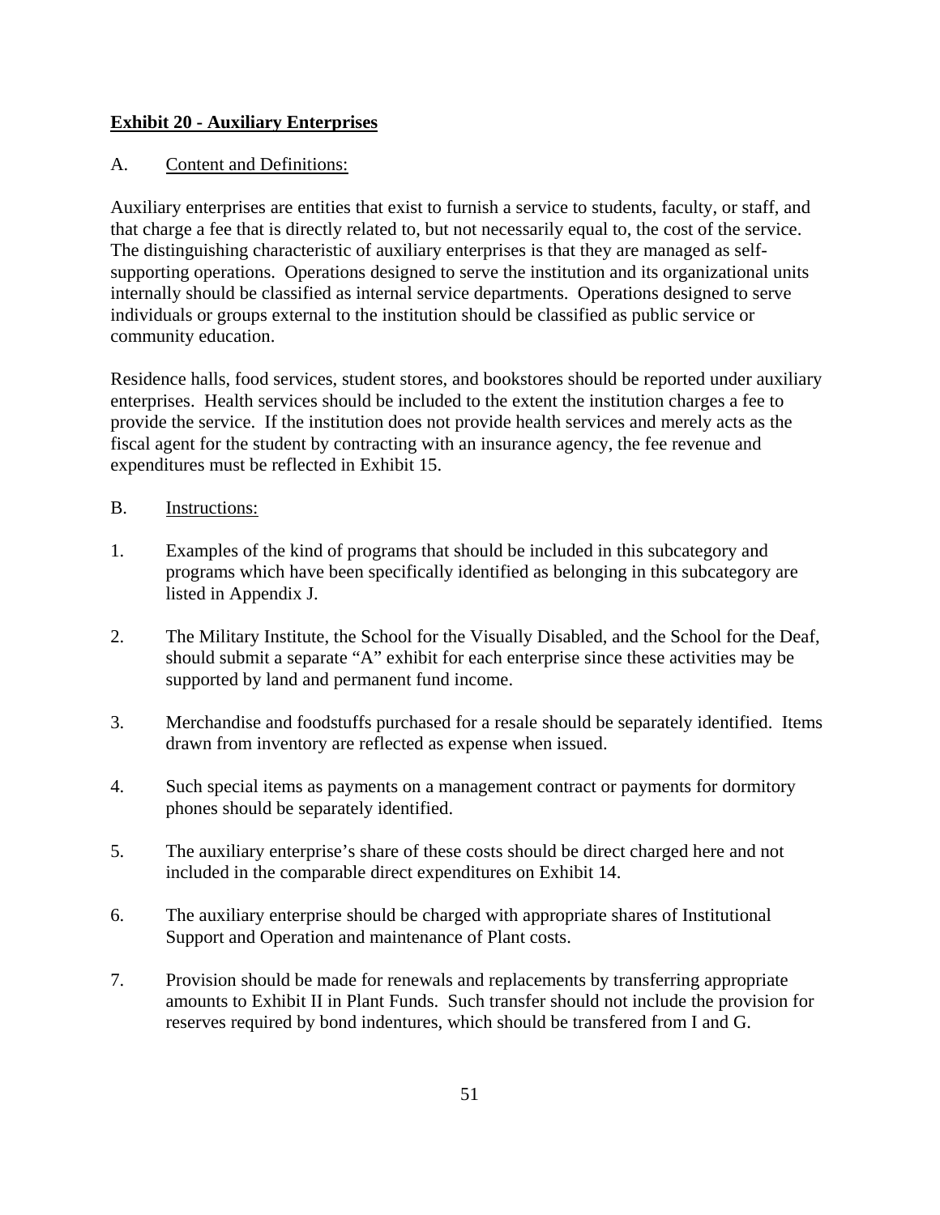**Exhibit 20 - Auxiliary Enterprises**

A. Content and Definitions:

Auxiliary enterprises are entities that exist to furnish a service to students, faculty, or staff, and that charge a fee that is directly related to, but not necessarily equal to, the cost of the service. The distinguishing characteristic of auxiliary enterprises is that they are managed as self-supporting operations. Operations designed to serve the institution and its organizational units internally should be classified as internal service departments. Operations designed to serve individuals or groups external to the institution should be classified as public service or community education.

Residence halls, food services, student stores, and bookstores should be reported under auxiliary enterprises. Health services should be included to the extent the institution charges a fee to provide the service. If the institution does not provide health services and merely acts as the fiscal agent for the student by contracting with an insurance agency, the fee revenue and expenditures must be reflected in Exhibit 15.

B. Instructions:

1. Examples of the kind of programs that should be included in this subcategory and programs which have been specifically identified as belonging in this subcategory are listed in Appendix J.

2. The Military Institute, the School for the Visually Disabled, and the School for the Deaf, should submit a separate "A" exhibit for each enterprise since these activities may be supported by land and permanent fund income.

3. Merchandise and foodstuffs purchased for a resale should be separately identified. Items drawn from inventory are reflected as expense when issued.

4. Such special items as payments on a management contract or payments for dormitory phones should be separately identified.

5. The auxiliary enterprise's share of these costs should be direct charged here and not included in the comparable direct expenditures on Exhibit 14.

6. The auxiliary enterprise should be charged with appropriate shares of Institutional Support and Operation and maintenance of Plant costs.

7. Provision should be made for renewals and replacements by transferring appropriate amounts to Exhibit II in Plant Funds. Such transfer should not include the provision for reserves required by bond indentures, which should be transfered from I and G.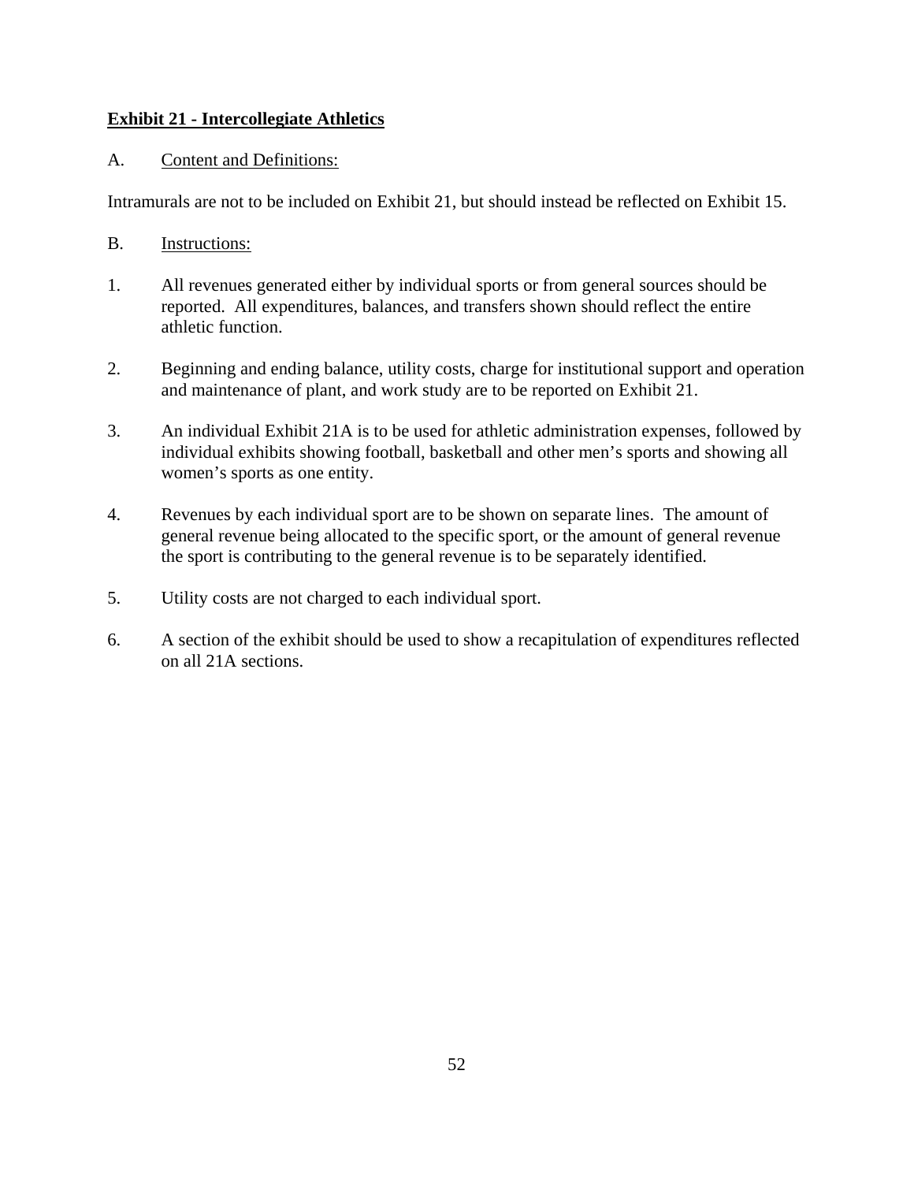**Exhibit 21 - Intercollegiate Athletics**

A. Content and Definitions:

Intramurals are not to be included on Exhibit 21, but should instead be reflected on Exhibit 15.

B. Instructions:

1. All revenues generated either by individual sports or from general sources should be reported. All expenditures, balances, and transfers shown should reflect the entire athletic function.

2. Beginning and ending balance, utility costs, charge for institutional support and operation and maintenance of plant, and work study are to be reported on Exhibit 21.

3. An individual Exhibit 21A is to be used for athletic administration expenses, followed by individual exhibits showing football, basketball and other men's sports and showing all women's sports as one entity.

4. Revenues by each individual sport are to be shown on separate lines. The amount of general revenue being allocated to the specific sport, or the amount of general revenue the sport is contributing to the general revenue is to be separately identified.

5. Utility costs are not charged to each individual sport.

6. A section of the exhibit should be used to show a recapitulation of expenditures reflected on all 21A sections.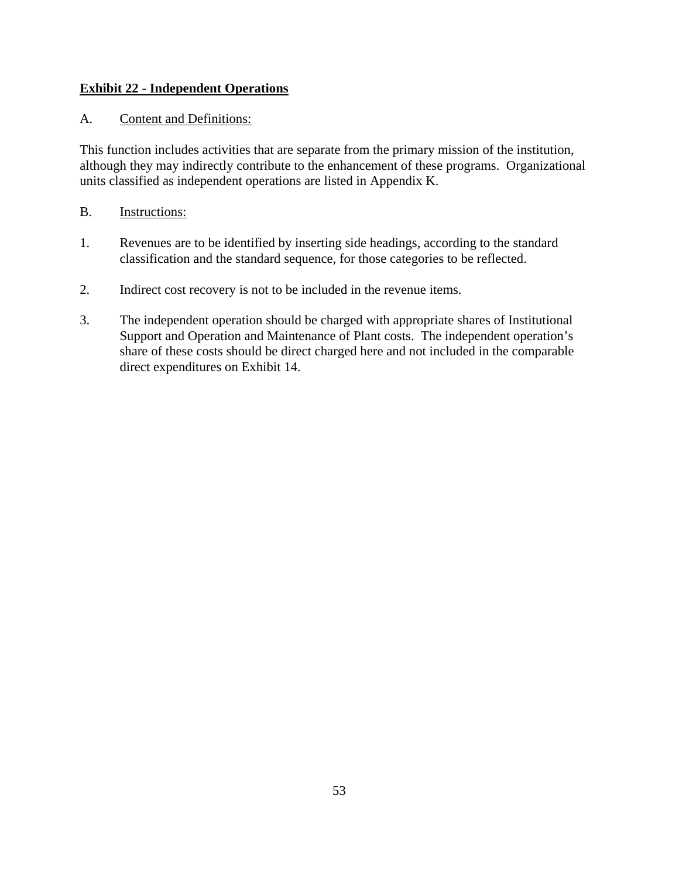## **Exhibit 22 - Independent Operations**

A. Content and Definitions:

This function includes activities that are separate from the primary mission of the institution, although they may indirectly contribute to the enhancement of these programs. Organizational units classified as independent operations are listed in Appendix K.

B. Instructions:

1. Revenues are to be identified by inserting side headings, according to the standard classification and the standard sequence, for those categories to be reflected.

2. Indirect cost recovery is not to be included in the revenue items.

3. The independent operation should be charged with appropriate shares of Institutional Support and Operation and Maintenance of Plant costs. The independent operation's share of these costs should be direct charged here and not included in the comparable direct expenditures on Exhibit 14.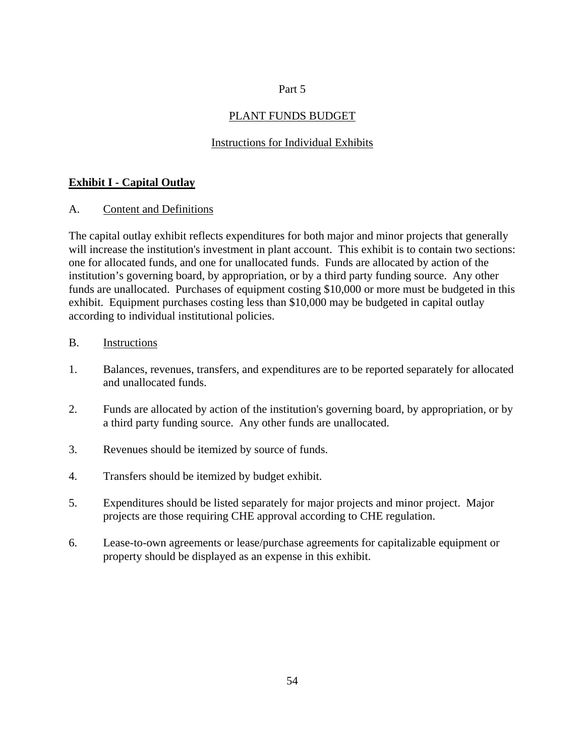# Part 5

## PLANT FUNDS BUDGET

### Instructions for Individual Exhibits

**Exhibit I - Capital Outlay**

A. Content and Definitions

The capital outlay exhibit reflects expenditures for both major and minor projects that generally will increase the institution's investment in plant account. This exhibit is to contain two sections: one for allocated funds, and one for unallocated funds. Funds are allocated by action of the institution's governing board, by appropriation, or by a third party funding source. Any other funds are unallocated. Purchases of equipment costing $10,000 or more must be budgeted in this exhibit. Equipment purchases costing less than $10,000 may be budgeted in capital outlay according to individual institutional policies.

B. Instructions

1. Balances, revenues, transfers, and expenditures are to be reported separately for allocated and unallocated funds.
2. Funds are allocated by action of the institution's governing board, by appropriation, or by a third party funding source. Any other funds are unallocated.
3. Revenues should be itemized by source of funds.
4. Transfers should be itemized by budget exhibit.
5. Expenditures should be listed separately for major projects and minor project. Major projects are those requiring CHE approval according to CHE regulation.
6. Lease-to-own agreements or lease/purchase agreements for capitalizable equipment or property should be displayed as an expense in this exhibit.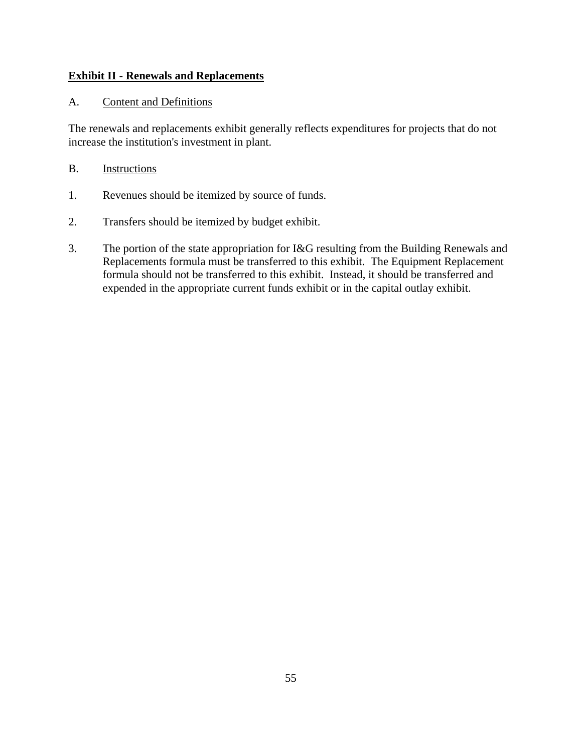**Exhibit II - Renewals and Replacements**

A. Content and Definitions

The renewals and replacements exhibit generally reflects expenditures for projects that do not increase the institution's investment in plant.

B. Instructions

1. Revenues should be itemized by source of funds.

2. Transfers should be itemized by budget exhibit.

3. The portion of the state appropriation for I&G resulting from the Building Renewals and Replacements formula must be transferred to this exhibit. The Equipment Replacement formula should not be transferred to this exhibit. Instead, it should be transferred and expended in the appropriate current funds exhibit or in the capital outlay exhibit.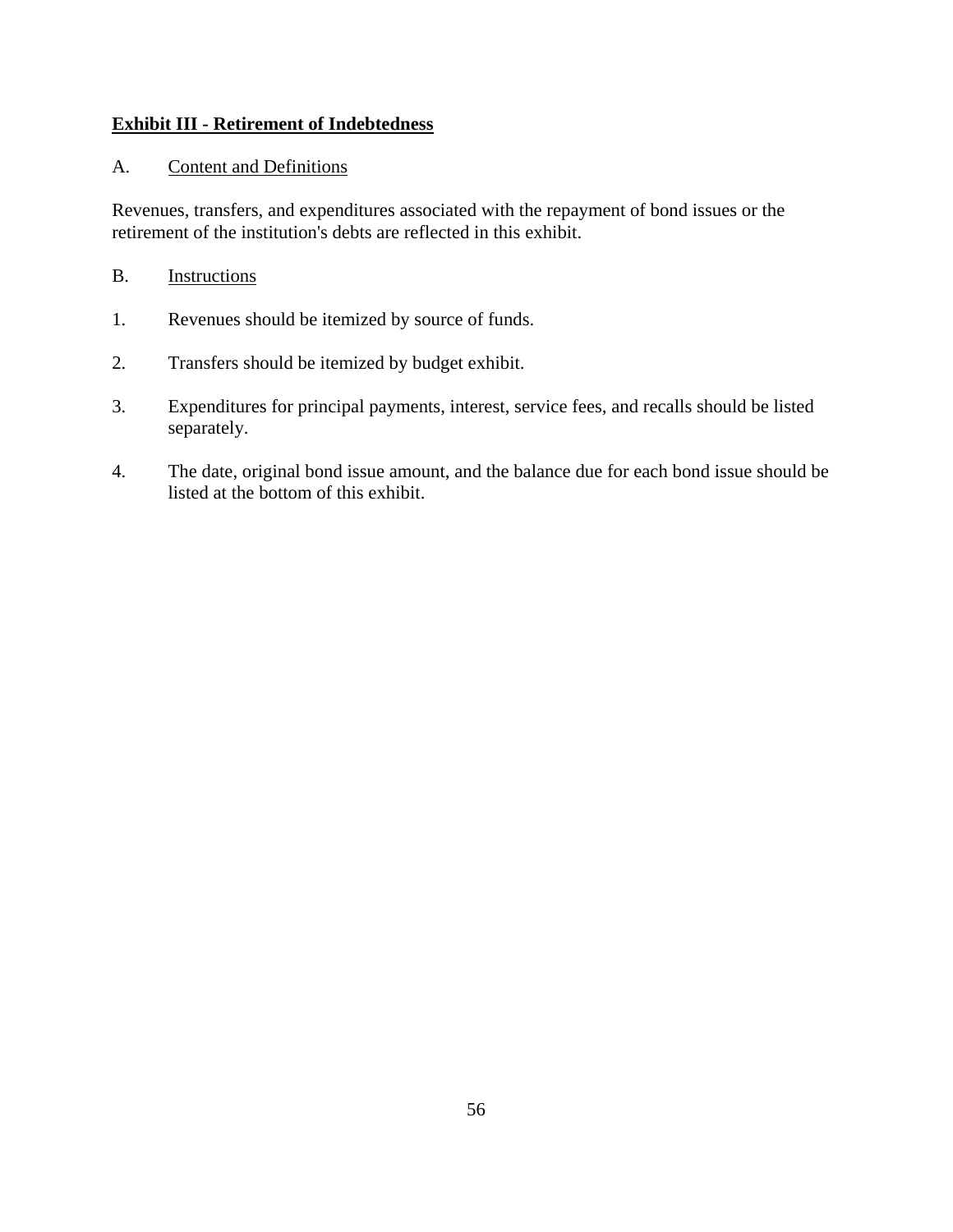**Exhibit III - Retirement of Indebtedness**

A. Content and Definitions

Revenues, transfers, and expenditures associated with the repayment of bond issues or the retirement of the institution's debts are reflected in this exhibit.

B. Instructions

1. Revenues should be itemized by source of funds.

2. Transfers should be itemized by budget exhibit.

3. Expenditures for principal payments, interest, service fees, and recalls should be listed separately.

4. The date, original bond issue amount, and the balance due for each bond issue should be listed at the bottom of this exhibit.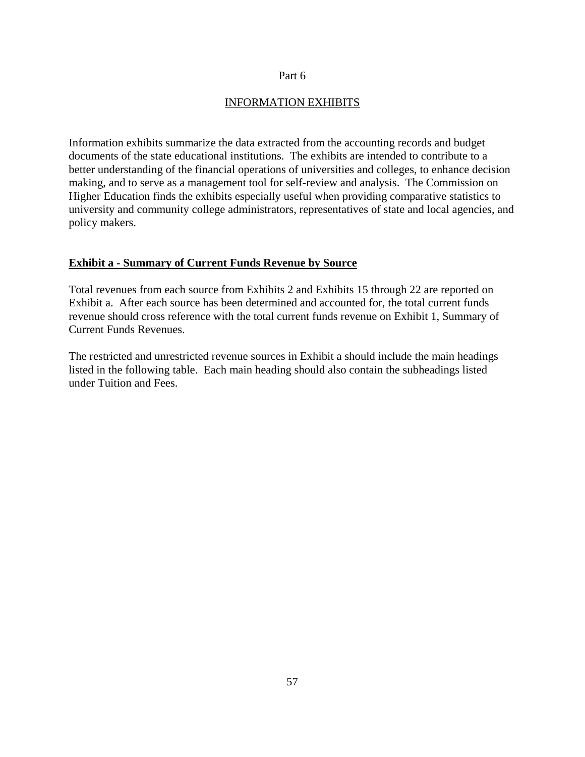Part 6

## INFORMATION EXHIBITS

Information exhibits summarize the data extracted from the accounting records and budget documents of the state educational institutions. The exhibits are intended to contribute to a better understanding of the financial operations of universities and colleges, to enhance decision making, and to serve as a management tool for self-review and analysis. The Commission on Higher Education finds the exhibits especially useful when providing comparative statistics to university and community college administrators, representatives of state and local agencies, and policy makers.

### Exhibit a - Summary of Current Funds Revenue by Source

Total revenues from each source from Exhibits 2 and Exhibits 15 through 22 are reported on Exhibit a. After each source has been determined and accounted for, the total current funds revenue should cross reference with the total current funds revenue on Exhibit 1, Summary of Current Funds Revenues.

The restricted and unrestricted revenue sources in Exhibit a should include the main headings listed in the following table. Each main heading should also contain the subheadings listed under Tuition and Fees.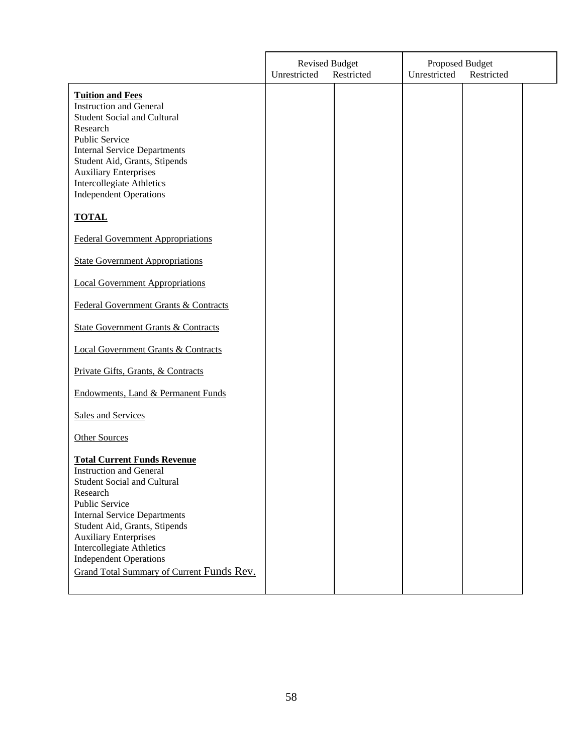| | Revised Budget | | Proposed Budget | |
|---|---|---|---|---|
| | Unrestricted | Restricted | Unrestricted | Restricted |
| **Tuition and Fees** | | | | |
| Instruction and General | | | | |
| Student Social and Cultural | | | | |
| Research | | | | |
| Public Service | | | | |
| Internal Service Departments | | | | |
| Student Aid, Grants, Stipends | | | | |
| Auxiliary Enterprises | | | | |
| Intercollegiate Athletics | | | | |
| Independent Operations | | | | |
| **TOTAL** | | | | |
| Federal Government Appropriations | | | | |
| State Government Appropriations | | | | |
| Local Government Appropriations | | | | |
| Federal Government Grants & Contracts | | | | |
| State Government Grants & Contracts | | | | |
| Local Government Grants & Contracts | | | | |
| Private Gifts, Grants, & Contracts | | | | |
| Endowments, Land & Permanent Funds | | | | |
| Sales and Services | | | | |
| Other Sources | | | | |
| **Total Current Funds Revenue** | | | | |
| Instruction and General | | | | |
| Student Social and Cultural | | | | |
| Research | | | | |
| Public Service | | | | |
| Internal Service Departments | | | | |
| Student Aid, Grants, Stipends | | | | |
| Auxiliary Enterprises | | | | |
| Intercollegiate Athletics | | | | |
| Independent Operations | | | | |
| Grand Total Summary of Current Funds Rev. | | | | |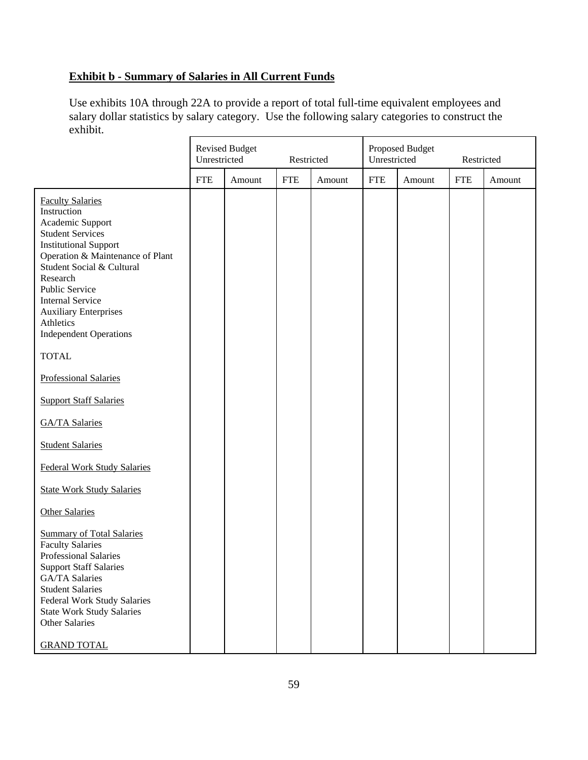**Exhibit b - Summary of Salaries in All Current Funds**

Use exhibits 10A through 22A to provide a report of total full-time equivalent employees and salary dollar statistics by salary category. Use the following salary categories to construct the exhibit.

| | Revised Budget Unrestricted | | Revised Budget Restricted | | Proposed Budget Unrestricted | | Proposed Budget Restricted | |
|---|---|---|---|---|---|---|---|---|
| | FTE | Amount | FTE | Amount | FTE | Amount | FTE | Amount |
| Faculty Salaries | | | | | | | | |
| Instruction | | | | | | | | |
| Academic Support | | | | | | | | |
| Student Services | | | | | | | | |
| Institutional Support | | | | | | | | |
| Operation & Maintenance of Plant | | | | | | | | |
| Student Social & Cultural | | | | | | | | |
| Research | | | | | | | | |
| Public Service | | | | | | | | |
| Internal Service | | | | | | | | |
| Auxiliary Enterprises | | | | | | | | |
| Athletics | | | | | | | | |
| Independent Operations | | | | | | | | |
| TOTAL | | | | | | | | |
| Professional Salaries | | | | | | | | |
| Support Staff Salaries | | | | | | | | |
| GA/TA Salaries | | | | | | | | |
| Student Salaries | | | | | | | | |
| Federal Work Study Salaries | | | | | | | | |
| State Work Study Salaries | | | | | | | | |
| Other Salaries | | | | | | | | |
| Summary of Total Salaries | | | | | | | | |
| Faculty Salaries | | | | | | | | |
| Professional Salaries | | | | | | | | |
| Support Staff Salaries | | | | | | | | |
| GA/TA Salaries | | | | | | | | |
| Student Salaries | | | | | | | | |
| Federal Work Study Salaries | | | | | | | | |
| State Work Study Salaries | | | | | | | | |
| Other Salaries | | | | | | | | |
| GRAND TOTAL | | | | | | | | |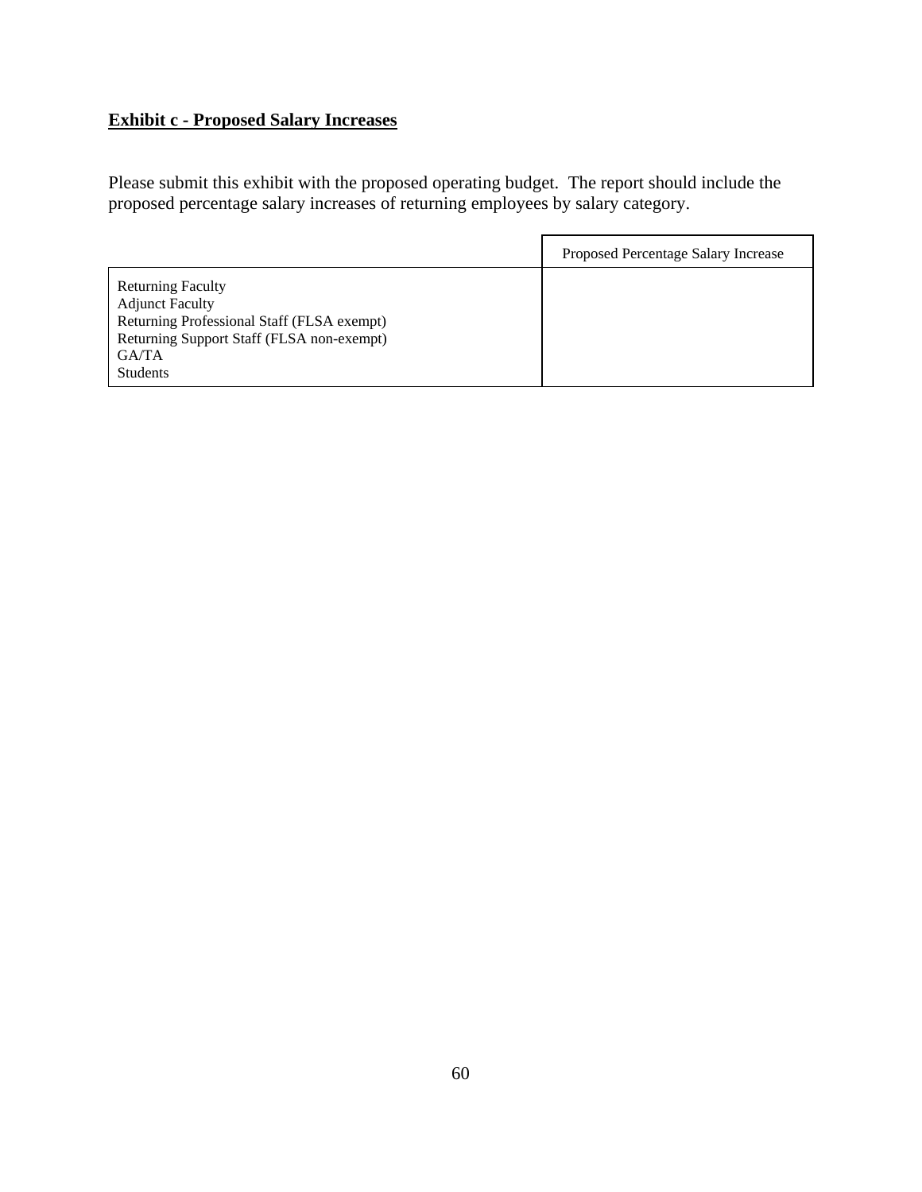**Exhibit c - Proposed Salary Increases**

Please submit this exhibit with the proposed operating budget. The report should include the proposed percentage salary increases of returning employees by salary category.

| | Proposed Percentage Salary Increase |
|---|---|
| Returning Faculty | |
| Adjunct Faculty | |
| Returning Professional Staff (FLSA exempt) | |
| Returning Support Staff (FLSA non-exempt) | |
| GA/TA | |
| Students | |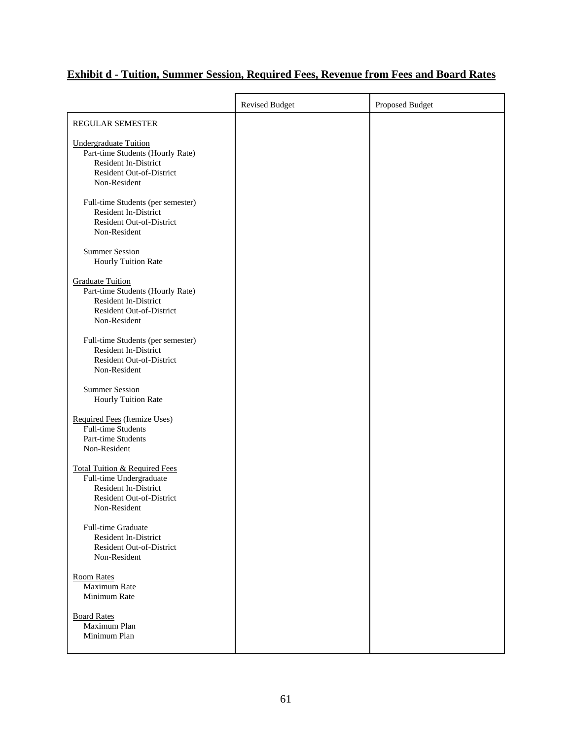## Exhibit d - Tuition, Summer Session, Required Fees, Revenue from Fees and Board Rates

| | Revised Budget | Proposed Budget |
|---|---|---|
| REGULAR SEMESTER | | |
| Undergraduate Tuition | | |
| Part-time Students (Hourly Rate) | | |
| Resident In-District | | |
| Resident Out-of-District | | |
| Non-Resident | | |
| Full-time Students (per semester) | | |
| Resident In-District | | |
| Resident Out-of-District | | |
| Non-Resident | | |
| Summer Session | | |
| Hourly Tuition Rate | | |
| Graduate Tuition | | |
| Part-time Students (Hourly Rate) | | |
| Resident In-District | | |
| Resident Out-of-District | | |
| Non-Resident | | |
| Full-time Students (per semester) | | |
| Resident In-District | | |
| Resident Out-of-District | | |
| Non-Resident | | |
| Summer Session | | |
| Hourly Tuition Rate | | |
| Required Fees (Itemize Uses) | | |
| Full-time Students | | |
| Part-time Students | | |
| Non-Resident | | |
| Total Tuition & Required Fees | | |
| Full-time Undergraduate | | |
| Resident In-District | | |
| Resident Out-of-District | | |
| Non-Resident | | |
| Full-time Graduate | | |
| Resident In-District | | |
| Resident Out-of-District | | |
| Non-Resident | | |
| Room Rates | | |
| Maximum Rate | | |
| Minimum Rate | | |
| Board Rates | | |
| Maximum Plan | | |
| Minimum Plan | | |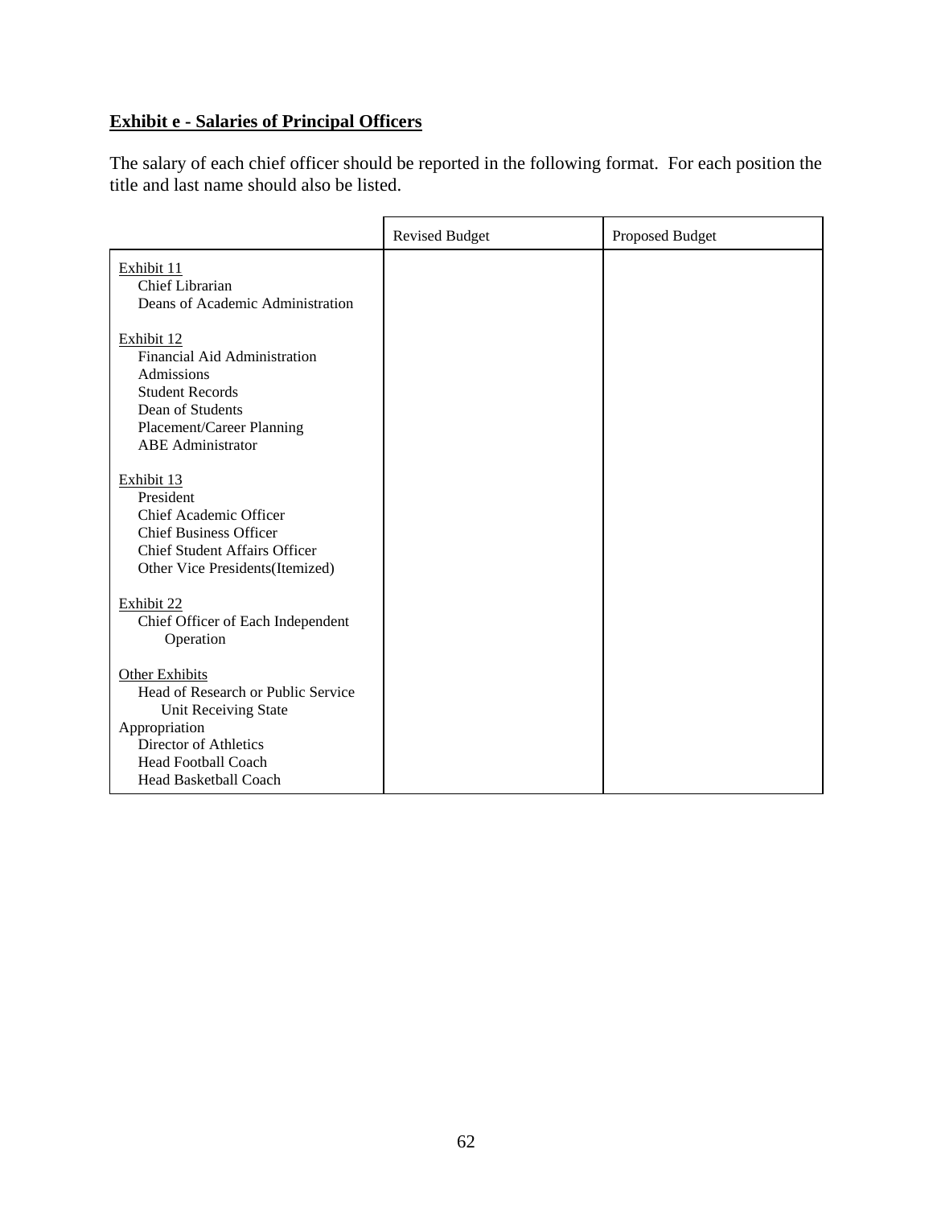**Exhibit e - Salaries of Principal Officers**

The salary of each chief officer should be reported in the following format. For each position the title and last name should also be listed.

| | Revised Budget | Proposed Budget |
|---|---|---|
| Exhibit 11 | | |
| Chief Librarian | | |
| Deans of Academic Administration | | |
| | | |
| Exhibit 12 | | |
| Financial Aid Administration | | |
| Admissions | | |
| Student Records | | |
| Dean of Students | | |
| Placement/Career Planning | | |
| ABE Administrator | | |
| | | |
| Exhibit 13 | | |
| President | | |
| Chief Academic Officer | | |
| Chief Business Officer | | |
| Chief Student Affairs Officer | | |
| Other Vice Presidents(Itemized) | | |
| | | |
| Exhibit 22 | | |
| Chief Officer of Each Independent Operation | | |
| | | |
| Other Exhibits | | |
| Head of Research or Public Service Unit Receiving State Appropriation | | |
| Director of Athletics | | |
| Head Football Coach | | |
| Head Basketball Coach | | |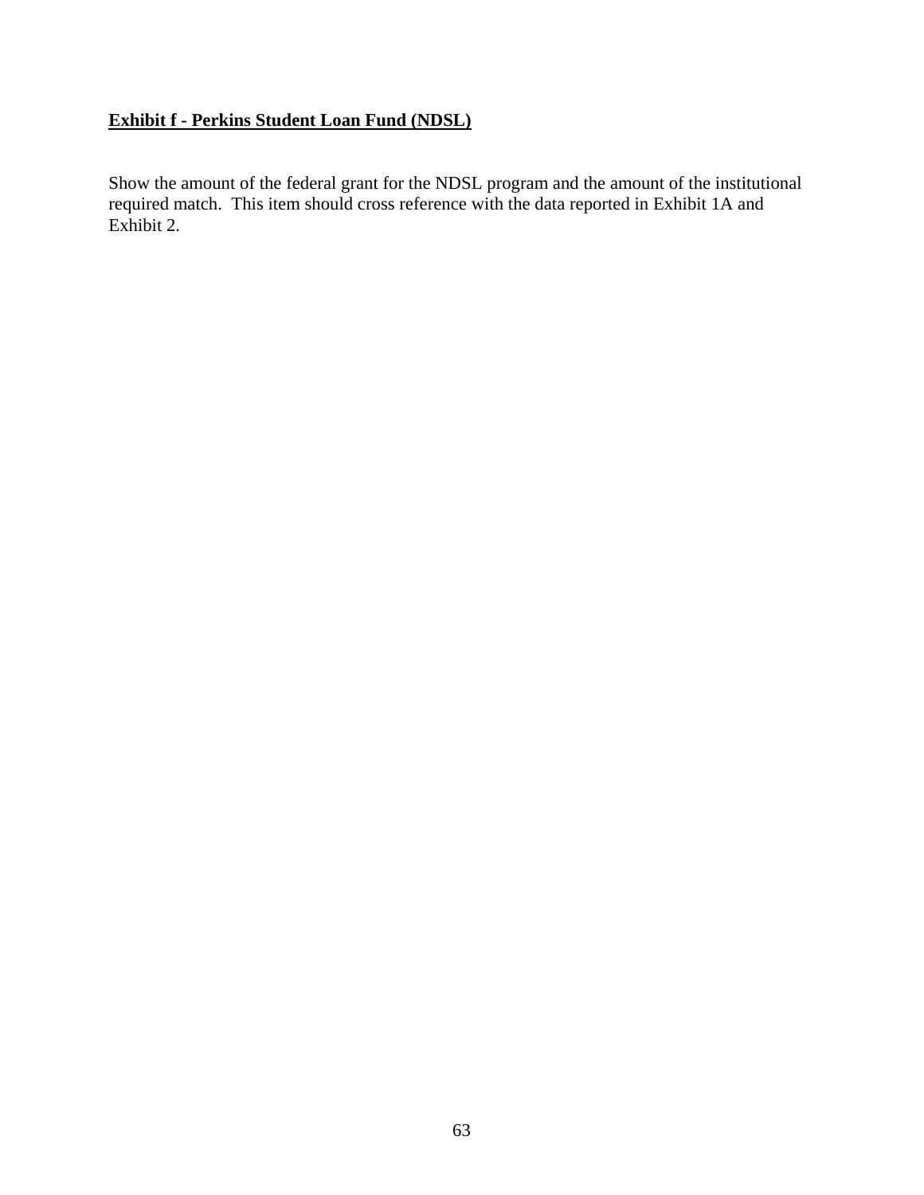**<u>Exhibit f - Perkins Student Loan Fund (NDSL)</u>**

Show the amount of the federal grant for the NDSL program and the amount of the institutional required match. This item should cross reference with the data reported in Exhibit 1A and Exhibit 2.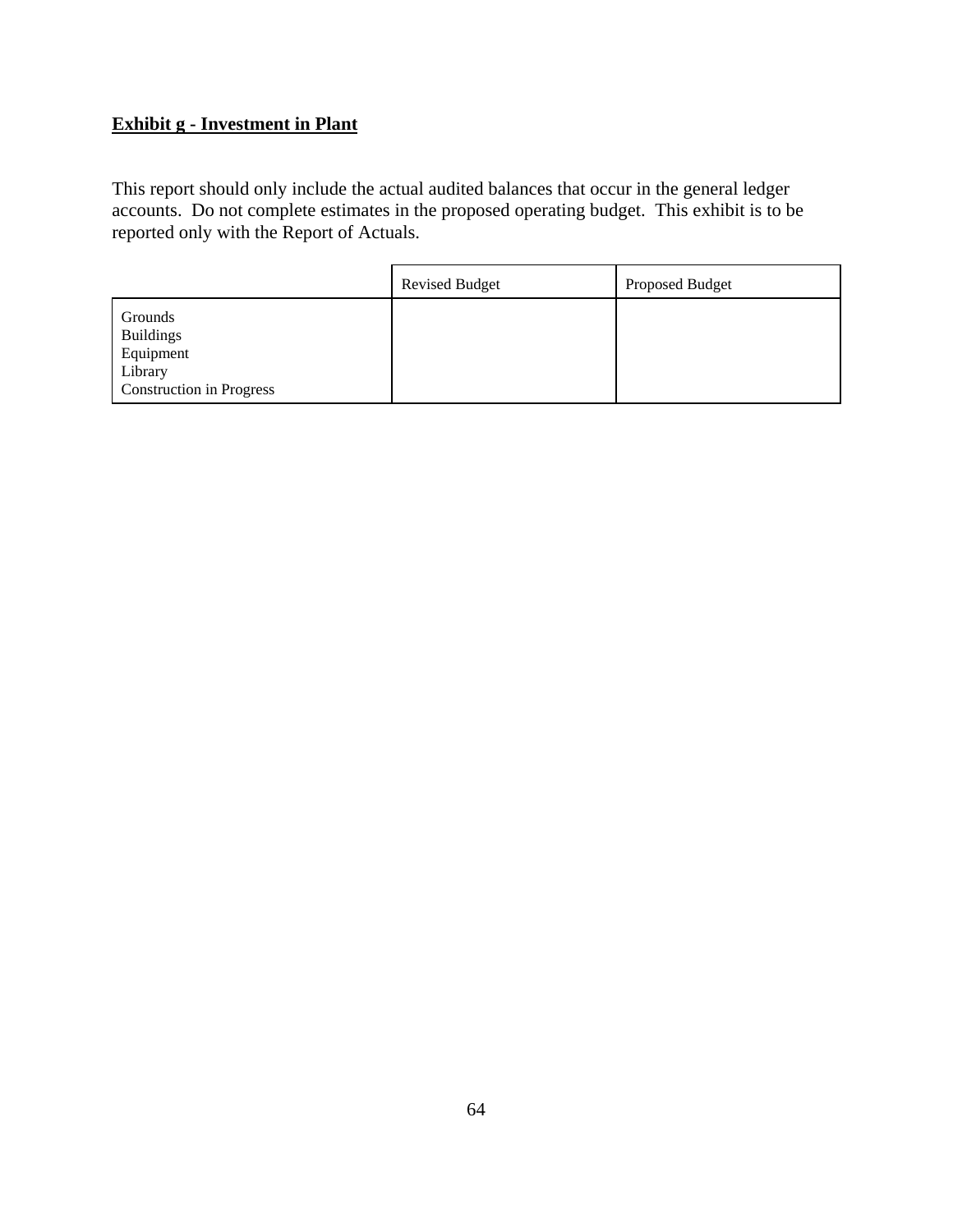**Exhibit g - Investment in Plant**

This report should only include the actual audited balances that occur in the general ledger accounts. Do not complete estimates in the proposed operating budget. This exhibit is to be reported only with the Report of Actuals.

| | Revised Budget | Proposed Budget |
|---|---|---|
| Grounds<br>Buildings<br>Equipment<br>Library<br>Construction in Progress | | |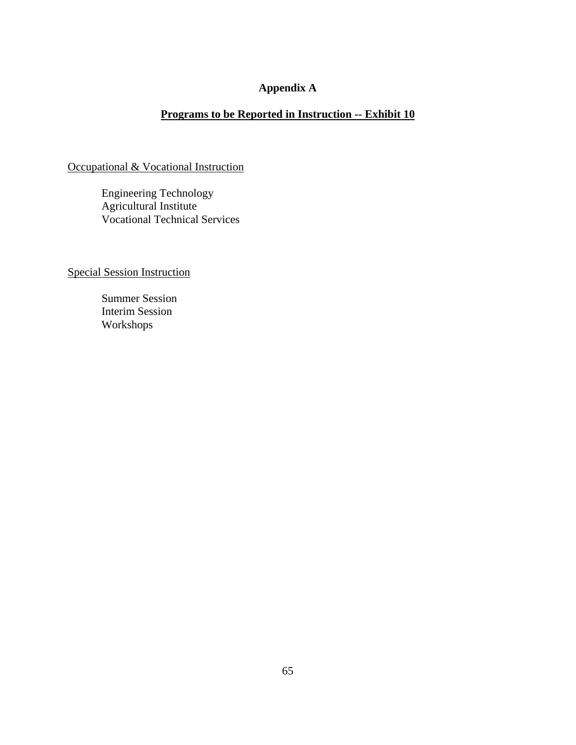# Appendix A

## Programs to be Reported in Instruction -- Exhibit 10

Occupational & Vocational Instruction

- Engineering Technology
- Agricultural Institute
- Vocational Technical Services

Special Session Instruction

- Summer Session
- Interim Session
- Workshops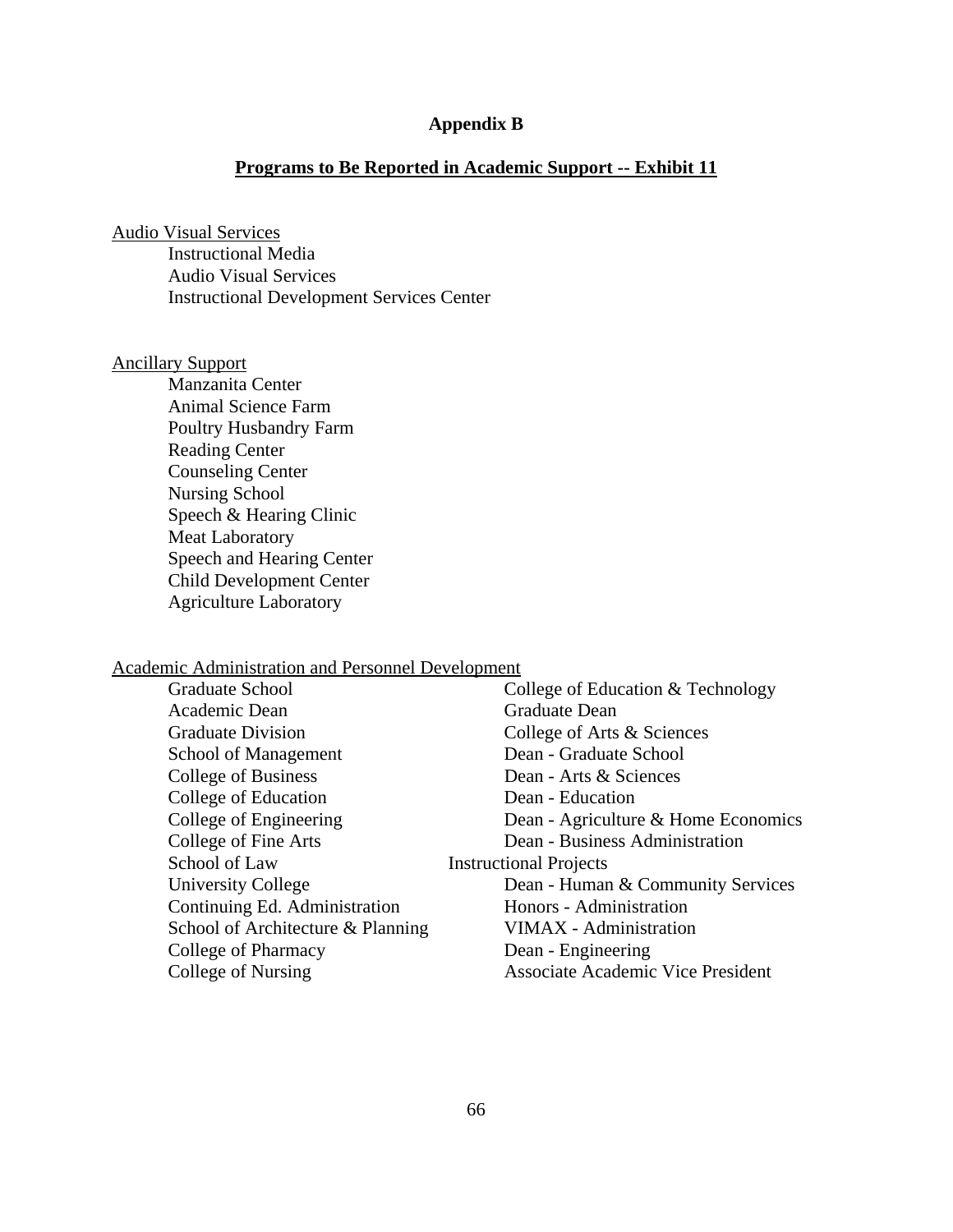# Appendix B

## Programs to Be Reported in Academic Support -- Exhibit 11

Audio Visual Services

- Instructional Media
- Audio Visual Services
- Instructional Development Services Center

Ancillary Support

- Manzanita Center
- Animal Science Farm
- Poultry Husbandry Farm
- Reading Center
- Counseling Center
- Nursing School
- Speech & Hearing Clinic
- Meat Laboratory
- Speech and Hearing Center
- Child Development Center
- Agriculture Laboratory

Academic Administration and Personnel Development

- Graduate School
- Academic Dean
- Graduate Division
- School of Management
- College of Business
- College of Education
- College of Engineering
- College of Fine Arts
- School of Law
- University College
- Continuing Ed. Administration
- School of Architecture & Planning
- College of Pharmacy
- College of Nursing
- College of Education & Technology
- Graduate Dean
- College of Arts & Sciences
- Dean - Graduate School
- Dean - Arts & Sciences
- Dean - Education
- Dean - Agriculture & Home Economics
- Dean - Business Administration

Instructional Projects

- Dean - Human & Community Services
- Honors - Administration
- VIMAX - Administration
- Dean - Engineering
- Associate Academic Vice President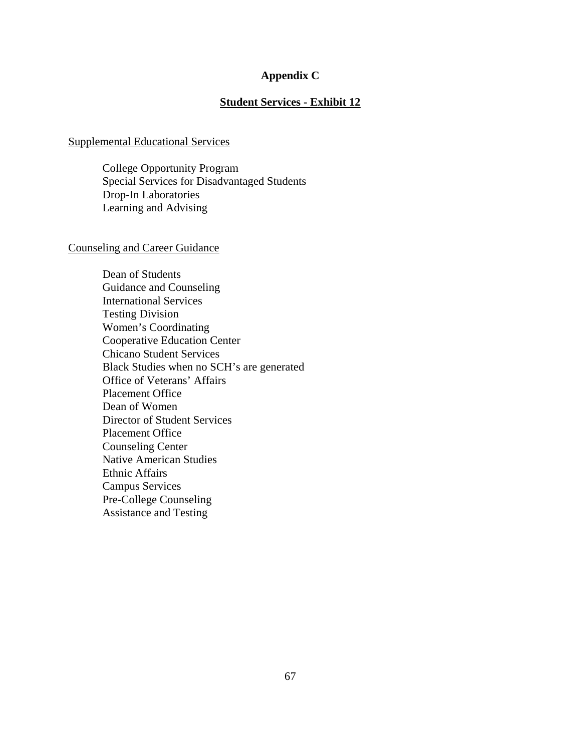# Appendix C

## Student Services - Exhibit 12

Supplemental Educational Services

- College Opportunity Program
- Special Services for Disadvantaged Students
- Drop-In Laboratories
- Learning and Advising

Counseling and Career Guidance

- Dean of Students
- Guidance and Counseling
- International Services
- Testing Division
- Women's Coordinating
- Cooperative Education Center
- Chicano Student Services
- Black Studies when no SCH's are generated
- Office of Veterans' Affairs
- Placement Office
- Dean of Women
- Director of Student Services
- Placement Office
- Counseling Center
- Native American Studies
- Ethnic Affairs
- Campus Services
- Pre-College Counseling
- Assistance and Testing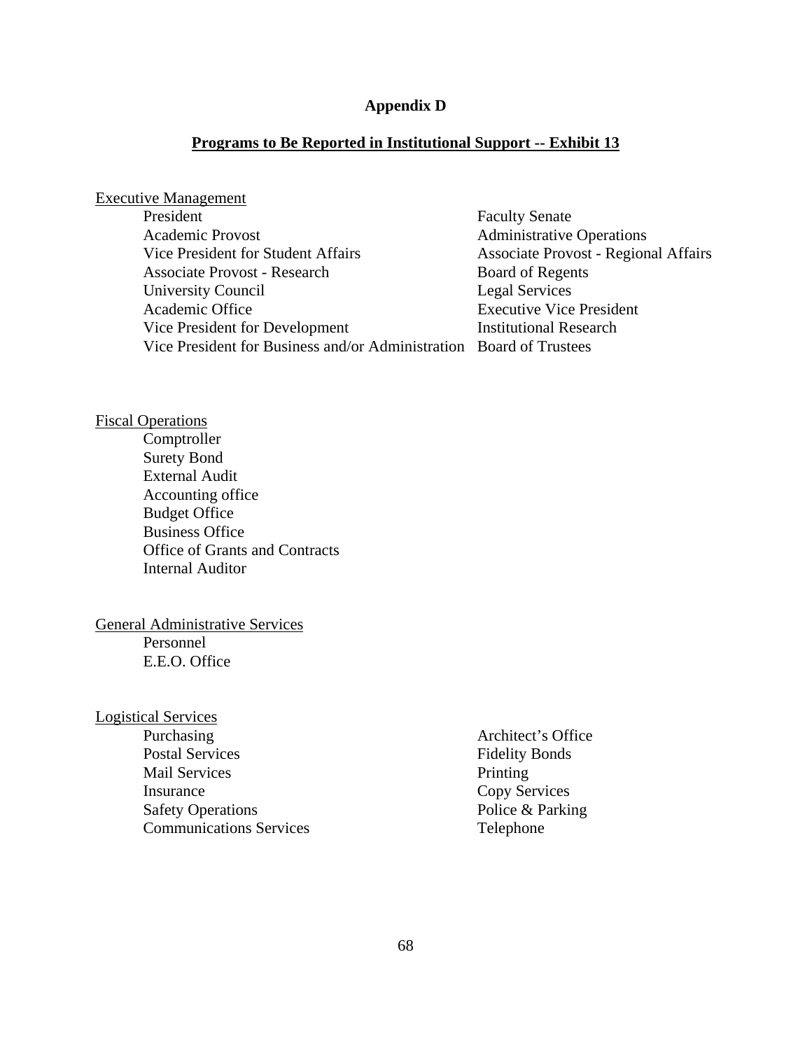**Appendix D**

**Programs to Be Reported in Institutional Support -- Exhibit 13**

Executive Management

- President
- Academic Provost
- Vice President for Student Affairs
- Associate Provost - Research
- University Council
- Academic Office
- Vice President for Development
- Vice President for Business and/or Administration
- Faculty Senate
- Administrative Operations
- Associate Provost - Regional Affairs
- Board of Regents
- Legal Services
- Executive Vice President
- Institutional Research
- Board of Trustees

Fiscal Operations

- Comptroller
- Surety Bond
- External Audit
- Accounting office
- Budget Office
- Business Office
- Office of Grants and Contracts
- Internal Auditor

General Administrative Services

- Personnel
- E.E.O. Office

Logistical Services

- Purchasing
- Postal Services
- Mail Services
- Insurance
- Safety Operations
- Communications Services
- Architect's Office
- Fidelity Bonds
- Printing
- Copy Services
- Police & Parking
- Telephone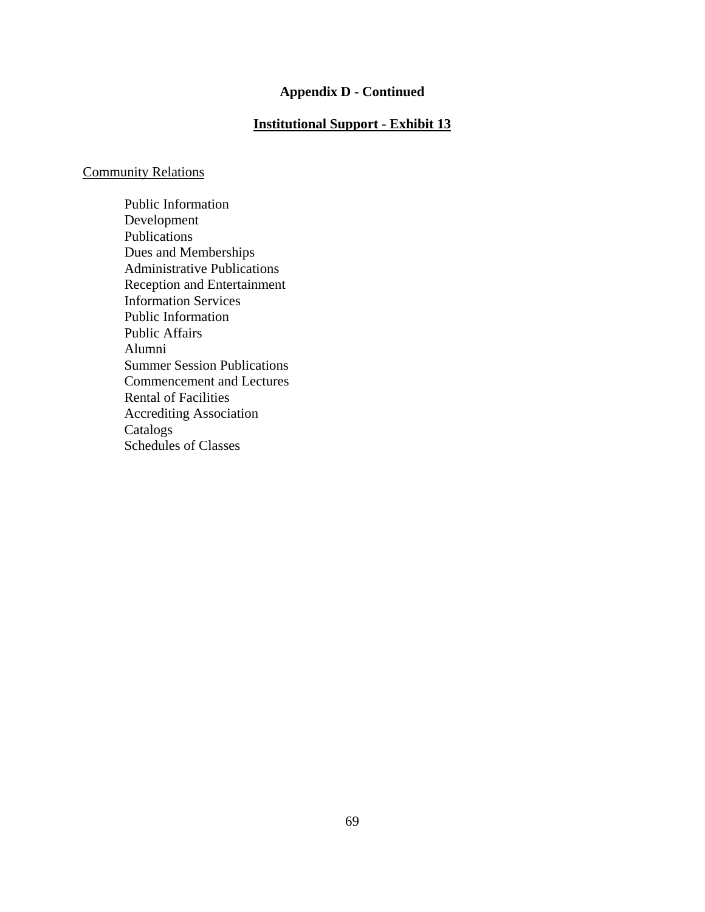**Appendix D - Continued**

**Institutional Support - Exhibit 13**

Community Relations

- Public Information
- Development
- Publications
- Dues and Memberships
- Administrative Publications
- Reception and Entertainment
- Information Services
- Public Information
- Public Affairs
- Alumni
- Summer Session Publications
- Commencement and Lectures
- Rental of Facilities
- Accrediting Association
- Catalogs
- Schedules of Classes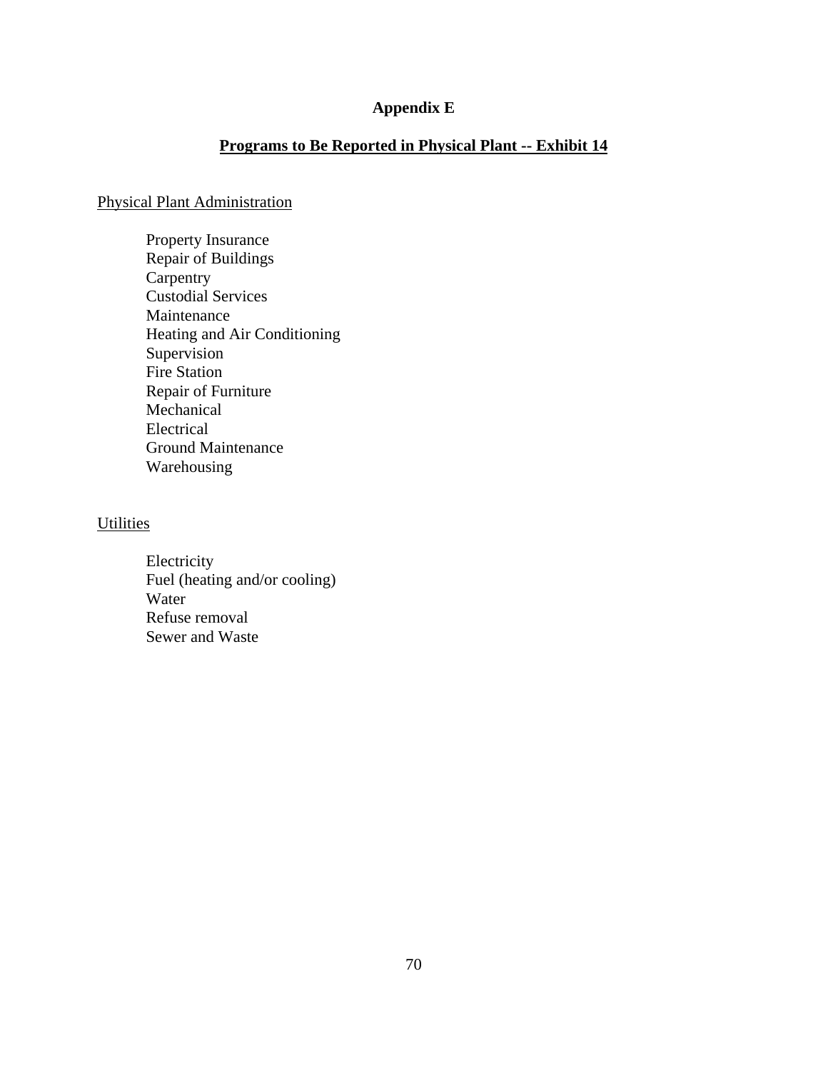# Appendix E

## Programs to Be Reported in Physical Plant -- Exhibit 14

Physical Plant Administration

- Property Insurance
- Repair of Buildings
- Carpentry
- Custodial Services
- Maintenance
- Heating and Air Conditioning
- Supervision
- Fire Station
- Repair of Furniture
- Mechanical
- Electrical
- Ground Maintenance
- Warehousing

Utilities

- Electricity
- Fuel (heating and/or cooling)
- Water
- Refuse removal
- Sewer and Waste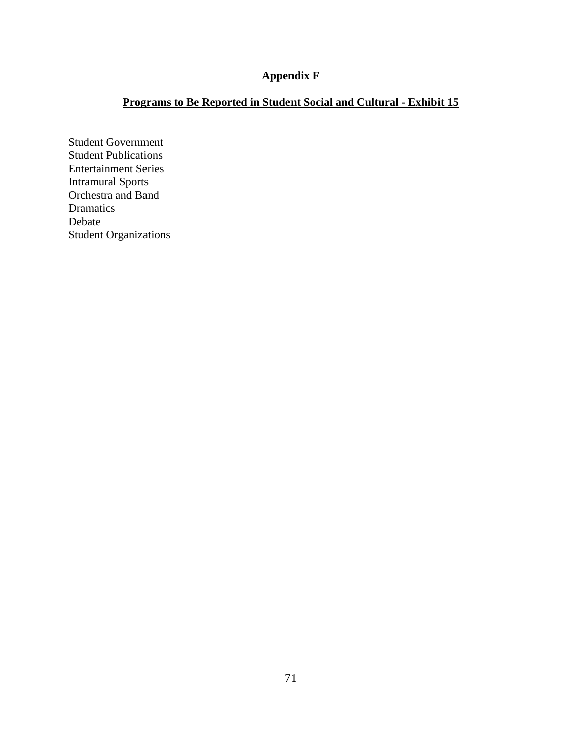# Appendix F

## <u>Programs to Be Reported in Student Social and Cultural - Exhibit 15</u>

Student Government
Student Publications
Entertainment Series
Intramural Sports
Orchestra and Band
Dramatics
Debate
Student Organizations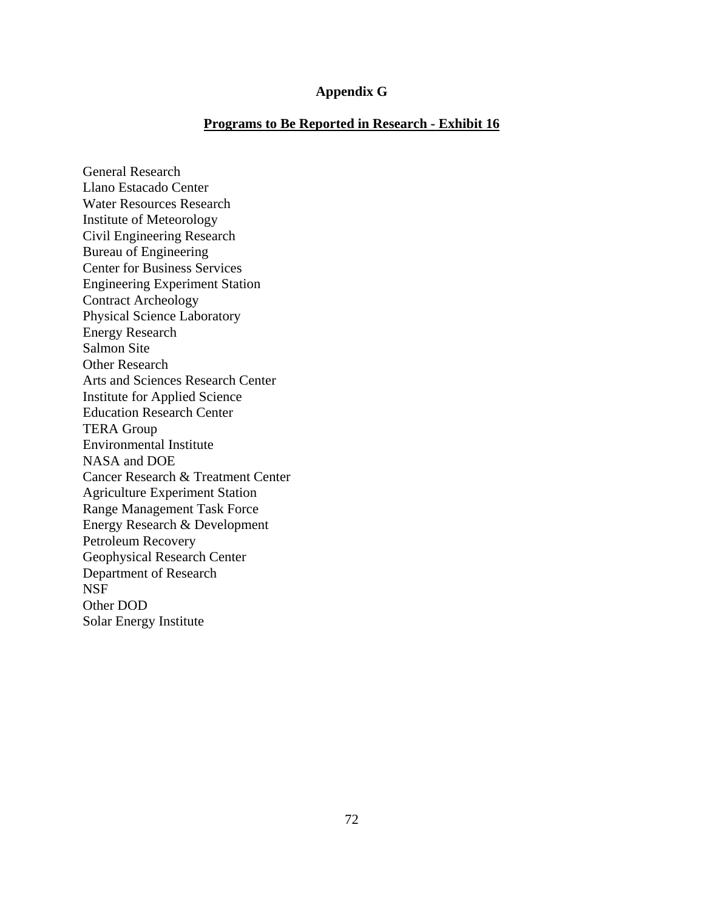# Appendix G

## Programs to Be Reported in Research - Exhibit 16

General Research
Llano Estacado Center
Water Resources Research
Institute of Meteorology
Civil Engineering Research
Bureau of Engineering
Center for Business Services
Engineering Experiment Station
Contract Archeology
Physical Science Laboratory
Energy Research
Salmon Site
Other Research
Arts and Sciences Research Center
Institute for Applied Science
Education Research Center
TERA Group
Environmental Institute
NASA and DOE
Cancer Research & Treatment Center
Agriculture Experiment Station
Range Management Task Force
Energy Research & Development
Petroleum Recovery
Geophysical Research Center
Department of Research
NSF
Other DOD
Solar Energy Institute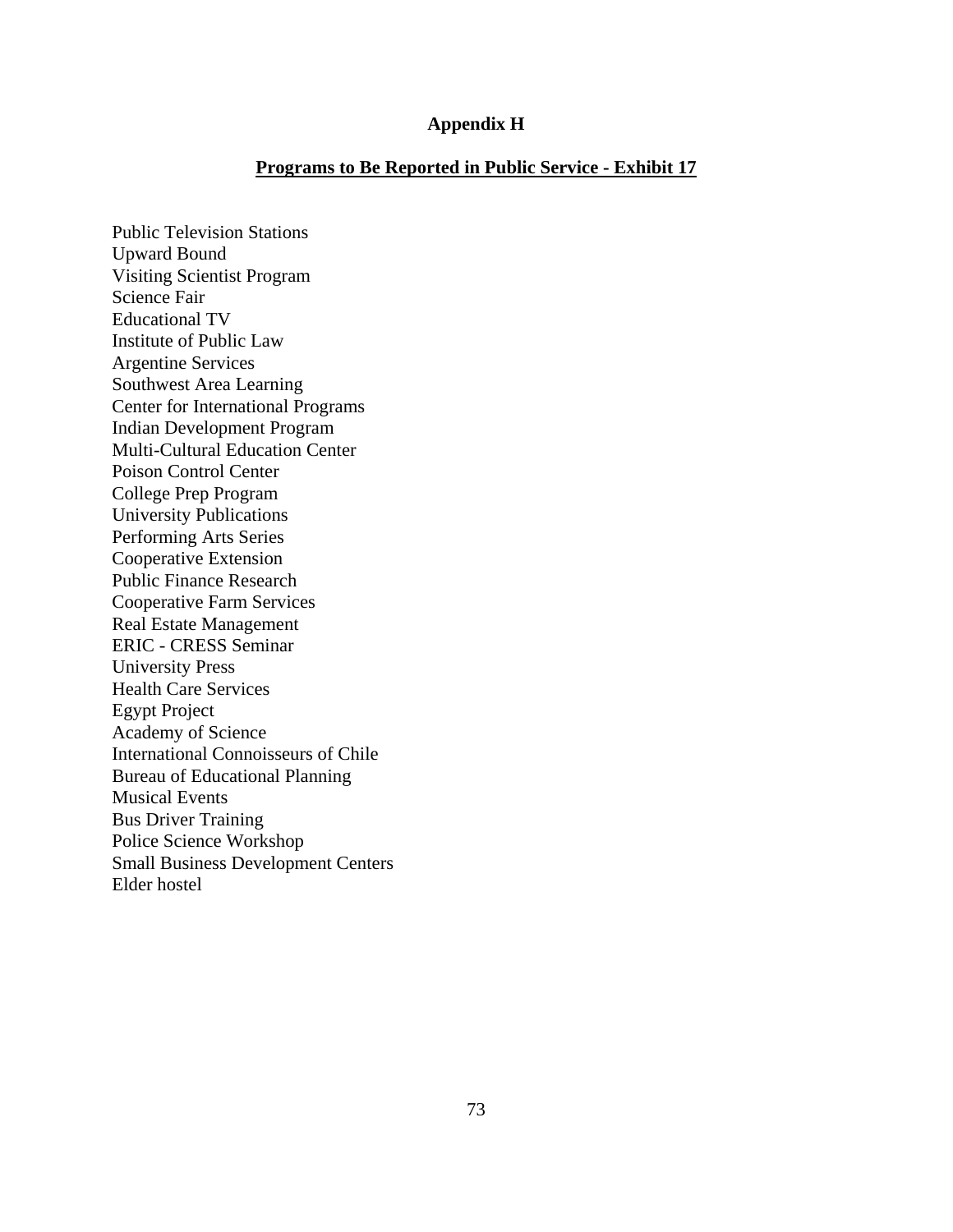# Appendix H

## Programs to Be Reported in Public Service - Exhibit 17

Public Television Stations
Upward Bound
Visiting Scientist Program
Science Fair
Educational TV
Institute of Public Law
Argentine Services
Southwest Area Learning
Center for International Programs
Indian Development Program
Multi-Cultural Education Center
Poison Control Center
College Prep Program
University Publications
Performing Arts Series
Cooperative Extension
Public Finance Research
Cooperative Farm Services
Real Estate Management
ERIC - CRESS Seminar
University Press
Health Care Services
Egypt Project
Academy of Science
International Connoisseurs of Chile
Bureau of Educational Planning
Musical Events
Bus Driver Training
Police Science Workshop
Small Business Development Centers
Elder hostel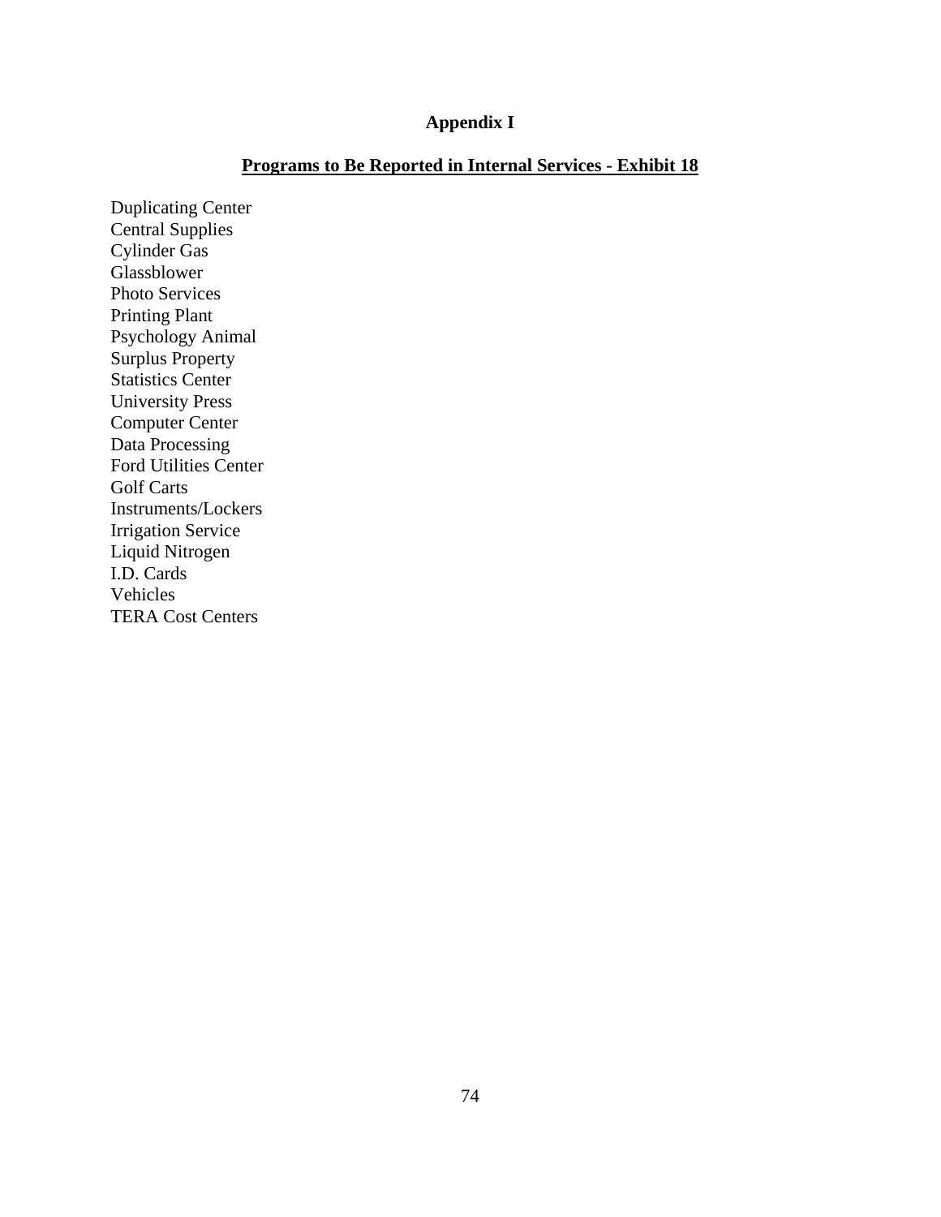# Appendix I

## Programs to Be Reported in Internal Services - Exhibit 18

Duplicating Center
Central Supplies
Cylinder Gas
Glassblower
Photo Services
Printing Plant
Psychology Animal
Surplus Property
Statistics Center
University Press
Computer Center
Data Processing
Ford Utilities Center
Golf Carts
Instruments/Lockers
Irrigation Service
Liquid Nitrogen
I.D. Cards
Vehicles
TERA Cost Centers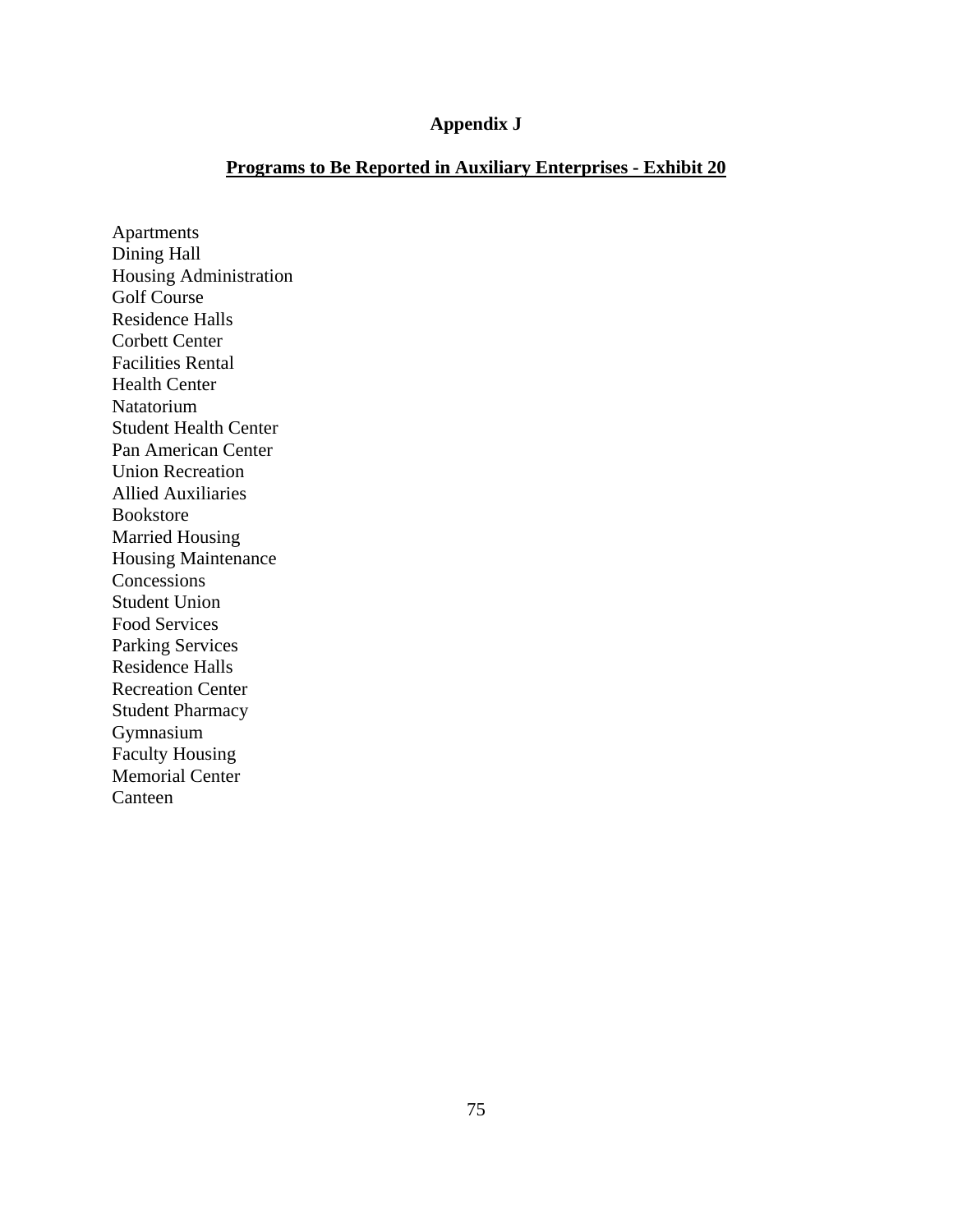# Appendix J

## Programs to Be Reported in Auxiliary Enterprises - Exhibit 20

Apartments
Dining Hall
Housing Administration
Golf Course
Residence Halls
Corbett Center
Facilities Rental
Health Center
Natatorium
Student Health Center
Pan American Center
Union Recreation
Allied Auxiliaries
Bookstore
Married Housing
Housing Maintenance
Concessions
Student Union
Food Services
Parking Services
Residence Halls
Recreation Center
Student Pharmacy
Gymnasium
Faculty Housing
Memorial Center
Canteen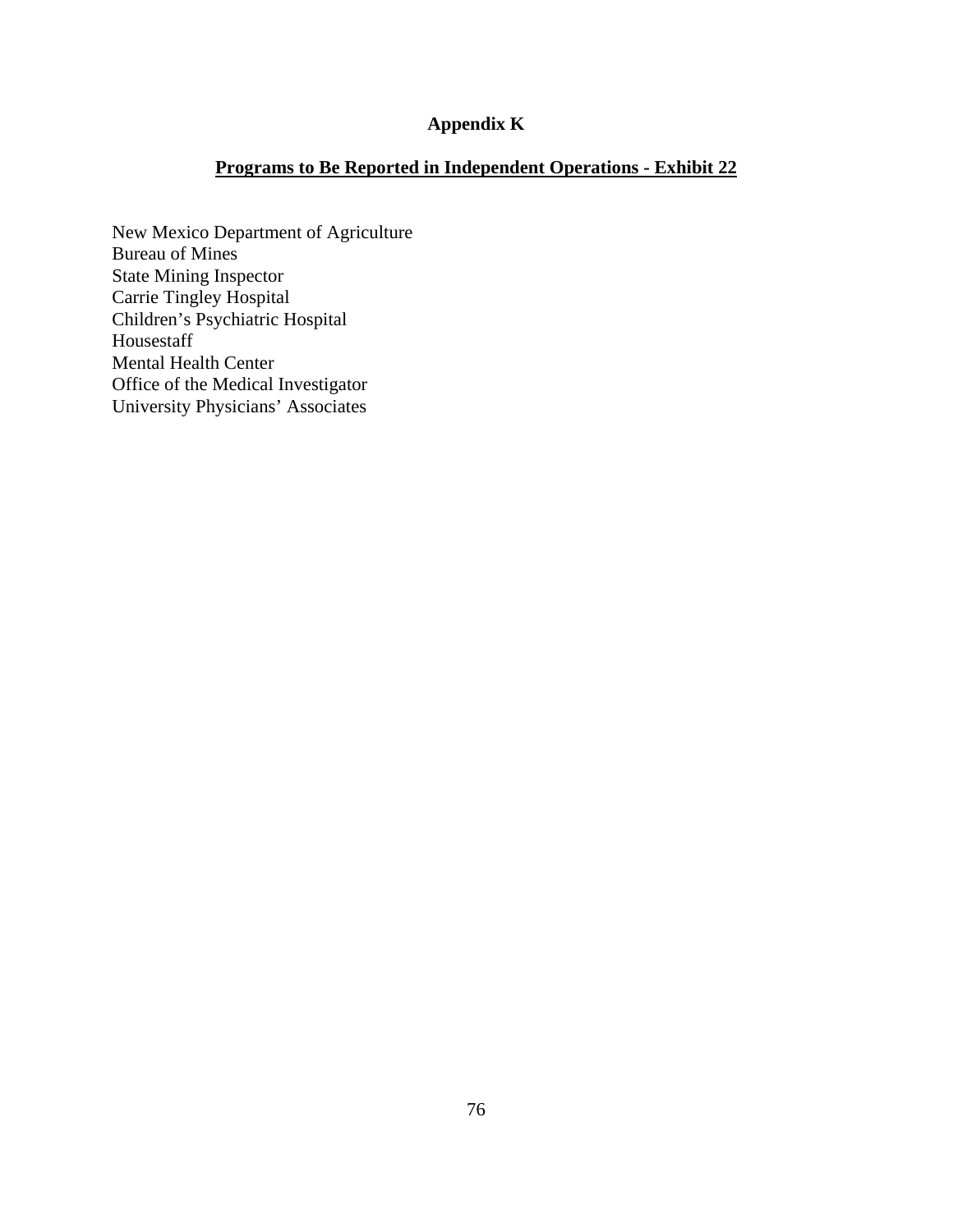# Appendix K

## Programs to Be Reported in Independent Operations - Exhibit 22

New Mexico Department of Agriculture
Bureau of Mines
State Mining Inspector
Carrie Tingley Hospital
Children's Psychiatric Hospital
Housestaff
Mental Health Center
Office of the Medical Investigator
University Physicians' Associates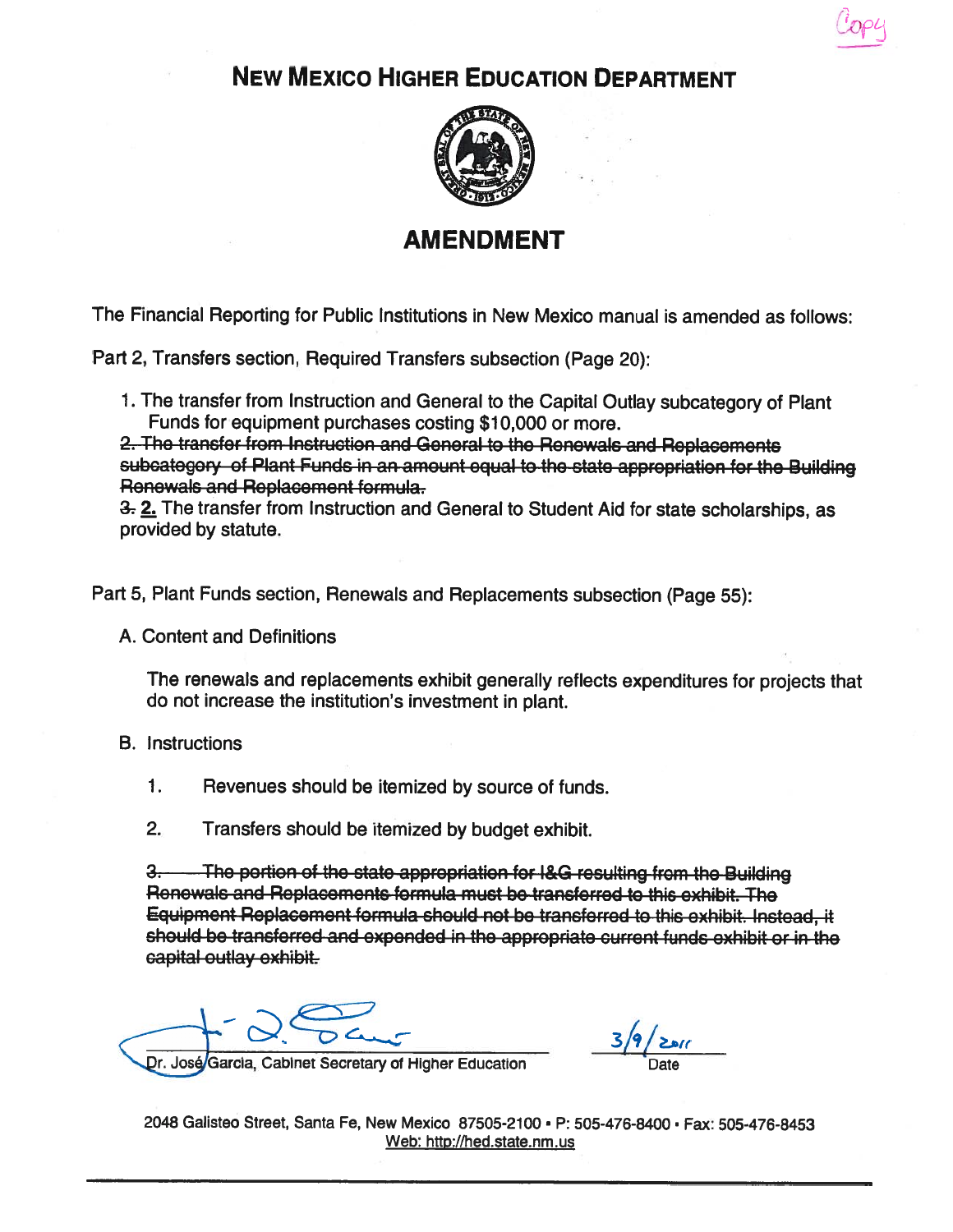Copy

# NEW MEXICO HIGHER EDUCATION DEPARTMENT

## AMENDMENT

The Financial Reporting for Public Institutions in New Mexico manual is amended as follows:

Part 2, Transfers section, Required Transfers subsection (Page 20):

1. The transfer from Instruction and General to the Capital Outlay subcategory of Plant Funds for equipment purchases costing $10,000 or more.

~~2. The transfer from Instruction and General to the Renewals and Replacements subcategory of Plant Funds in an amount equal to the state appropriation for the Building Renewals and Replacement formula.~~

~~3.~~ **2.** The transfer from Instruction and General to Student Aid for state scholarships, as provided by statute.

Part 5, Plant Funds section, Renewals and Replacements subsection (Page 55):

A. Content and Definitions

The renewals and replacements exhibit generally reflects expenditures for projects that do not increase the institution's investment in plant.

B. Instructions

1. Revenues should be itemized by source of funds.

2. Transfers should be itemized by budget exhibit.

~~3. The portion of the state appropriation for I&G resulting from the Building Renewals and Replacements formula must be transferred to this exhibit. The Equipment Replacement formula should not be transferred to this exhibit. Instead, it should be transferred and expended in the appropriate current funds exhibit or in the capital outlay exhibit.~~

Dr. José Garcia, Cabinet Secretary of Higher Education

3/9/2011
Date

2048 Galisteo Street, Santa Fe, New Mexico 87505-2100 • P: 505-476-8400 • Fax: 505-476-8453
Web: http://hed.state.nm.us